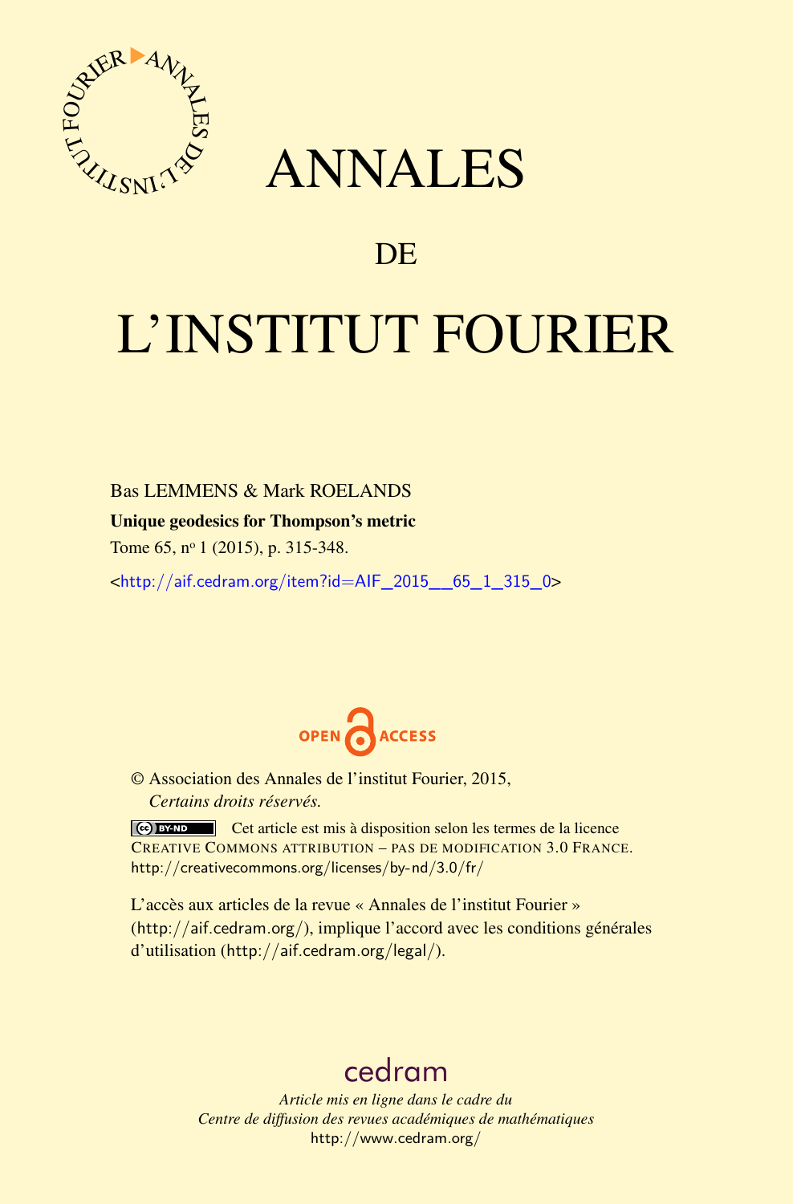# ANNALES

## DE

# L'INSTITUT FOURIER

Bas LEMMENS & Mark ROELANDS

**Unique geodesics for Thompson's metric**

Tome 65, n° 1 (2015), p. 315-348.

<http://aif.cedram.org/item?id=AIF_2015__65_1_315_0>

OPEN ACCESS

© Association des Annales de l'institut Fourier, 2015,
*Certains droits réservés.*

Cet article est mis à disposition selon les termes de la licence CREATIVE COMMONS ATTRIBUTION – PAS DE MODIFICATION 3.0 FRANCE.
http://creativecommons.org/licenses/by-nd/3.0/fr/

L'accès aux articles de la revue « Annales de l'institut Fourier » (http://aif.cedram.org/), implique l'accord avec les conditions générales d'utilisation (http://aif.cedram.org/legal/).

cedram

*Article mis en ligne dans le cadre du*
*Centre de diffusion des revues académiques de mathématiques*
http://www.cedram.org/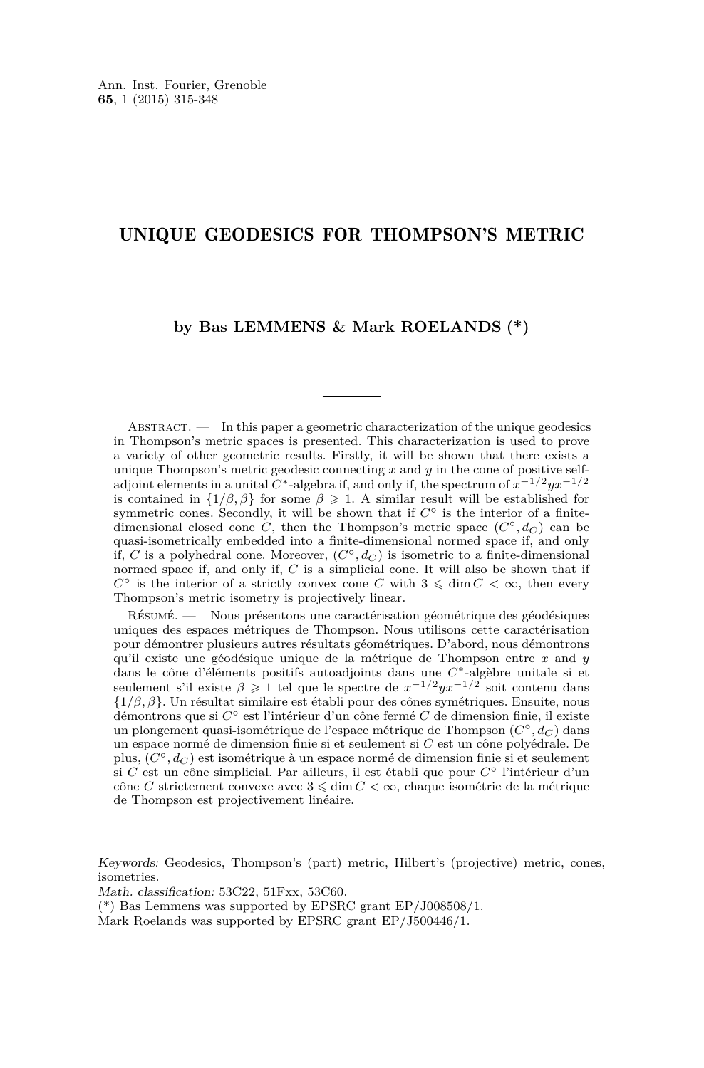# UNIQUE GEODESICS FOR THOMPSON'S METRIC

**by Bas LEMMENS & Mark ROELANDS (\*)**

---

Abstract. — In this paper a geometric characterization of the unique geodesics in Thompson's metric spaces is presented. This characterization is used to prove a variety of other geometric results. Firstly, it will be shown that there exists a unique Thompson's metric geodesic connecting $x$ and $y$ in the cone of positive self-adjoint elements in a unital $C^*$-algebra if, and only if, the spectrum of $x^{-1/2}yx^{-1/2}$ is contained in $\{1/\beta, \beta\}$ for some $\beta \geqslant 1$. A similar result will be established for symmetric cones. Secondly, it will be shown that if $C^\circ$ is the interior of a finite-dimensional closed cone $C$, then the Thompson's metric space $(C^\circ, d_C)$ can be quasi-isometrically embedded into a finite-dimensional normed space if, and only if, $C$ is a polyhedral cone. Moreover, $(C^\circ, d_C)$ is isometric to a finite-dimensional normed space if, and only if, $C$ is a simplicial cone. It will also be shown that if $C^\circ$ is the interior of a strictly convex cone $C$ with $3 \leqslant \dim C < \infty$, then every Thompson's metric isometry is projectively linear.

Résumé. — Nous présentons une caractérisation géométrique des géodésiques uniques des espaces métriques de Thompson. Nous utilisons cette caractérisation pour démontrer plusieurs autres résultats géométriques. D'abord, nous démontrons qu'il existe une géodésique unique de la métrique de Thompson entre $x$ and $y$ dans le cône d'éléments positifs autoadjoints dans une $C^*$-algèbre unitale si et seulement s'il existe $\beta \geqslant 1$ tel que le spectre de $x^{-1/2}yx^{-1/2}$ soit contenu dans $\{1/\beta, \beta\}$. Un résultat similaire est établi pour des cônes symétriques. Ensuite, nous démontrons que si $C^\circ$ est l'intérieur d'un cône fermé $C$ de dimension finie, il existe un plongement quasi-isométrique de l'espace métrique de Thompson $(C^\circ, d_C)$ dans un espace normé de dimension finie si et seulement si $C$ est un cône polyédrale. De plus, $(C^\circ, d_C)$ est isométrique à un espace normé de dimension finie si et seulement si $C$ est un cône simplicial. Par ailleurs, il est établi que pour $C^\circ$ l'intérieur d'un cône $C$ strictement convexe avec $3 \leqslant \dim C < \infty$, chaque isométrie de la métrique de Thompson est projectivement linéaire.

---

*Keywords:* Geodesics, Thompson's (part) metric, Hilbert's (projective) metric, cones, isometries.

*Math. classification:* 53C22, 51Fxx, 53C60.

(\*) Bas Lemmens was supported by EPSRC grant EP/J008508/1.

Mark Roelands was supported by EPSRC grant EP/J500446/1.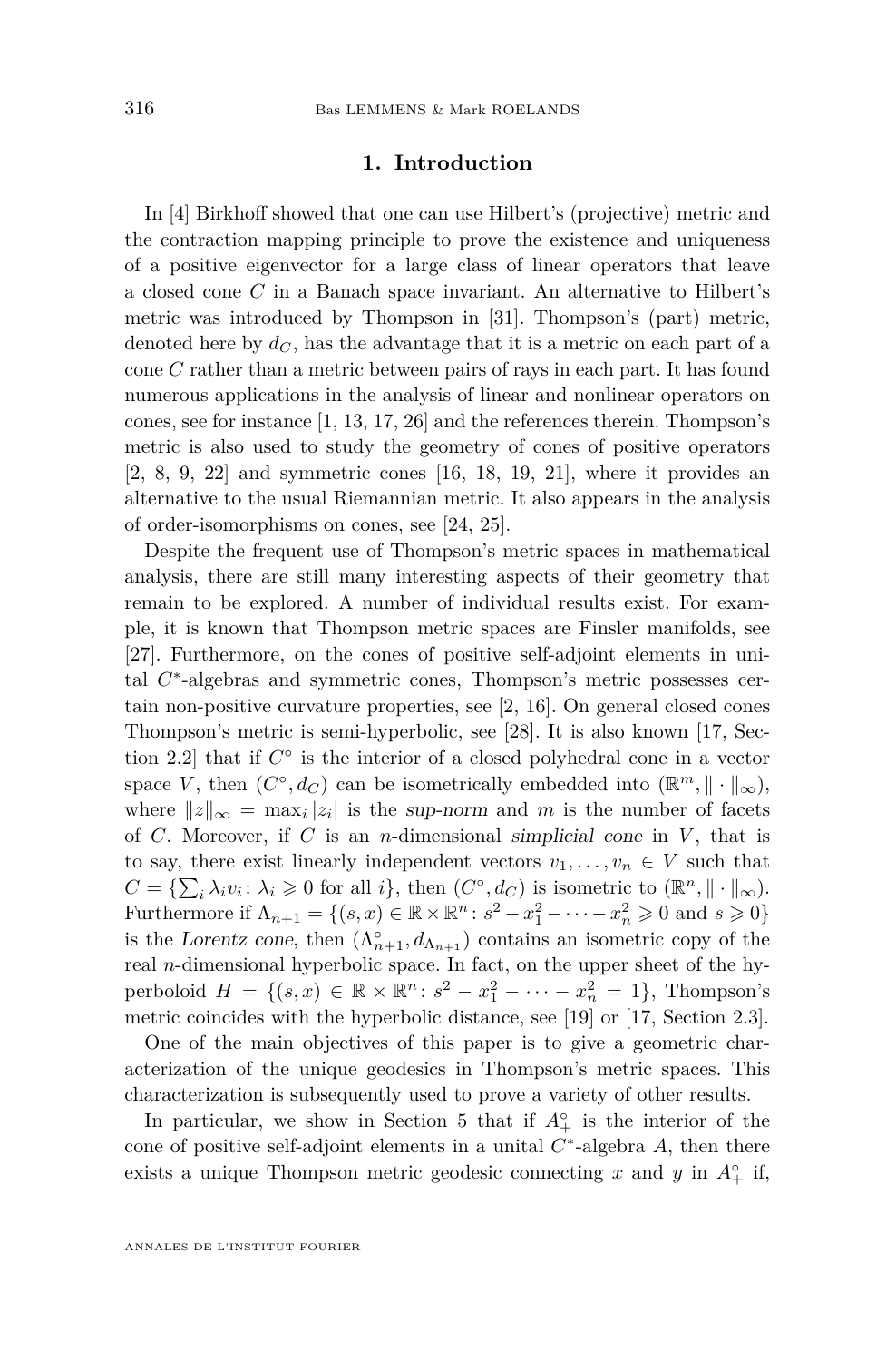## 1. Introduction

In [4] Birkhoff showed that one can use Hilbert's (projective) metric and the contraction mapping principle to prove the existence and uniqueness of a positive eigenvector for a large class of linear operators that leave a closed cone $C$ in a Banach space invariant. An alternative to Hilbert's metric was introduced by Thompson in [31]. Thompson's (part) metric, denoted here by $d_C$, has the advantage that it is a metric on each part of a cone $C$ rather than a metric between pairs of rays in each part. It has found numerous applications in the analysis of linear and nonlinear operators on cones, see for instance [1, 13, 17, 26] and the references therein. Thompson's metric is also used to study the geometry of cones of positive operators [2, 8, 9, 22] and symmetric cones [16, 18, 19, 21], where it provides an alternative to the usual Riemannian metric. It also appears in the analysis of order-isomorphisms on cones, see [24, 25].

Despite the frequent use of Thompson's metric spaces in mathematical analysis, there are still many interesting aspects of their geometry that remain to be explored. A number of individual results exist. For example, it is known that Thompson metric spaces are Finsler manifolds, see [27]. Furthermore, on the cones of positive self-adjoint elements in unital $C^*$-algebras and symmetric cones, Thompson's metric possesses certain non-positive curvature properties, see [2, 16]. On general closed cones Thompson's metric is semi-hyperbolic, see [28]. It is also known [17, Section 2.2] that if $C^\circ$ is the interior of a closed polyhedral cone in a vector space $V$, then $(C^\circ, d_C)$ can be isometrically embedded into $(\mathbb{R}^m, \|\cdot\|_\infty)$, where $\|z\|_\infty = \max_i |z_i|$ is the *sup-norm* and $m$ is the number of facets of $C$. Moreover, if $C$ is an $n$-dimensional *simplicial cone* in $V$, that is to say, there exist linearly independent vectors $v_1, \ldots, v_n \in V$ such that $C = \{\sum_i \lambda_i v_i \colon \lambda_i \geqslant 0 \text{ for all } i\}$, then $(C^\circ, d_C)$ is isometric to $(\mathbb{R}^n, \|\cdot\|_\infty)$. Furthermore if $\Lambda_{n+1} = \{(s,x) \in \mathbb{R}\times\mathbb{R}^n \colon s^2 - x_1^2 - \cdots - x_n^2 \geqslant 0 \text{ and } s \geqslant 0\}$ is the *Lorentz cone*, then $(\Lambda_{n+1}^\circ, d_{\Lambda_{n+1}})$ contains an isometric copy of the real $n$-dimensional hyperbolic space. In fact, on the upper sheet of the hyperboloid $H = \{(s,x) \in \mathbb{R}\times\mathbb{R}^n \colon s^2 - x_1^2 - \cdots - x_n^2 = 1\}$, Thompson's metric coincides with the hyperbolic distance, see [19] or [17, Section 2.3].

One of the main objectives of this paper is to give a geometric characterization of the unique geodesics in Thompson's metric spaces. This characterization is subsequently used to prove a variety of other results.

In particular, we show in Section 5 that if $A_+^\circ$ is the interior of the cone of positive self-adjoint elements in a unital $C^*$-algebra $A$, then there exists a unique Thompson metric geodesic connecting $x$ and $y$ in $A_+^\circ$ if,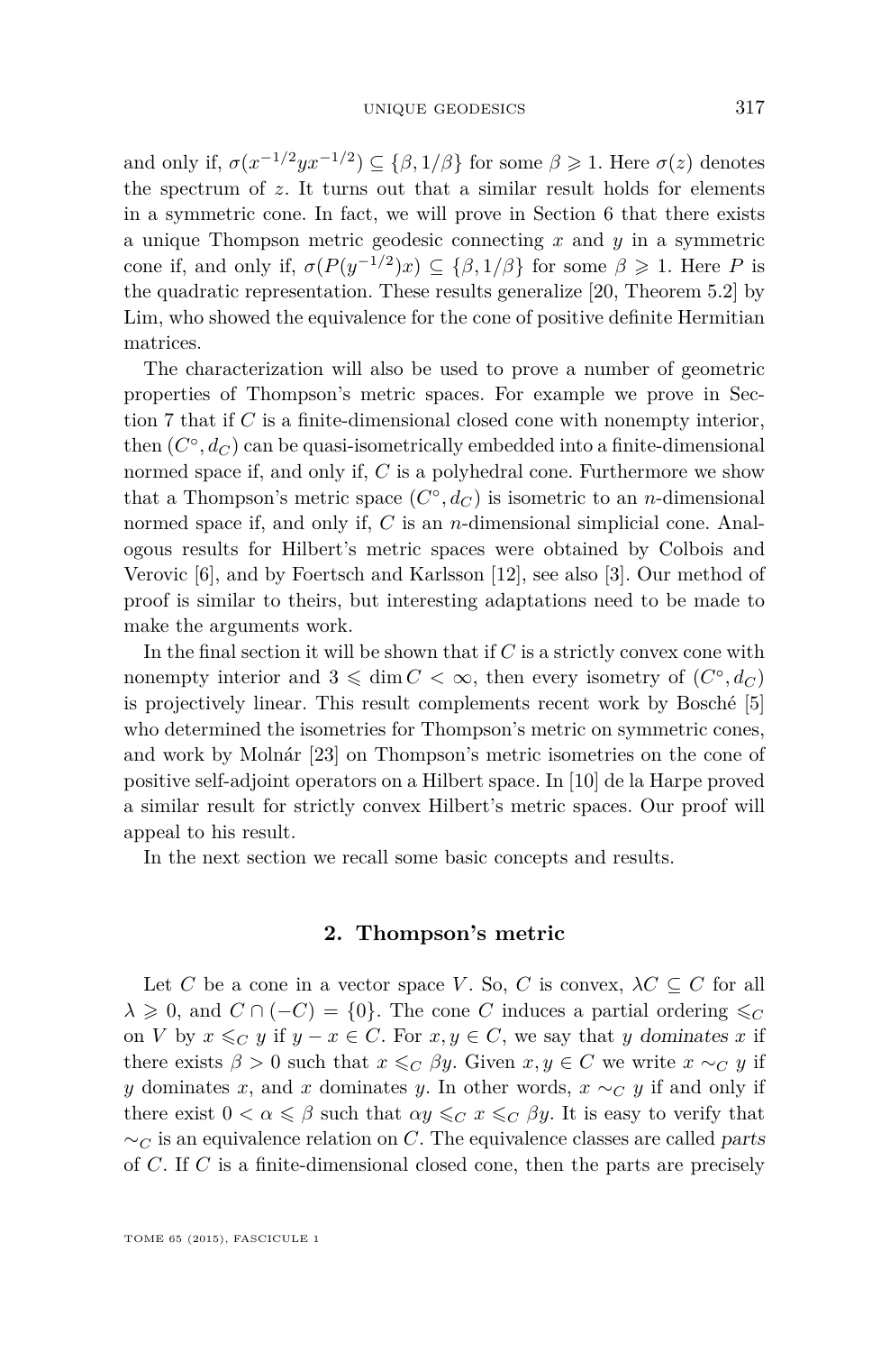and only if, $\sigma(x^{-1/2}yx^{-1/2}) \subseteq \{\beta, 1/\beta\}$ for some $\beta \geqslant 1$. Here $\sigma(z)$ denotes the spectrum of $z$. It turns out that a similar result holds for elements in a symmetric cone. In fact, we will prove in Section 6 that there exists a unique Thompson metric geodesic connecting $x$ and $y$ in a symmetric cone if, and only if, $\sigma(P(y^{-1/2})x) \subseteq \{\beta, 1/\beta\}$ for some $\beta \geqslant 1$. Here $P$ is the quadratic representation. These results generalize [20, Theorem 5.2] by Lim, who showed the equivalence for the cone of positive definite Hermitian matrices.

The characterization will also be used to prove a number of geometric properties of Thompson's metric spaces. For example we prove in Section 7 that if $C$ is a finite-dimensional closed cone with nonempty interior, then $(C^\circ, d_C)$ can be quasi-isometrically embedded into a finite-dimensional normed space if, and only if, $C$ is a polyhedral cone. Furthermore we show that a Thompson's metric space $(C^\circ, d_C)$ is isometric to an $n$-dimensional normed space if, and only if, $C$ is an $n$-dimensional simplicial cone. Analogous results for Hilbert's metric spaces were obtained by Colbois and Verovic [6], and by Foertsch and Karlsson [12], see also [3]. Our method of proof is similar to theirs, but interesting adaptations need to be made to make the arguments work.

In the final section it will be shown that if $C$ is a strictly convex cone with nonempty interior and $3 \leqslant \dim C < \infty$, then every isometry of $(C^\circ, d_C)$ is projectively linear. This result complements recent work by Bosché [5] who determined the isometries for Thompson's metric on symmetric cones, and work by Molnár [23] on Thompson's metric isometries on the cone of positive self-adjoint operators on a Hilbert space. In [10] de la Harpe proved a similar result for strictly convex Hilbert's metric spaces. Our proof will appeal to his result.

In the next section we recall some basic concepts and results.

## 2. Thompson's metric

Let $C$ be a cone in a vector space $V$. So, $C$ is convex, $\lambda C \subseteq C$ for all $\lambda \geqslant 0$, and $C \cap (-C) = \{0\}$. The cone $C$ induces a partial ordering $\leqslant_C$ on $V$ by $x \leqslant_C y$ if $y - x \in C$. For $x, y \in C$, we say that $y$ *dominates* $x$ if there exists $\beta > 0$ such that $x \leqslant_C \beta y$. Given $x, y \in C$ we write $x \sim_C y$ if $y$ dominates $x$, and $x$ dominates $y$. In other words, $x \sim_C y$ if and only if there exist $0 < \alpha \leqslant \beta$ such that $\alpha y \leqslant_C x \leqslant_C \beta y$. It is easy to verify that $\sim_C$ is an equivalence relation on $C$. The equivalence classes are called *parts* of $C$. If $C$ is a finite-dimensional closed cone, then the parts are precisely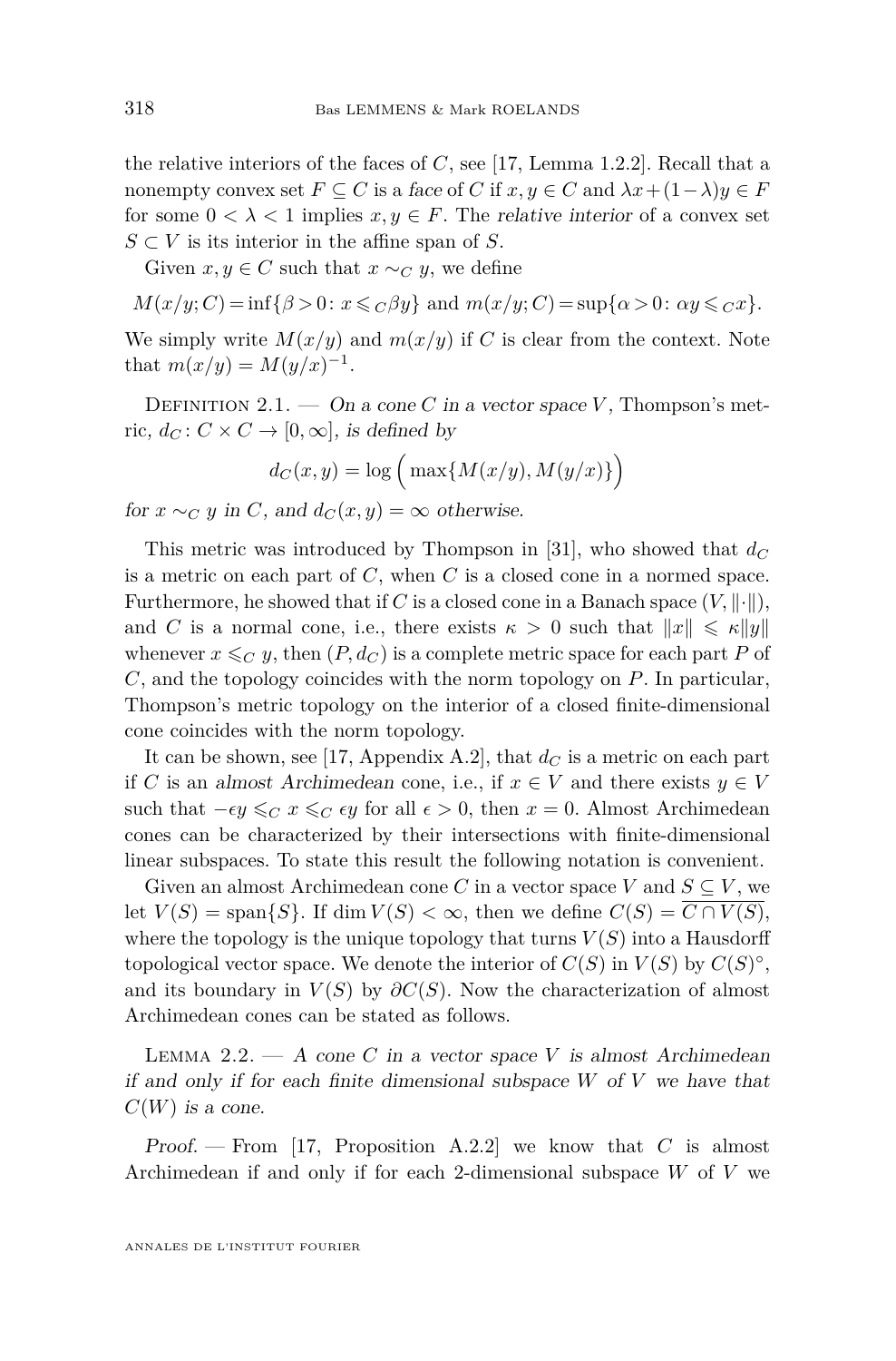the relative interiors of the faces of $C$, see [17, Lemma 1.2.2]. Recall that a nonempty convex set $F \subseteq C$ is a *face* of $C$ if $x, y \in C$ and $\lambda x + (1-\lambda)y \in F$ for some $0 < \lambda < 1$ implies $x, y \in F$. The *relative interior* of a convex set $S \subset V$ is its interior in the affine span of $S$.

Given $x, y \in C$ such that $x \sim_C y$, we define

$$M(x/y; C) = \inf\{\beta > 0 \colon x \leqslant_C \beta y\} \text{ and } m(x/y; C) = \sup\{\alpha > 0 \colon \alpha y \leqslant_C x\}.$$

We simply write $M(x/y)$ and $m(x/y)$ if $C$ is clear from the context. Note that $m(x/y) = M(y/x)^{-1}$.

Definition 2.1. — *On a cone $C$ in a vector space $V$,* Thompson's metric*, $d_C \colon C \times C \to [0, \infty]$, is defined by*

$$d_C(x, y) = \log\Big(\max\{M(x/y), M(y/x)\}\Big)$$

*for $x \sim_C y$ in $C$, and $d_C(x, y) = \infty$ otherwise.*

This metric was introduced by Thompson in [31], who showed that $d_C$ is a metric on each part of $C$, when $C$ is a closed cone in a normed space. Furthermore, he showed that if $C$ is a closed cone in a Banach space $(V, \|\cdot\|)$, and $C$ is a normal cone, i.e., there exists $\kappa > 0$ such that $\|x\| \leqslant \kappa\|y\|$ whenever $x \leqslant_C y$, then $(P, d_C)$ is a complete metric space for each part $P$ of $C$, and the topology coincides with the norm topology on $P$. In particular, Thompson's metric topology on the interior of a closed finite-dimensional cone coincides with the norm topology.

It can be shown, see [17, Appendix A.2], that $d_C$ is a metric on each part if $C$ is an *almost Archimedean* cone, i.e., if $x \in V$ and there exists $y \in V$ such that $-\epsilon y \leqslant_C x \leqslant_C \epsilon y$ for all $\epsilon > 0$, then $x = 0$. Almost Archimedean cones can be characterized by their intersections with finite-dimensional linear subspaces. To state this result the following notation is convenient.

Given an almost Archimedean cone $C$ in a vector space $V$ and $S \subseteq V$, we let $V(S) = \operatorname{span}\{S\}$. If $\dim V(S) < \infty$, then we define $C(S) = \overline{C \cap V(S)}$, where the topology is the unique topology that turns $V(S)$ into a Hausdorff topological vector space. We denote the interior of $C(S)$ in $V(S)$ by $C(S)^\circ$, and its boundary in $V(S)$ by $\partial C(S)$. Now the characterization of almost Archimedean cones can be stated as follows.

Lemma 2.2. — *A cone $C$ in a vector space $V$ is almost Archimedean if and only if for each finite dimensional subspace $W$ of $V$ we have that $C(W)$ is a cone.*

*Proof.* — From [17, Proposition A.2.2] we know that $C$ is almost Archimedean if and only if for each 2-dimensional subspace $W$ of $V$ we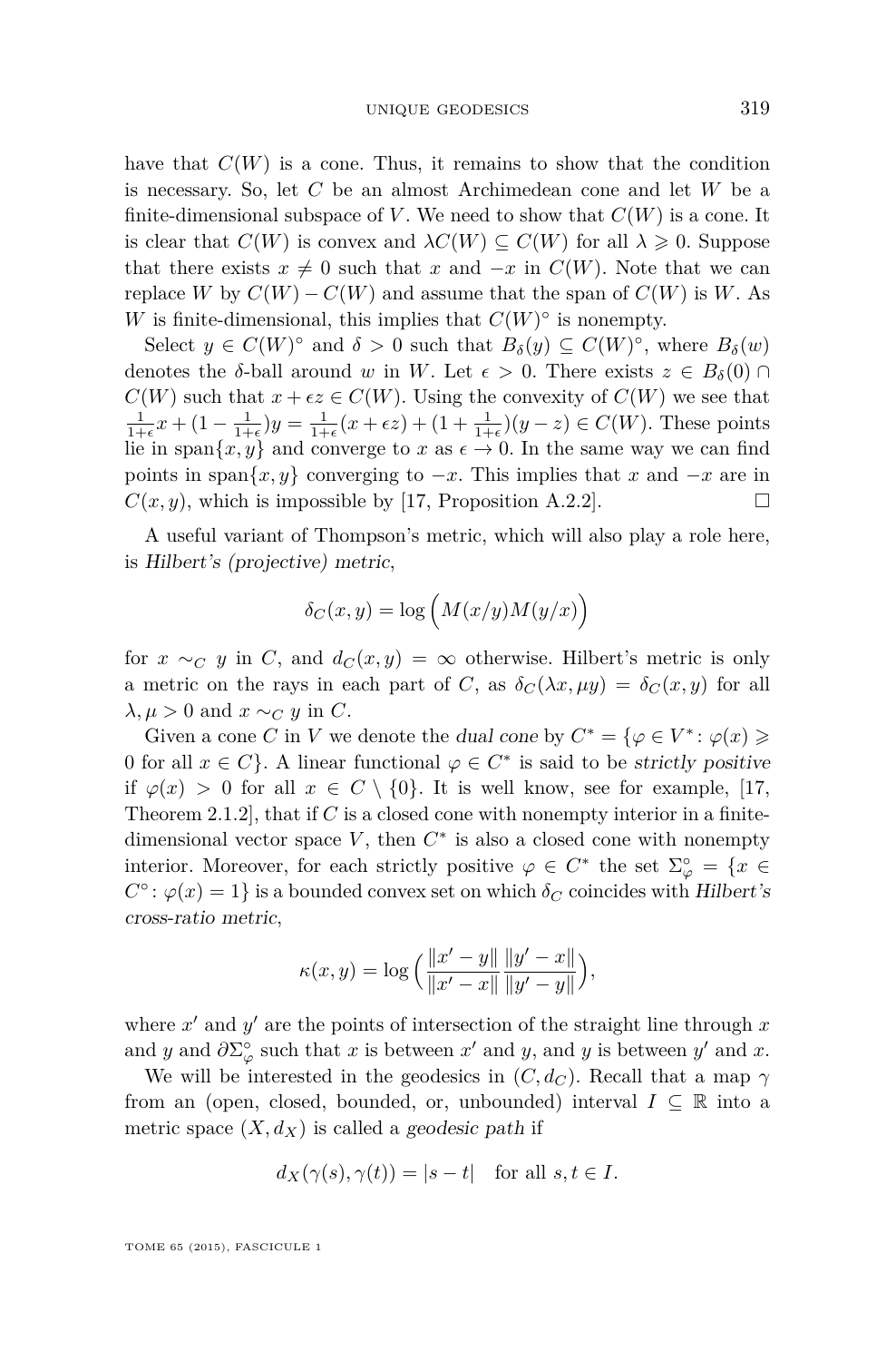have that $C(W)$ is a cone. Thus, it remains to show that the condition is necessary. So, let $C$ be an almost Archimedean cone and let $W$ be a finite-dimensional subspace of $V$. We need to show that $C(W)$ is a cone. It is clear that $C(W)$ is convex and $\lambda C(W) \subseteq C(W)$ for all $\lambda \geqslant 0$. Suppose that there exists $x \neq 0$ such that $x$ and $-x$ in $C(W)$. Note that we can replace $W$ by $C(W) - C(W)$ and assume that the span of $C(W)$ is $W$. As $W$ is finite-dimensional, this implies that $C(W)^\circ$ is nonempty.

Select $y \in C(W)^\circ$ and $\delta > 0$ such that $B_\delta(y) \subseteq C(W)^\circ$, where $B_\delta(w)$ denotes the $\delta$-ball around $w$ in $W$. Let $\epsilon > 0$. There exists $z \in B_\delta(0) \cap C(W)$ such that $x + \epsilon z \in C(W)$. Using the convexity of $C(W)$ we see that $\frac{1}{1+\epsilon}x + (1 - \frac{1}{1+\epsilon})y = \frac{1}{1+\epsilon}(x + \epsilon z) + (1 + \frac{1}{1+\epsilon})(y - z) \in C(W)$. These points lie in $\operatorname{span}\{x, y\}$ and converge to $x$ as $\epsilon \to 0$. In the same way we can find points in $\operatorname{span}\{x, y\}$ converging to $-x$. This implies that $x$ and $-x$ are in $C(x, y)$, which is impossible by [17, Proposition A.2.2]. $\square$

A useful variant of Thompson's metric, which will also play a role here, is *Hilbert's (projective) metric*,

$$\delta_C(x, y) = \log\Big(M(x/y)M(y/x)\Big)$$

for $x \sim_C y$ in $C$, and $d_C(x, y) = \infty$ otherwise. Hilbert's metric is only a metric on the rays in each part of $C$, as $\delta_C(\lambda x, \mu y) = \delta_C(x, y)$ for all $\lambda, \mu > 0$ and $x \sim_C y$ in $C$.

Given a cone $C$ in $V$ we denote the *dual cone* by $C^* = \{\varphi \in V^* : \varphi(x) \geqslant 0 \text{ for all } x \in C\}$. A linear functional $\varphi \in C^*$ is said to be *strictly positive* if $\varphi(x) > 0$ for all $x \in C \setminus \{0\}$. It is well know, see for example, [17, Theorem 2.1.2], that if $C$ is a closed cone with nonempty interior in a finite-dimensional vector space $V$, then $C^*$ is also a closed cone with nonempty interior. Moreover, for each strictly positive $\varphi \in C^*$ the set $\Sigma_\varphi^\circ = \{x \in C^\circ : \varphi(x) = 1\}$ is a bounded convex set on which $\delta_C$ coincides with *Hilbert's cross-ratio metric*,

$$\kappa(x, y) = \log\Big(\frac{\|x' - y\|}{\|x' - x\|}\frac{\|y' - x\|}{\|y' - y\|}\Big),$$

where $x'$ and $y'$ are the points of intersection of the straight line through $x$ and $y$ and $\partial\Sigma_\varphi^\circ$ such that $x$ is between $x'$ and $y$, and $y$ is between $y'$ and $x$.

We will be interested in the geodesics in $(C, d_C)$. Recall that a map $\gamma$ from an (open, closed, bounded, or, unbounded) interval $I \subseteq \mathbb{R}$ into a metric space $(X, d_X)$ is called a *geodesic path* if

$$d_X(\gamma(s), \gamma(t)) = |s - t| \quad \text{for all } s, t \in I.$$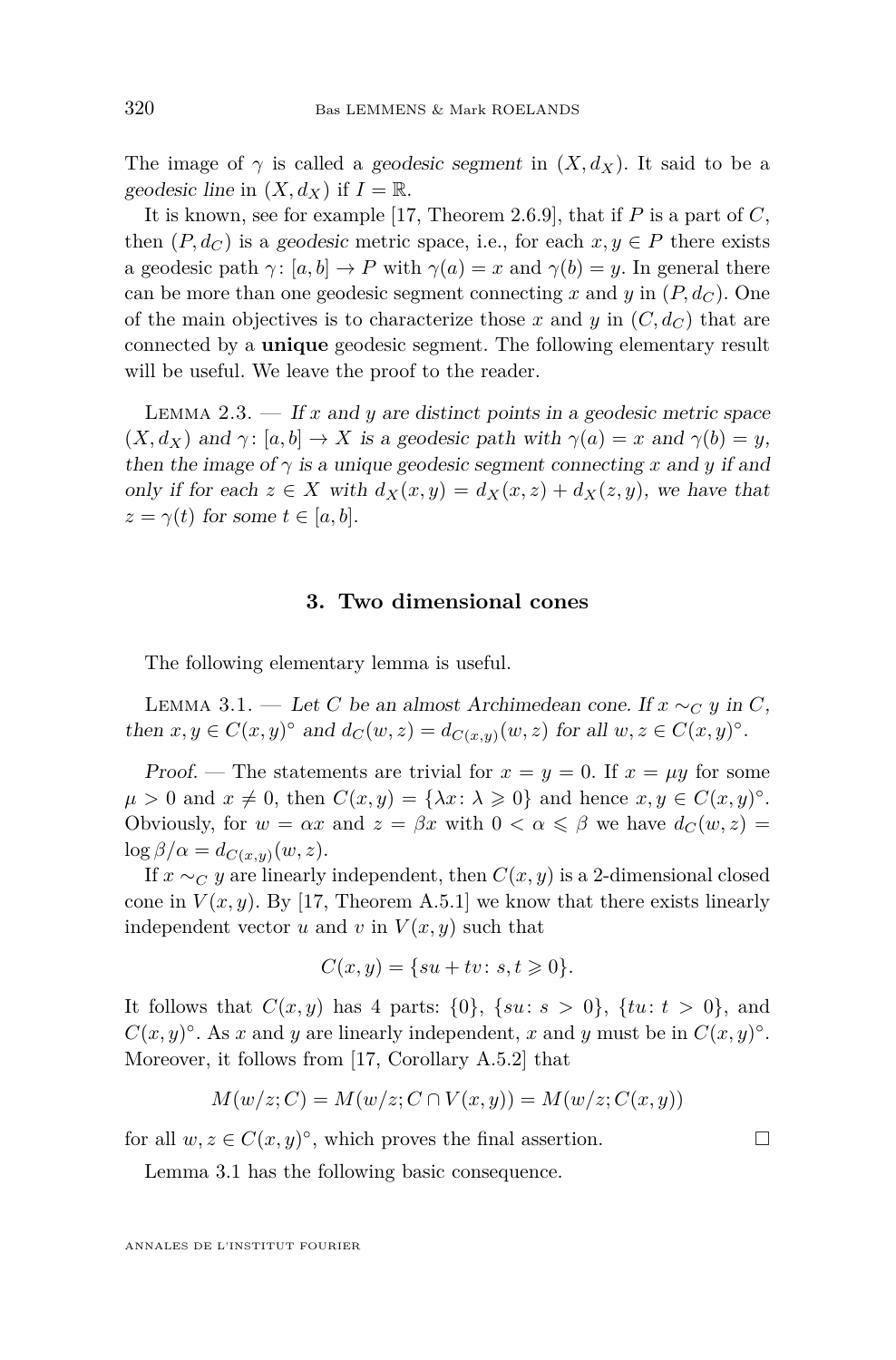The image of $\gamma$ is called a *geodesic segment* in $(X, d_X)$. It said to be a *geodesic line* in $(X, d_X)$ if $I = \mathbb{R}$.

It is known, see for example [17, Theorem 2.6.9], that if $P$ is a part of $C$, then $(P, d_C)$ is a *geodesic* metric space, i.e., for each $x, y \in P$ there exists a geodesic path $\gamma\colon [a, b] \to P$ with $\gamma(a) = x$ and $\gamma(b) = y$. In general there can be more than one geodesic segment connecting $x$ and $y$ in $(P, d_C)$. One of the main objectives is to characterize those $x$ and $y$ in $(C, d_C)$ that are connected by a **unique** geodesic segment. The following elementary result will be useful. We leave the proof to the reader.

Lemma 2.3. — *If $x$ and $y$ are distinct points in a geodesic metric space $(X, d_X)$ and $\gamma\colon [a, b] \to X$ is a geodesic path with $\gamma(a) = x$ and $\gamma(b) = y$, then the image of $\gamma$ is a unique geodesic segment connecting $x$ and $y$ if and only if for each $z \in X$ with $d_X(x, y) = d_X(x, z) + d_X(z, y)$, we have that $z = \gamma(t)$ for some $t \in [a, b]$.*

## 3. Two dimensional cones

The following elementary lemma is useful.

Lemma 3.1. — *Let $C$ be an almost Archimedean cone. If $x \sim_C y$ in $C$, then $x, y \in C(x, y)^\circ$ and $d_C(w, z) = d_{C(x,y)}(w, z)$ for all $w, z \in C(x, y)^\circ$.*

*Proof.* — The statements are trivial for $x = y = 0$. If $x = \mu y$ for some $\mu > 0$ and $x \neq 0$, then $C(x, y) = \{\lambda x\colon \lambda \geqslant 0\}$ and hence $x, y \in C(x, y)^\circ$. Obviously, for $w = \alpha x$ and $z = \beta x$ with $0 < \alpha \leqslant \beta$ we have $d_C(w, z) = \log \beta/\alpha = d_{C(x,y)}(w, z)$.

If $x \sim_C y$ are linearly independent, then $C(x, y)$ is a 2-dimensional closed cone in $V(x, y)$. By [17, Theorem A.5.1] we know that there exists linearly independent vector $u$ and $v$ in $V(x, y)$ such that

$$C(x, y) = \{su + tv\colon s, t \geqslant 0\}.$$

It follows that $C(x, y)$ has 4 parts: $\{0\}$, $\{su\colon s > 0\}$, $\{tu\colon t > 0\}$, and $C(x, y)^\circ$. As $x$ and $y$ are linearly independent, $x$ and $y$ must be in $C(x, y)^\circ$. Moreover, it follows from [17, Corollary A.5.2] that

$$M(w/z; C) = M(w/z; C \cap V(x, y)) = M(w/z; C(x, y))$$

for all $w, z \in C(x, y)^\circ$, which proves the final assertion. $\square$

Lemma 3.1 has the following basic consequence.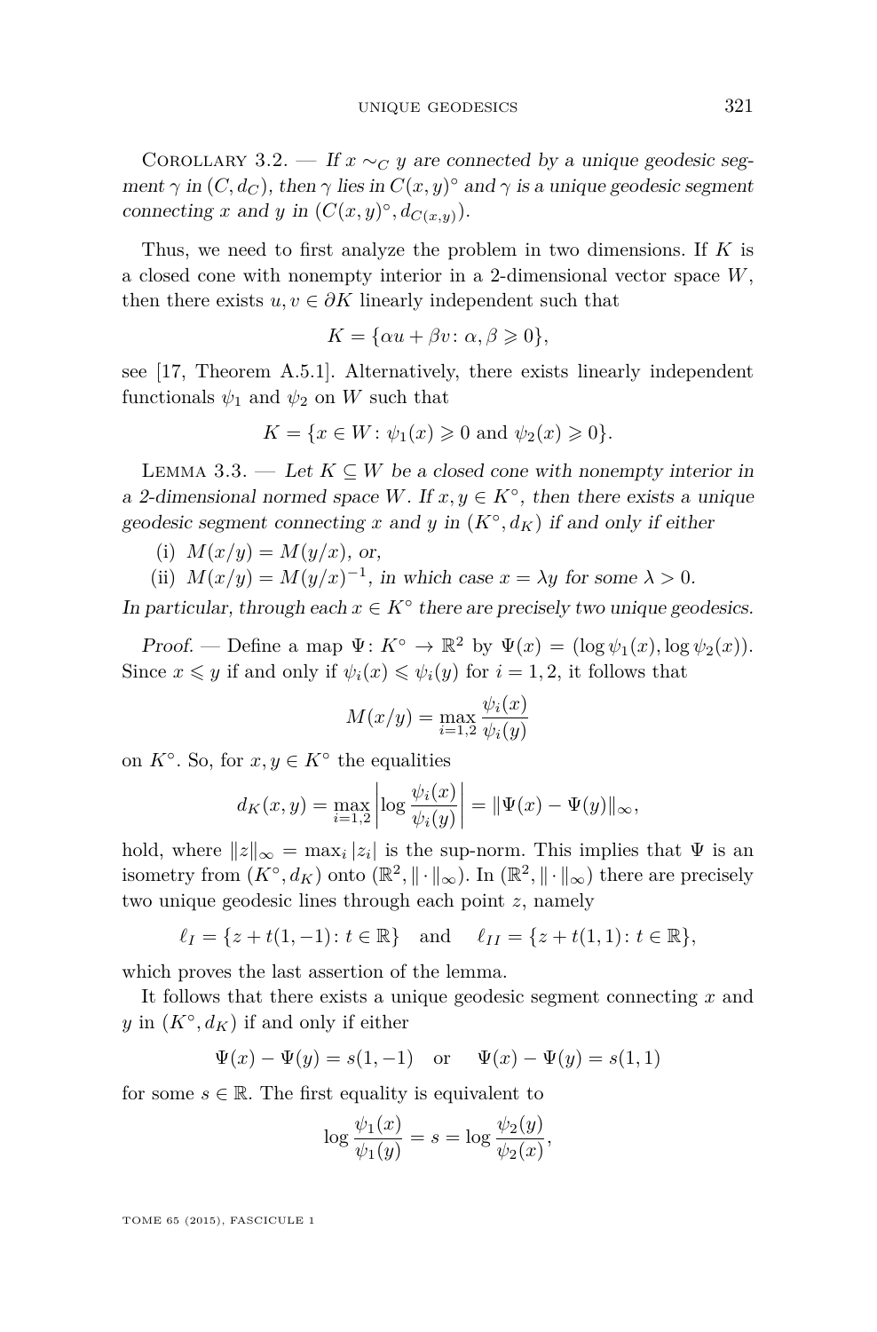Corollary 3.2. — *If $x \sim_C y$ are connected by a unique geodesic segment $\gamma$ in $(C, d_C)$, then $\gamma$ lies in $C(x,y)^\circ$ and $\gamma$ is a unique geodesic segment connecting $x$ and $y$ in $(C(x,y)^\circ, d_{C(x,y)})$.*

Thus, we need to first analyze the problem in two dimensions. If $K$ is a closed cone with nonempty interior in a 2-dimensional vector space $W$, then there exists $u, v \in \partial K$ linearly independent such that

$$K = \{\alpha u + \beta v \colon \alpha, \beta \geqslant 0\},$$

see [17, Theorem A.5.1]. Alternatively, there exists linearly independent functionals $\psi_1$ and $\psi_2$ on $W$ such that

$$K = \{x \in W \colon \psi_1(x) \geqslant 0 \text{ and } \psi_2(x) \geqslant 0\}.$$

Lemma 3.3. — *Let $K \subseteq W$ be a closed cone with nonempty interior in a 2-dimensional normed space $W$. If $x, y \in K^\circ$, then there exists a unique geodesic segment connecting $x$ and $y$ in $(K^\circ, d_K)$ if and only if either*

(i) *$M(x/y) = M(y/x)$, or,*

(ii) *$M(x/y) = M(y/x)^{-1}$, in which case $x = \lambda y$ for some $\lambda > 0$.*

*In particular, through each $x \in K^\circ$ there are precisely two unique geodesics.*

*Proof.* — Define a map $\Psi \colon K^\circ \to \mathbb{R}^2$ by $\Psi(x) = (\log \psi_1(x), \log \psi_2(x))$. Since $x \leqslant y$ if and only if $\psi_i(x) \leqslant \psi_i(y)$ for $i = 1, 2$, it follows that

$$M(x/y) = \max_{i=1,2} \frac{\psi_i(x)}{\psi_i(y)}$$

on $K^\circ$. So, for $x, y \in K^\circ$ the equalities

$$d_K(x,y) = \max_{i=1,2} \left| \log \frac{\psi_i(x)}{\psi_i(y)} \right| = \|\Psi(x) - \Psi(y)\|_\infty,$$

hold, where $\|z\|_\infty = \max_i |z_i|$ is the sup-norm. This implies that $\Psi$ is an isometry from $(K^\circ, d_K)$ onto $(\mathbb{R}^2, \|\cdot\|_\infty)$. In $(\mathbb{R}^2, \|\cdot\|_\infty)$ there are precisely two unique geodesic lines through each point $z$, namely

$$\ell_I = \{z + t(1,-1) \colon t \in \mathbb{R}\} \quad \text{and} \quad \ell_{II} = \{z + t(1,1) \colon t \in \mathbb{R}\},$$

which proves the last assertion of the lemma.

It follows that there exists a unique geodesic segment connecting $x$ and $y$ in $(K^\circ, d_K)$ if and only if either

$$\Psi(x) - \Psi(y) = s(1,-1) \quad \text{or} \quad \Psi(x) - \Psi(y) = s(1,1)$$

for some $s \in \mathbb{R}$. The first equality is equivalent to

$$\log \frac{\psi_1(x)}{\psi_1(y)} = s = \log \frac{\psi_2(y)}{\psi_2(x)},$$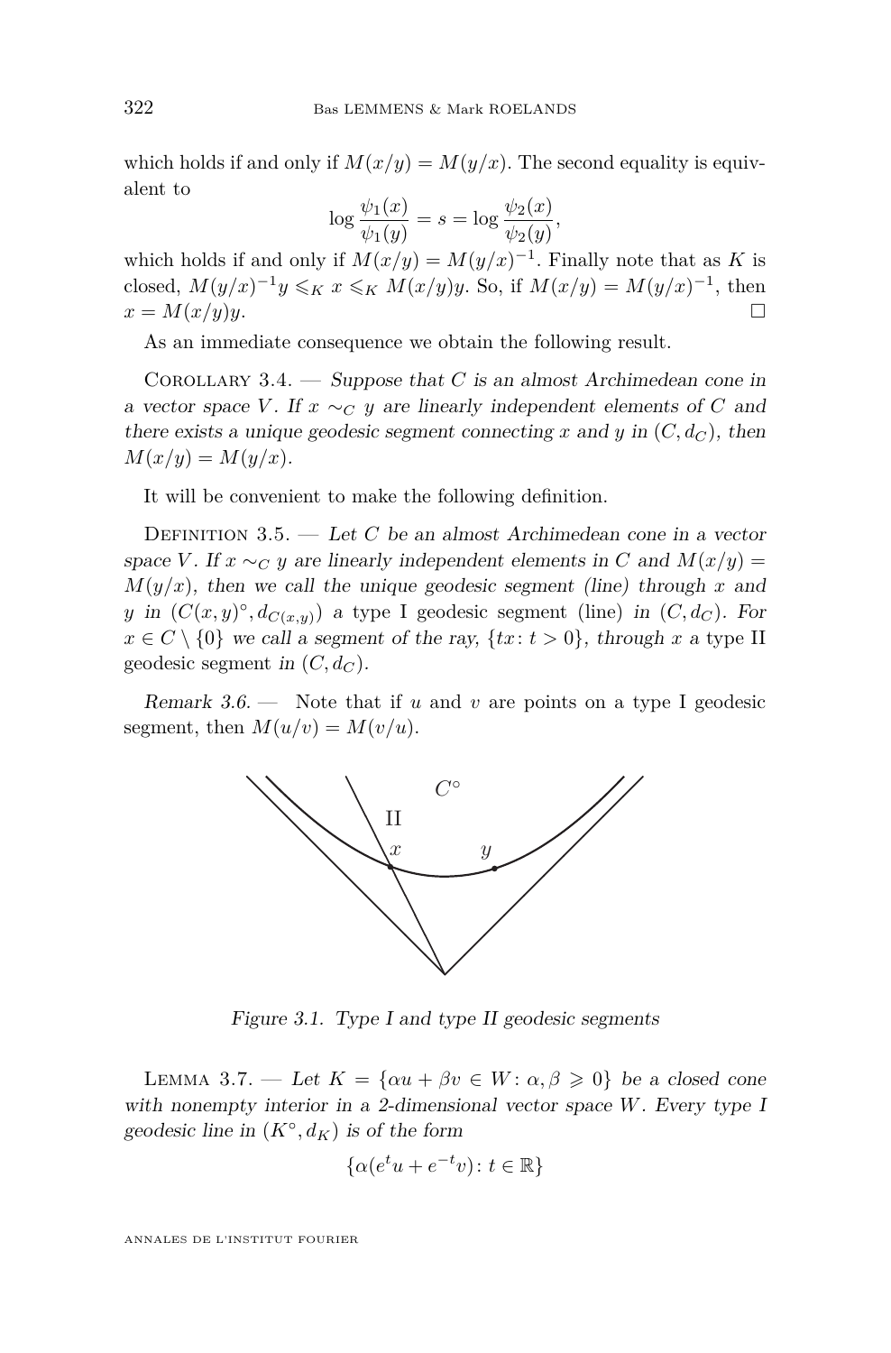which holds if and only if $M(x/y) = M(y/x)$. The second equality is equivalent to

$$\log \frac{\psi_1(x)}{\psi_1(y)} = s = \log \frac{\psi_2(x)}{\psi_2(y)},$$

which holds if and only if $M(x/y) = M(y/x)^{-1}$. Finally note that as $K$ is closed, $M(y/x)^{-1}y \leqslant_K x \leqslant_K M(x/y)y$. So, if $M(x/y) = M(y/x)^{-1}$, then $x = M(x/y)y$. □

As an immediate consequence we obtain the following result.

Corollary 3.4. — *Suppose that $C$ is an almost Archimedean cone in a vector space $V$. If $x \sim_C y$ are linearly independent elements of $C$ and there exists a unique geodesic segment connecting $x$ and $y$ in $(C, d_C)$, then $M(x/y) = M(y/x)$.*

It will be convenient to make the following definition.

Definition 3.5. — *Let $C$ be an almost Archimedean cone in a vector space $V$. If $x \sim_C y$ are linearly independent elements in $C$ and $M(x/y) = M(y/x)$, then we call the unique geodesic segment (line) through $x$ and $y$ in $(C(x,y)^\circ, d_{C(x,y)})$ a* type I geodesic segment (line) *in $(C, d_C)$. For $x \in C \setminus \{0\}$ we call a segment of the ray, $\{tx : t > 0\}$, through $x$ a* type II geodesic segment *in $(C, d_C)$.*

*Remark 3.6.* — Note that if $u$ and $v$ are points on a type I geodesic segment, then $M(u/v) = M(v/u)$.

*Figure 3.1. Type I and type II geodesic segments*

Lemma 3.7. — *Let $K = \{\alpha u + \beta v \in W : \alpha, \beta \geqslant 0\}$ be a closed cone with nonempty interior in a 2-dimensional vector space $W$. Every type I geodesic line in $(K^\circ, d_K)$ is of the form*

$$\{\alpha(e^t u + e^{-t} v) : t \in \mathbb{R}\}$$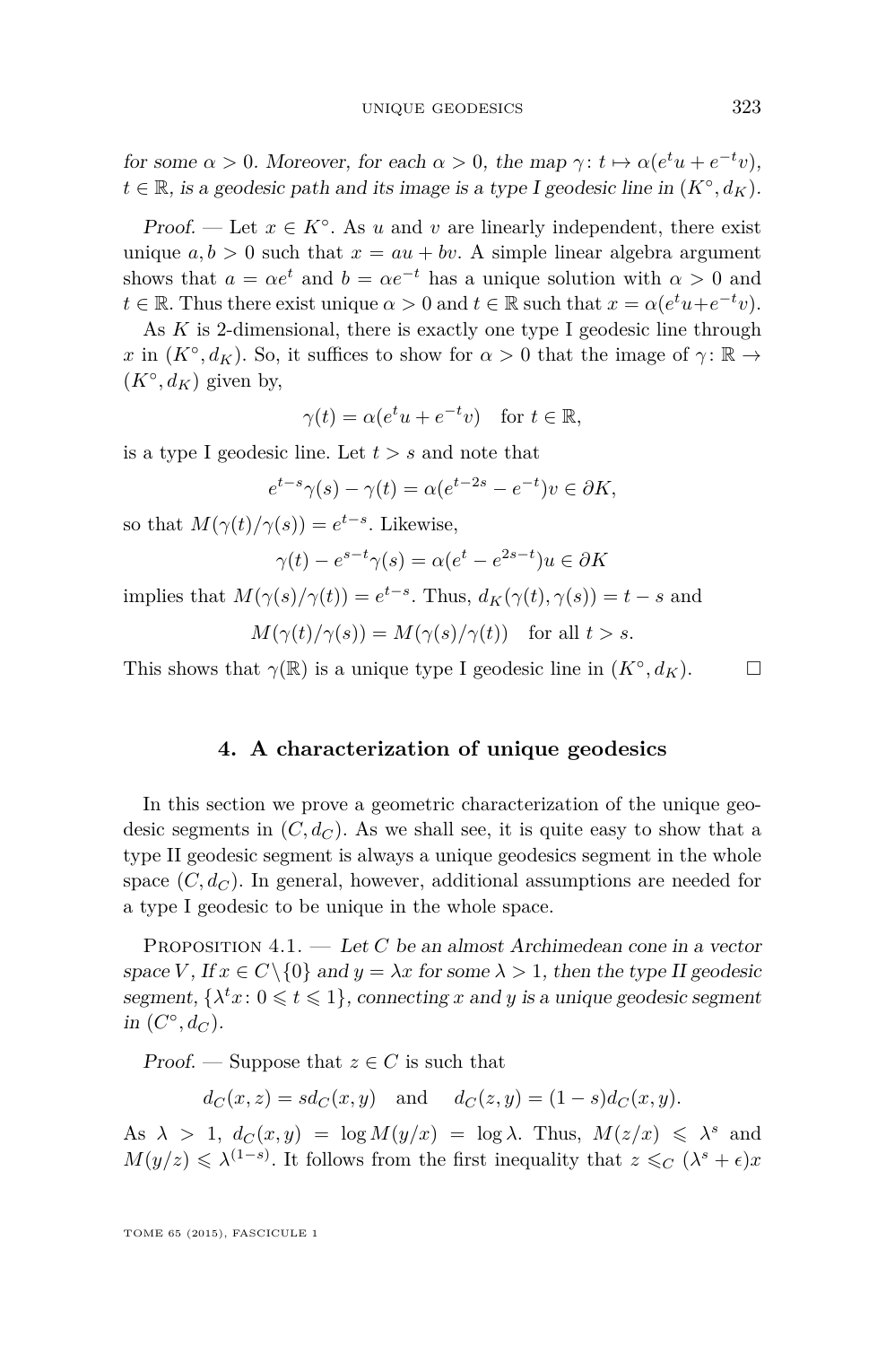*for some $\alpha > 0$. Moreover, for each $\alpha > 0$, the map $\gamma\colon t \mapsto \alpha(e^t u + e^{-t} v)$, $t \in \mathbb{R}$, is a geodesic path and its image is a type I geodesic line in $(K^\circ, d_K)$.*

*Proof.* — Let $x \in K^\circ$. As $u$ and $v$ are linearly independent, there exist unique $a, b > 0$ such that $x = au + bv$. A simple linear algebra argument shows that $a = \alpha e^t$ and $b = \alpha e^{-t}$ has a unique solution with $\alpha > 0$ and $t \in \mathbb{R}$. Thus there exist unique $\alpha > 0$ and $t \in \mathbb{R}$ such that $x = \alpha(e^t u + e^{-t} v)$.

As $K$ is 2-dimensional, there is exactly one type I geodesic line through $x$ in $(K^\circ, d_K)$. So, it suffices to show for $\alpha > 0$ that the image of $\gamma\colon \mathbb{R} \to (K^\circ, d_K)$ given by,

$$\gamma(t) = \alpha(e^t u + e^{-t} v) \quad \text{for } t \in \mathbb{R},$$

is a type I geodesic line. Let $t > s$ and note that

$$e^{t-s}\gamma(s) - \gamma(t) = \alpha(e^{t-2s} - e^{-t})v \in \partial K,$$

so that $M(\gamma(t)/\gamma(s)) = e^{t-s}$. Likewise,

$$\gamma(t) - e^{s-t}\gamma(s) = \alpha(e^t - e^{2s-t})u \in \partial K$$

implies that $M(\gamma(s)/\gamma(t)) = e^{t-s}$. Thus, $d_K(\gamma(t), \gamma(s)) = t - s$ and

$$M(\gamma(t)/\gamma(s)) = M(\gamma(s)/\gamma(t)) \quad \text{for all } t > s.$$

This shows that $\gamma(\mathbb{R})$ is a unique type I geodesic line in $(K^\circ, d_K)$. □

## 4. A characterization of unique geodesics

In this section we prove a geometric characterization of the unique geodesic segments in $(C, d_C)$. As we shall see, it is quite easy to show that a type II geodesic segment is always a unique geodesics segment in the whole space $(C, d_C)$. In general, however, additional assumptions are needed for a type I geodesic to be unique in the whole space.

Proposition 4.1. — *Let $C$ be an almost Archimedean cone in a vector space $V$, If $x \in C \setminus \{0\}$ and $y = \lambda x$ for some $\lambda > 1$, then the type II geodesic segment, $\{\lambda^t x\colon 0 \leqslant t \leqslant 1\}$, connecting $x$ and $y$ is a unique geodesic segment in $(C^\circ, d_C)$.*

*Proof.* — Suppose that $z \in C$ is such that

$$d_C(x, z) = s d_C(x, y) \quad \text{and} \quad d_C(z, y) = (1 - s) d_C(x, y).$$

As $\lambda > 1$, $d_C(x, y) = \log M(y/x) = \log \lambda$. Thus, $M(z/x) \leqslant \lambda^s$ and $M(y/z) \leqslant \lambda^{(1-s)}$. It follows from the first inequality that $z \leqslant_C (\lambda^s + \epsilon)x$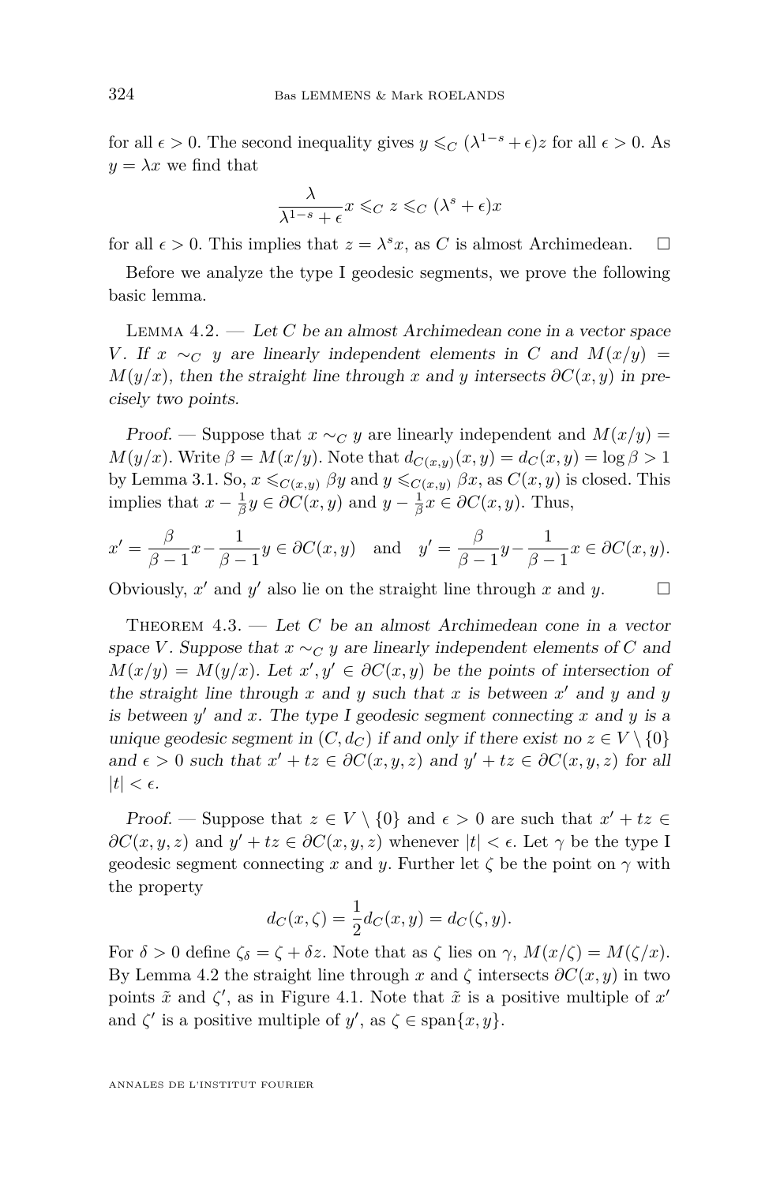for all $\epsilon > 0$. The second inequality gives $y \leqslant_C (\lambda^{1-s} + \epsilon)z$ for all $\epsilon > 0$. As $y = \lambda x$ we find that

$$\frac{\lambda}{\lambda^{1-s} + \epsilon} x \leqslant_C z \leqslant_C (\lambda^s + \epsilon)x$$

for all $\epsilon > 0$. This implies that $z = \lambda^s x$, as $C$ is almost Archimedean. $\square$

Before we analyze the type I geodesic segments, we prove the following basic lemma.

Lemma 4.2. — *Let $C$ be an almost Archimedean cone in a vector space $V$. If $x \sim_C y$ are linearly independent elements in $C$ and $M(x/y) = M(y/x)$, then the straight line through $x$ and $y$ intersects $\partial C(x, y)$ in precisely two points.*

*Proof.* — Suppose that $x \sim_C y$ are linearly independent and $M(x/y) = M(y/x)$. Write $\beta = M(x/y)$. Note that $d_{C(x,y)}(x, y) = d_C(x, y) = \log \beta > 1$ by Lemma 3.1. So, $x \leqslant_{C(x,y)} \beta y$ and $y \leqslant_{C(x,y)} \beta x$, as $C(x, y)$ is closed. This implies that $x - \frac{1}{\beta} y \in \partial C(x, y)$ and $y - \frac{1}{\beta} x \in \partial C(x, y)$. Thus,

$$x' = \frac{\beta}{\beta - 1} x - \frac{1}{\beta - 1} y \in \partial C(x, y) \quad \text{and} \quad y' = \frac{\beta}{\beta - 1} y - \frac{1}{\beta - 1} x \in \partial C(x, y).$$

Obviously, $x'$ and $y'$ also lie on the straight line through $x$ and $y$. $\square$

Theorem 4.3. — *Let $C$ be an almost Archimedean cone in a vector space $V$. Suppose that $x \sim_C y$ are linearly independent elements of $C$ and $M(x/y) = M(y/x)$. Let $x', y' \in \partial C(x, y)$ be the points of intersection of the straight line through $x$ and $y$ such that $x$ is between $x'$ and $y$ and $y$ is between $y'$ and $x$. The type I geodesic segment connecting $x$ and $y$ is a unique geodesic segment in $(C, d_C)$ if and only if there exist no $z \in V \setminus \{0\}$ and $\epsilon > 0$ such that $x' + tz \in \partial C(x, y, z)$ and $y' + tz \in \partial C(x, y, z)$ for all $|t| < \epsilon$.*

*Proof.* — Suppose that $z \in V \setminus \{0\}$ and $\epsilon > 0$ are such that $x' + tz \in \partial C(x, y, z)$ and $y' + tz \in \partial C(x, y, z)$ whenever $|t| < \epsilon$. Let $\gamma$ be the type I geodesic segment connecting $x$ and $y$. Further let $\zeta$ be the point on $\gamma$ with the property

$$d_C(x, \zeta) = \frac{1}{2} d_C(x, y) = d_C(\zeta, y).$$

For $\delta > 0$ define $\zeta_\delta = \zeta + \delta z$. Note that as $\zeta$ lies on $\gamma$, $M(x/\zeta) = M(\zeta/x)$. By Lemma 4.2 the straight line through $x$ and $\zeta$ intersects $\partial C(x, y)$ in two points $\tilde{x}$ and $\zeta'$, as in Figure 4.1. Note that $\tilde{x}$ is a positive multiple of $x'$ and $\zeta'$ is a positive multiple of $y'$, as $\zeta \in \operatorname{span}\{x, y\}$.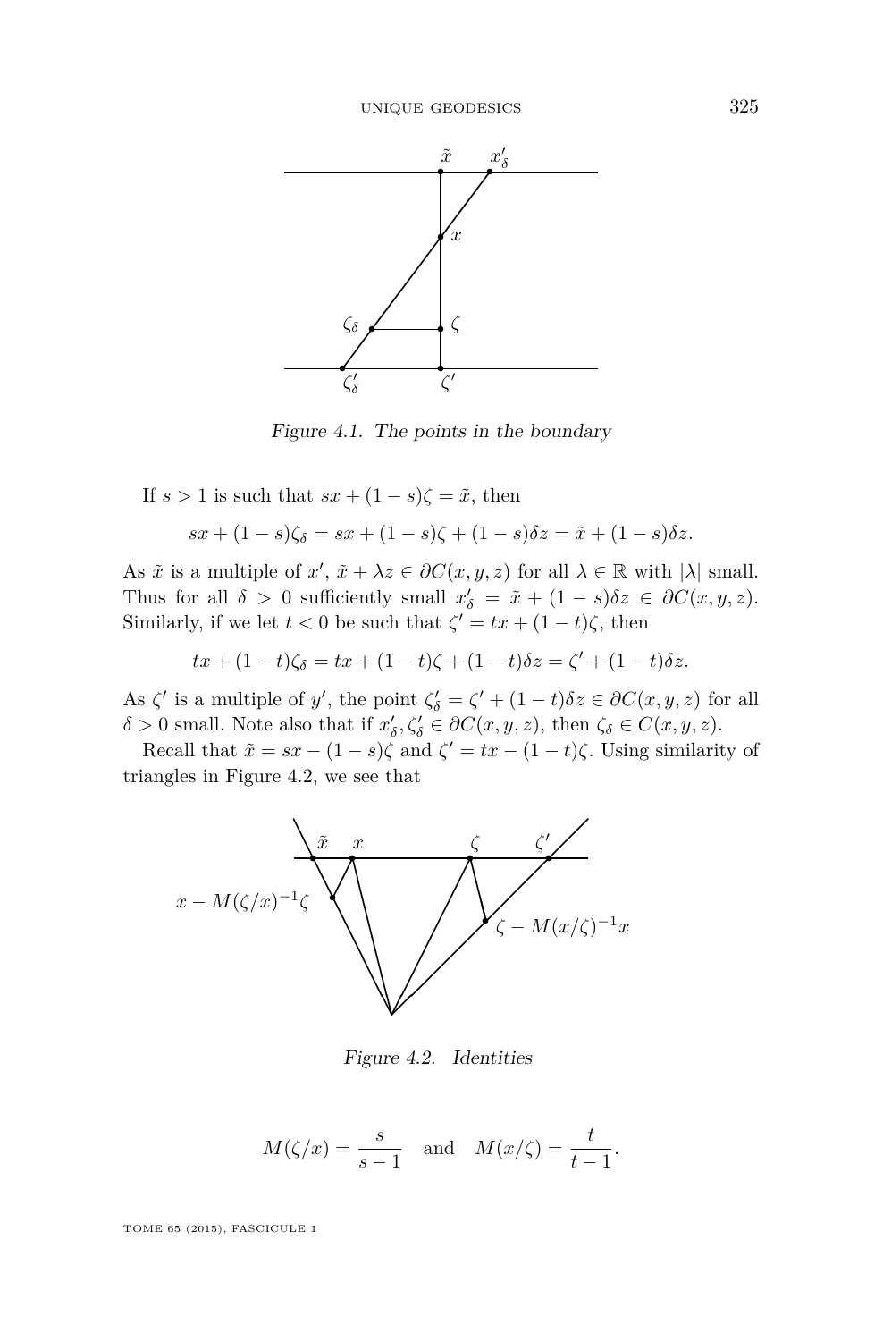Figure 4.1. The points in the boundary

If $s > 1$ is such that $sx + (1-s)\zeta = \tilde{x}$, then

$$sx + (1-s)\zeta_\delta = sx + (1-s)\zeta + (1-s)\delta z = \tilde{x} + (1-s)\delta z.$$

As $\tilde{x}$ is a multiple of $x'$, $\tilde{x} + \lambda z \in \partial C(x,y,z)$ for all $\lambda \in \mathbb{R}$ with $|\lambda|$ small. Thus for all $\delta > 0$ sufficiently small $x'_\delta = \tilde{x} + (1-s)\delta z \in \partial C(x,y,z)$. Similarly, if we let $t < 0$ be such that $\zeta' = tx + (1-t)\zeta$, then

$$tx + (1-t)\zeta_\delta = tx + (1-t)\zeta + (1-t)\delta z = \zeta' + (1-t)\delta z.$$

As $\zeta'$ is a multiple of $y'$, the point $\zeta'_\delta = \zeta' + (1-t)\delta z \in \partial C(x,y,z)$ for all $\delta > 0$ small. Note also that if $x'_\delta, \zeta'_\delta \in \partial C(x,y,z)$, then $\zeta_\delta \in C(x,y,z)$.

Recall that $\tilde{x} = sx - (1-s)\zeta$ and $\zeta' = tx - (1-t)\zeta$. Using similarity of triangles in Figure 4.2, we see that

Figure 4.2. Identities

$$M(\zeta/x) = \frac{s}{s-1} \quad \text{and} \quad M(x/\zeta) = \frac{t}{t-1}.$$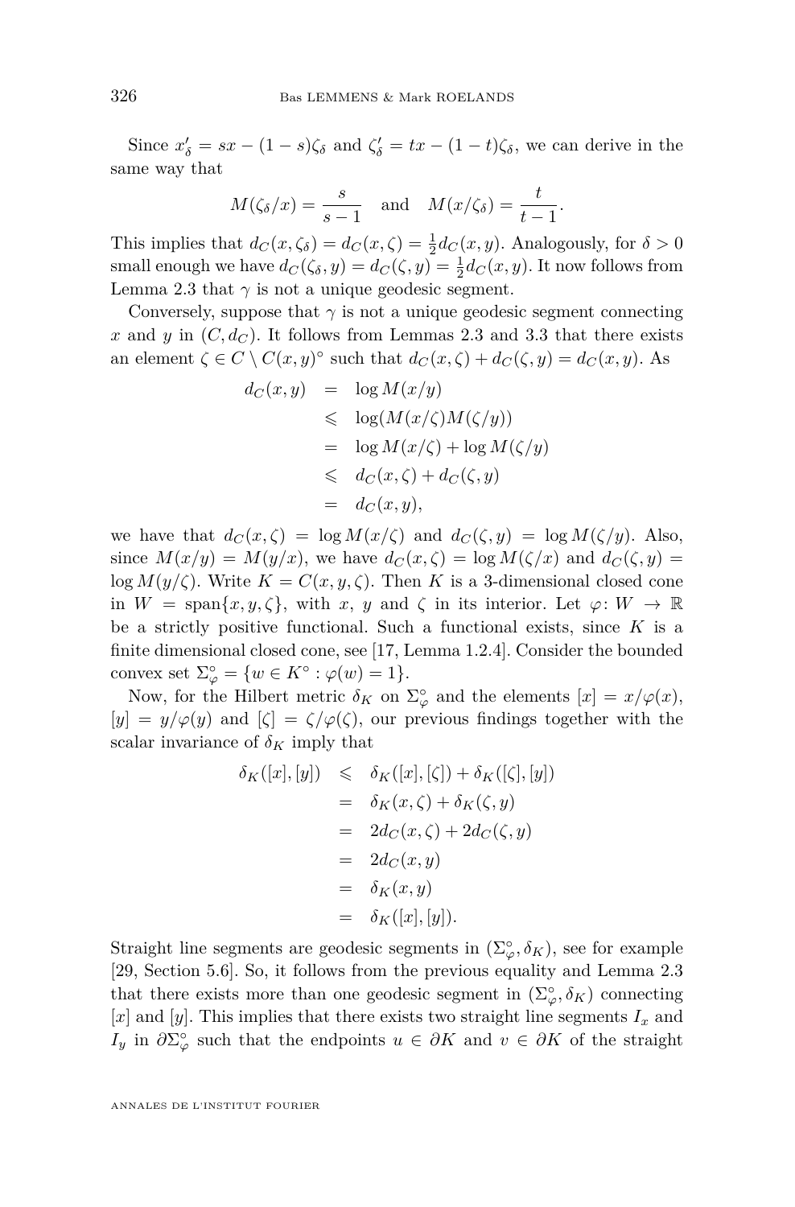Since $x'_\delta = sx - (1-s)\zeta_\delta$ and $\zeta'_\delta = tx - (1-t)\zeta_\delta$, we can derive in the same way that

$$M(\zeta_\delta/x) = \frac{s}{s-1} \quad \text{and} \quad M(x/\zeta_\delta) = \frac{t}{t-1}.$$

This implies that $d_C(x, \zeta_\delta) = d_C(x, \zeta) = \frac{1}{2} d_C(x, y)$. Analogously, for $\delta > 0$ small enough we have $d_C(\zeta_\delta, y) = d_C(\zeta, y) = \frac{1}{2} d_C(x, y)$. It now follows from Lemma 2.3 that $\gamma$ is not a unique geodesic segment.

Conversely, suppose that $\gamma$ is not a unique geodesic segment connecting $x$ and $y$ in $(C, d_C)$. It follows from Lemmas 2.3 and 3.3 that there exists an element $\zeta \in C \setminus C(x,y)^\circ$ such that $d_C(x,\zeta) + d_C(\zeta, y) = d_C(x,y)$. As

$$\begin{aligned}
d_C(x,y) &= \log M(x/y) \\
&\leqslant \log(M(x/\zeta)M(\zeta/y)) \\
&= \log M(x/\zeta) + \log M(\zeta/y) \\
&\leqslant d_C(x,\zeta) + d_C(\zeta,y) \\
&= d_C(x,y),
\end{aligned}$$

we have that $d_C(x,\zeta) = \log M(x/\zeta)$ and $d_C(\zeta, y) = \log M(\zeta/y)$. Also, since $M(x/y) = M(y/x)$, we have $d_C(x,\zeta) = \log M(\zeta/x)$ and $d_C(\zeta, y) = \log M(y/\zeta)$. Write $K = C(x,y,\zeta)$. Then $K$ is a 3-dimensional closed cone in $W = \operatorname{span}\{x,y,\zeta\}$, with $x$, $y$ and $\zeta$ in its interior. Let $\varphi \colon W \to \mathbb{R}$ be a strictly positive functional. Such a functional exists, since $K$ is a finite dimensional closed cone, see [17, Lemma 1.2.4]. Consider the bounded convex set $\Sigma_\varphi^\circ = \{w \in K^\circ : \varphi(w) = 1\}$.

Now, for the Hilbert metric $\delta_K$ on $\Sigma_\varphi^\circ$ and the elements $[x] = x/\varphi(x)$, $[y] = y/\varphi(y)$ and $[\zeta] = \zeta/\varphi(\zeta)$, our previous findings together with the scalar invariance of $\delta_K$ imply that

$$\begin{aligned}
\delta_K([x],[y]) &\leqslant \delta_K([x],[\zeta]) + \delta_K([\zeta],[y]) \\
&= \delta_K(x,\zeta) + \delta_K(\zeta,y) \\
&= 2d_C(x,\zeta) + 2d_C(\zeta,y) \\
&= 2d_C(x,y) \\
&= \delta_K(x,y) \\
&= \delta_K([x],[y]).
\end{aligned}$$

Straight line segments are geodesic segments in $(\Sigma_\varphi^\circ, \delta_K)$, see for example [29, Section 5.6]. So, it follows from the previous equality and Lemma 2.3 that there exists more than one geodesic segment in $(\Sigma_\varphi^\circ, \delta_K)$ connecting $[x]$ and $[y]$. This implies that there exists two straight line segments $I_x$ and $I_y$ in $\partial\Sigma_\varphi^\circ$ such that the endpoints $u \in \partial K$ and $v \in \partial K$ of the straight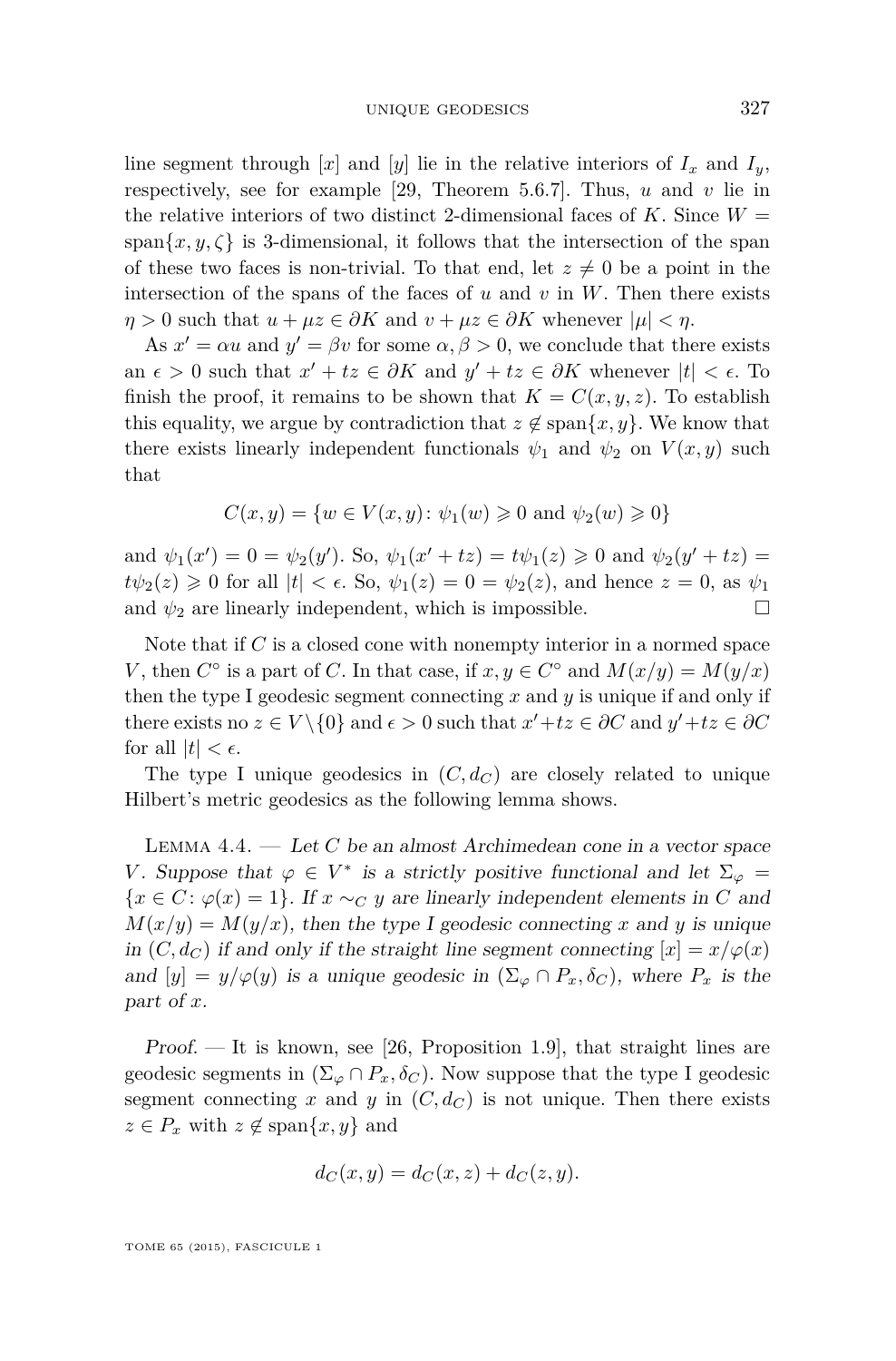line segment through $[x]$ and $[y]$ lie in the relative interiors of $I_x$ and $I_y$, respectively, see for example [29, Theorem 5.6.7]. Thus, $u$ and $v$ lie in the relative interiors of two distinct 2-dimensional faces of $K$. Since $W = \text{span}\{x, y, \zeta\}$ is 3-dimensional, it follows that the intersection of the span of these two faces is non-trivial. To that end, let $z \neq 0$ be a point in the intersection of the spans of the faces of $u$ and $v$ in $W$. Then there exists $\eta > 0$ such that $u + \mu z \in \partial K$ and $v + \mu z \in \partial K$ whenever $|\mu| < \eta$.

As $x' = \alpha u$ and $y' = \beta v$ for some $\alpha, \beta > 0$, we conclude that there exists an $\epsilon > 0$ such that $x' + tz \in \partial K$ and $y' + tz \in \partial K$ whenever $|t| < \epsilon$. To finish the proof, it remains to be shown that $K = C(x, y, z)$. To establish this equality, we argue by contradiction that $z \notin \text{span}\{x, y\}$. We know that there exists linearly independent functionals $\psi_1$ and $\psi_2$ on $V(x, y)$ such that

$$C(x, y) = \{w \in V(x, y) \colon \psi_1(w) \geqslant 0 \text{ and } \psi_2(w) \geqslant 0\}$$

and $\psi_1(x') = 0 = \psi_2(y')$. So, $\psi_1(x' + tz) = t\psi_1(z) \geqslant 0$ and $\psi_2(y' + tz) = t\psi_2(z) \geqslant 0$ for all $|t| < \epsilon$. So, $\psi_1(z) = 0 = \psi_2(z)$, and hence $z = 0$, as $\psi_1$ and $\psi_2$ are linearly independent, which is impossible. □

Note that if $C$ is a closed cone with nonempty interior in a normed space $V$, then $C^\circ$ is a part of $C$. In that case, if $x, y \in C^\circ$ and $M(x/y) = M(y/x)$ then the type I geodesic segment connecting $x$ and $y$ is unique if and only if there exists no $z \in V \setminus \{0\}$ and $\epsilon > 0$ such that $x' + tz \in \partial C$ and $y' + tz \in \partial C$ for all $|t| < \epsilon$.

The type I unique geodesics in $(C, d_C)$ are closely related to unique Hilbert's metric geodesics as the following lemma shows.

Lemma 4.4. — *Let $C$ be an almost Archimedean cone in a vector space $V$. Suppose that $\varphi \in V^*$ is a strictly positive functional and let $\Sigma_\varphi = \{x \in C \colon \varphi(x) = 1\}$. If $x \sim_C y$ are linearly independent elements in $C$ and $M(x/y) = M(y/x)$, then the type I geodesic connecting $x$ and $y$ is unique in $(C, d_C)$ if and only if the straight line segment connecting $[x] = x/\varphi(x)$ and $[y] = y/\varphi(y)$ is a unique geodesic in $(\Sigma_\varphi \cap P_x, \delta_C)$, where $P_x$ is the part of $x$.*

*Proof.* — It is known, see [26, Proposition 1.9], that straight lines are geodesic segments in $(\Sigma_\varphi \cap P_x, \delta_C)$. Now suppose that the type I geodesic segment connecting $x$ and $y$ in $(C, d_C)$ is not unique. Then there exists $z \in P_x$ with $z \notin \text{span}\{x, y\}$ and

$$d_C(x, y) = d_C(x, z) + d_C(z, y).$$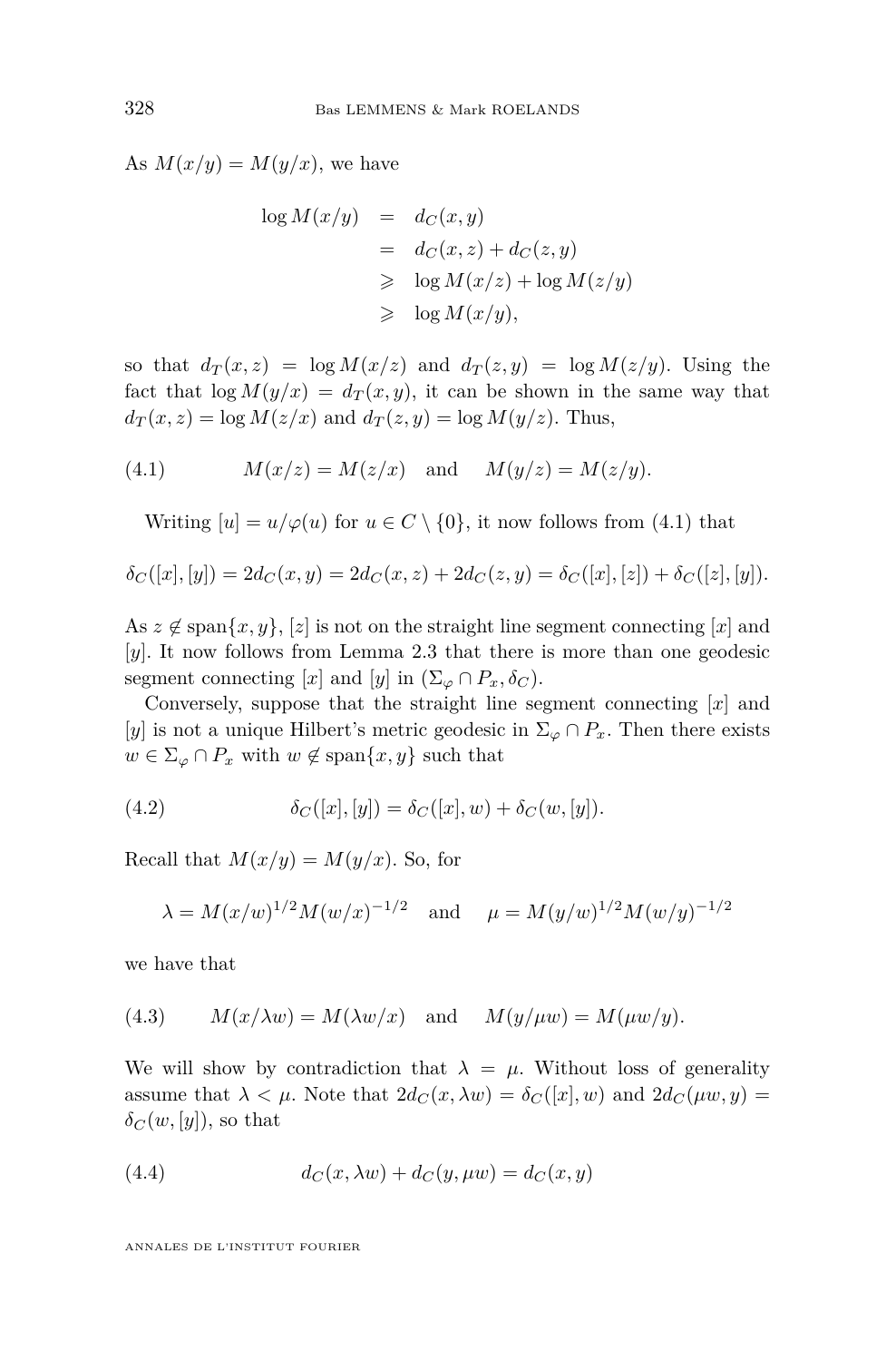As $M(x/y) = M(y/x)$, we have

$$\begin{aligned} \log M(x/y) &= d_C(x,y) \\ &= d_C(x,z) + d_C(z,y) \\ &\geqslant \log M(x/z) + \log M(z/y) \\ &\geqslant \log M(x/y), \end{aligned}$$

so that $d_T(x,z) = \log M(x/z)$ and $d_T(z,y) = \log M(z/y)$. Using the fact that $\log M(y/x) = d_T(x,y)$, it can be shown in the same way that $d_T(x,z) = \log M(z/x)$ and $d_T(z,y) = \log M(y/z)$. Thus,

$$M(x/z) = M(z/x) \quad \text{and} \quad M(y/z) = M(z/y). \tag{4.1}$$

Writing $[u] = u/\varphi(u)$ for $u \in C \setminus \{0\}$, it now follows from (4.1) that

$$\delta_C([x],[y]) = 2d_C(x,y) = 2d_C(x,z) + 2d_C(z,y) = \delta_C([x],[z]) + \delta_C([z],[y]).$$

As $z \notin \operatorname{span}\{x,y\}$, $[z]$ is not on the straight line segment connecting $[x]$ and $[y]$. It now follows from Lemma 2.3 that there is more than one geodesic segment connecting $[x]$ and $[y]$ in $(\Sigma_\varphi \cap P_x, \delta_C)$.

Conversely, suppose that the straight line segment connecting $[x]$ and $[y]$ is not a unique Hilbert's metric geodesic in $\Sigma_\varphi \cap P_x$. Then there exists $w \in \Sigma_\varphi \cap P_x$ with $w \notin \operatorname{span}\{x,y\}$ such that

$$\delta_C([x],[y]) = \delta_C([x],w) + \delta_C(w,[y]). \tag{4.2}$$

Recall that $M(x/y) = M(y/x)$. So, for

$$\lambda = M(x/w)^{1/2} M(w/x)^{-1/2} \quad \text{and} \quad \mu = M(y/w)^{1/2} M(w/y)^{-1/2}$$

we have that

$$M(x/\lambda w) = M(\lambda w/x) \quad \text{and} \quad M(y/\mu w) = M(\mu w/y). \tag{4.3}$$

We will show by contradiction that $\lambda = \mu$. Without loss of generality assume that $\lambda < \mu$. Note that $2d_C(x,\lambda w) = \delta_C([x],w)$ and $2d_C(\mu w, y) = \delta_C(w,[y])$, so that

$$d_C(x,\lambda w) + d_C(y,\mu w) = d_C(x,y) \tag{4.4}$$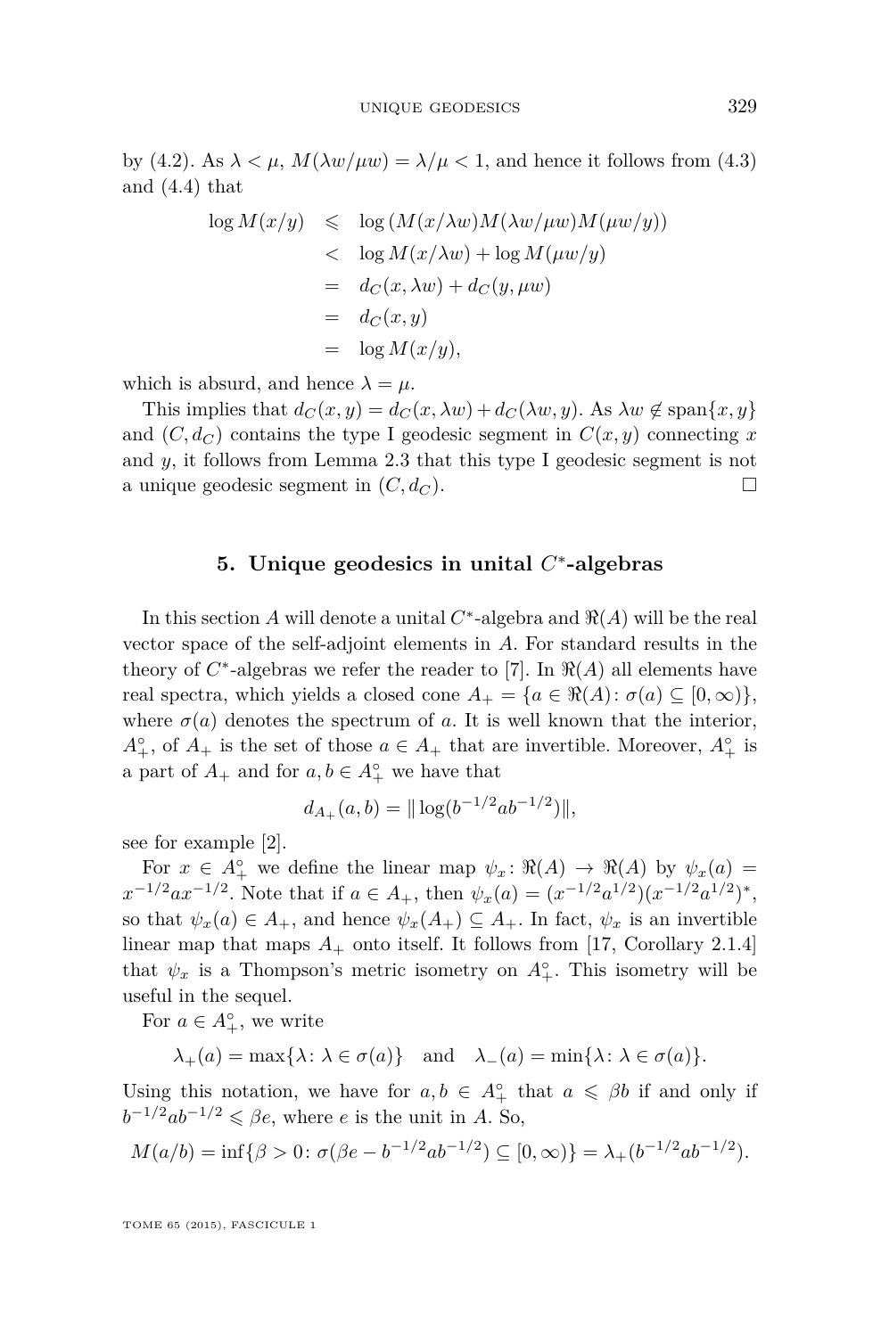by (4.2). As $\lambda < \mu$, $M(\lambda w/\mu w) = \lambda/\mu < 1$, and hence it follows from (4.3) and (4.4) that

$$\begin{aligned}
\log M(x/y) &\leqslant \log\left(M(x/\lambda w)M(\lambda w/\mu w)M(\mu w/y)\right)\\
&< \log M(x/\lambda w) + \log M(\mu w/y)\\
&= d_C(x,\lambda w) + d_C(y,\mu w)\\
&= d_C(x,y)\\
&= \log M(x/y),
\end{aligned}$$

which is absurd, and hence $\lambda = \mu$.

This implies that $d_C(x,y) = d_C(x,\lambda w) + d_C(\lambda w, y)$. As $\lambda w \notin \operatorname{span}\{x,y\}$ and $(C, d_C)$ contains the type I geodesic segment in $C(x,y)$ connecting $x$ and $y$, it follows from Lemma 2.3 that this type I geodesic segment is not a unique geodesic segment in $(C, d_C)$. $\square$

## 5. Unique geodesics in unital $C^*$-algebras

In this section $A$ will denote a unital $C^*$-algebra and $\Re(A)$ will be the real vector space of the self-adjoint elements in $A$. For standard results in the theory of $C^*$-algebras we refer the reader to [7]. In $\Re(A)$ all elements have real spectra, which yields a closed cone $A_+ = \{a \in \Re(A) : \sigma(a) \subseteq [0,\infty)\}$, where $\sigma(a)$ denotes the spectrum of $a$. It is well known that the interior, $A_+^\circ$, of $A_+$ is the set of those $a \in A_+$ that are invertible. Moreover, $A_+^\circ$ is a part of $A_+$ and for $a, b \in A_+^\circ$ we have that

$$d_{A_+}(a,b) = \|\log(b^{-1/2}ab^{-1/2})\|,$$

see for example [2].

For $x \in A_+^\circ$ we define the linear map $\psi_x : \Re(A) \to \Re(A)$ by $\psi_x(a) = x^{-1/2}ax^{-1/2}$. Note that if $a \in A_+$, then $\psi_x(a) = (x^{-1/2}a^{1/2})(x^{-1/2}a^{1/2})^*$, so that $\psi_x(a) \in A_+$, and hence $\psi_x(A_+) \subseteq A_+$. In fact, $\psi_x$ is an invertible linear map that maps $A_+$ onto itself. It follows from [17, Corollary 2.1.4] that $\psi_x$ is a Thompson's metric isometry on $A_+^\circ$. This isometry will be useful in the sequel.

For $a \in A_+^\circ$, we write

$$\lambda_+(a) = \max\{\lambda : \lambda \in \sigma(a)\} \quad \text{and} \quad \lambda_-(a) = \min\{\lambda : \lambda \in \sigma(a)\}.$$

Using this notation, we have for $a, b \in A_+^\circ$ that $a \leqslant \beta b$ if and only if $b^{-1/2}ab^{-1/2} \leqslant \beta e$, where $e$ is the unit in $A$. So,

$$M(a/b) = \inf\{\beta > 0 : \sigma(\beta e - b^{-1/2}ab^{-1/2}) \subseteq [0,\infty)\} = \lambda_+(b^{-1/2}ab^{-1/2}).$$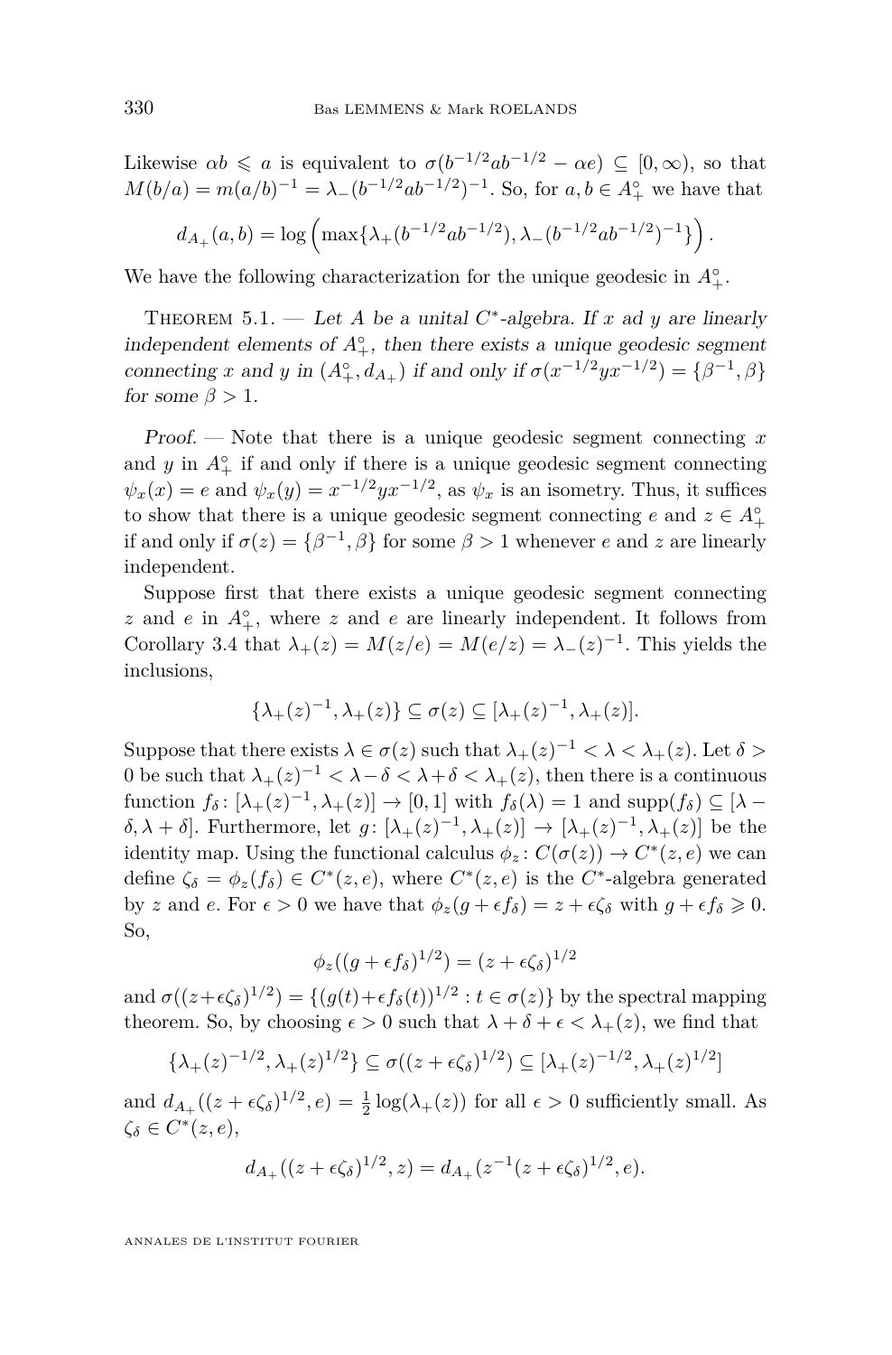Likewise $\alpha b \leqslant a$ is equivalent to $\sigma(b^{-1/2}ab^{-1/2} - \alpha e) \subseteq [0,\infty)$, so that $M(b/a) = m(a/b)^{-1} = \lambda_-(b^{-1/2}ab^{-1/2})^{-1}$. So, for $a, b \in A_+^\circ$ we have that

$$d_{A_+}(a,b) = \log\left(\max\{\lambda_+(b^{-1/2}ab^{-1/2}), \lambda_-(b^{-1/2}ab^{-1/2})^{-1}\}\right).$$

We have the following characterization for the unique geodesic in $A_+^\circ$.

Theorem 5.1. — *Let $A$ be a unital $C^*$-algebra. If $x$ ad $y$ are linearly independent elements of $A_+^\circ$, then there exists a unique geodesic segment connecting $x$ and $y$ in $(A_+^\circ, d_{A_+})$ if and only if $\sigma(x^{-1/2}yx^{-1/2}) = \{\beta^{-1}, \beta\}$ for some $\beta > 1$.*

*Proof.* — Note that there is a unique geodesic segment connecting $x$ and $y$ in $A_+^\circ$ if and only if there is a unique geodesic segment connecting $\psi_x(x) = e$ and $\psi_x(y) = x^{-1/2}yx^{-1/2}$, as $\psi_x$ is an isometry. Thus, it suffices to show that there is a unique geodesic segment connecting $e$ and $z \in A_+^\circ$ if and only if $\sigma(z) = \{\beta^{-1}, \beta\}$ for some $\beta > 1$ whenever $e$ and $z$ are linearly independent.

Suppose first that there exists a unique geodesic segment connecting $z$ and $e$ in $A_+^\circ$, where $z$ and $e$ are linearly independent. It follows from Corollary 3.4 that $\lambda_+(z) = M(z/e) = M(e/z) = \lambda_-(z)^{-1}$. This yields the inclusions,

$$\{\lambda_+(z)^{-1}, \lambda_+(z)\} \subseteq \sigma(z) \subseteq [\lambda_+(z)^{-1}, \lambda_+(z)].$$

Suppose that there exists $\lambda \in \sigma(z)$ such that $\lambda_+(z)^{-1} < \lambda < \lambda_+(z)$. Let $\delta > 0$ be such that $\lambda_+(z)^{-1} < \lambda - \delta < \lambda + \delta < \lambda_+(z)$, then there is a continuous function $f_\delta \colon [\lambda_+(z)^{-1}, \lambda_+(z)] \to [0,1]$ with $f_\delta(\lambda) = 1$ and $\mathrm{supp}(f_\delta) \subseteq [\lambda - \delta, \lambda + \delta]$. Furthermore, let $g \colon [\lambda_+(z)^{-1}, \lambda_+(z)] \to [\lambda_+(z)^{-1}, \lambda_+(z)]$ be the identity map. Using the functional calculus $\phi_z \colon C(\sigma(z)) \to C^*(z,e)$ we can define $\zeta_\delta = \phi_z(f_\delta) \in C^*(z,e)$, where $C^*(z,e)$ is the $C^*$-algebra generated by $z$ and $e$. For $\epsilon > 0$ we have that $\phi_z(g + \epsilon f_\delta) = z + \epsilon\zeta_\delta$ with $g + \epsilon f_\delta \geqslant 0$. So,

$$\phi_z((g+\epsilon f_\delta)^{1/2}) = (z + \epsilon\zeta_\delta)^{1/2}$$

and $\sigma((z+\epsilon\zeta_\delta)^{1/2}) = \{(g(t)+\epsilon f_\delta(t))^{1/2} : t \in \sigma(z)\}$ by the spectral mapping theorem. So, by choosing $\epsilon > 0$ such that $\lambda + \delta + \epsilon < \lambda_+(z)$, we find that

$$\{\lambda_+(z)^{-1/2}, \lambda_+(z)^{1/2}\} \subseteq \sigma((z+\epsilon\zeta_\delta)^{1/2}) \subseteq [\lambda_+(z)^{-1/2}, \lambda_+(z)^{1/2}]$$

and $d_{A_+}((z+\epsilon\zeta_\delta)^{1/2}, e) = \frac{1}{2}\log(\lambda_+(z))$ for all $\epsilon > 0$ sufficiently small. As $\zeta_\delta \in C^*(z,e)$,

$$d_{A_+}((z+\epsilon\zeta_\delta)^{1/2}, z) = d_{A_+}(z^{-1}(z+\epsilon\zeta_\delta)^{1/2}, e).$$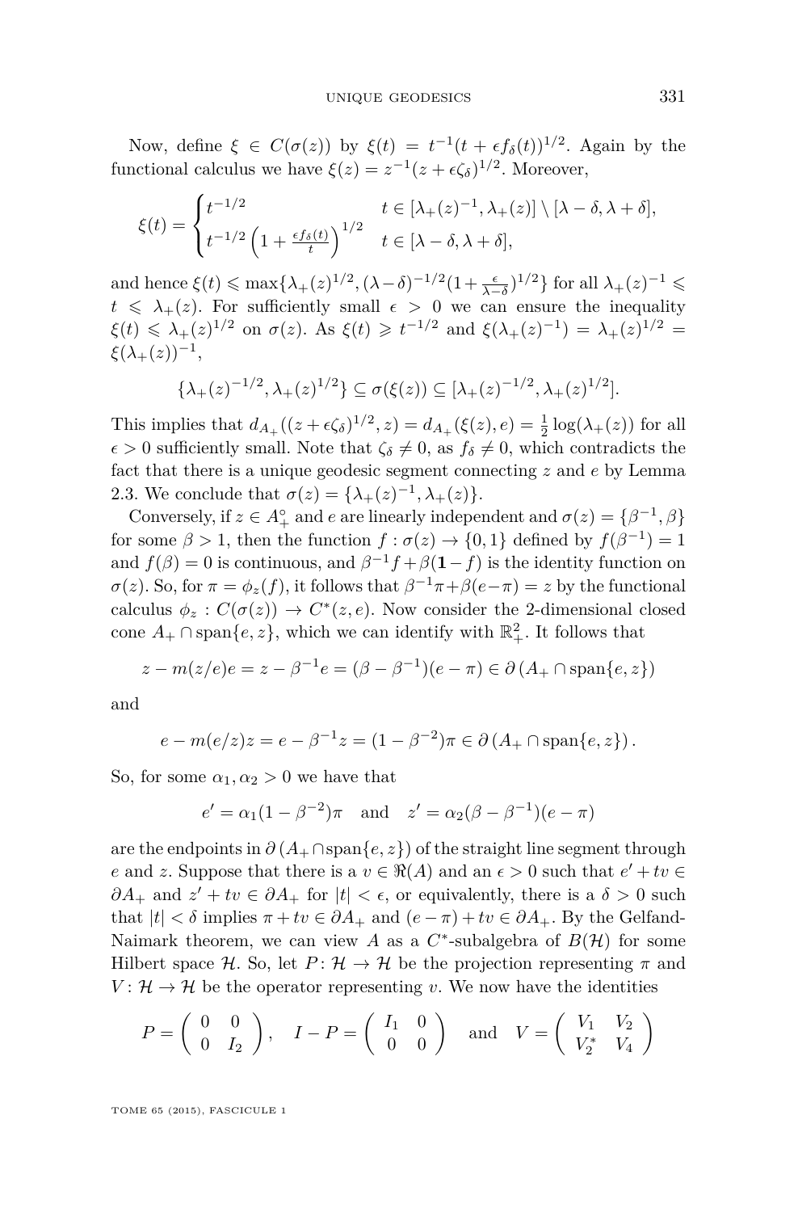Now, define $\xi \in C(\sigma(z))$ by $\xi(t) = t^{-1}(t + \epsilon f_\delta(t))^{1/2}$. Again by the functional calculus we have $\xi(z) = z^{-1}(z + \epsilon\zeta_\delta)^{1/2}$. Moreover,

$$\xi(t) = \begin{cases} t^{-1/2} & t \in [\lambda_+(z)^{-1}, \lambda_+(z)] \setminus [\lambda - \delta, \lambda + \delta], \\ t^{-1/2}\left(1 + \frac{\epsilon f_\delta(t)}{t}\right)^{1/2} & t \in [\lambda - \delta, \lambda + \delta], \end{cases}$$

and hence $\xi(t) \leqslant \max\{\lambda_+(z)^{1/2}, (\lambda - \delta)^{-1/2}(1 + \frac{\epsilon}{\lambda - \delta})^{1/2}\}$ for all $\lambda_+(z)^{-1} \leqslant t \leqslant \lambda_+(z)$. For sufficiently small $\epsilon > 0$ we can ensure the inequality $\xi(t) \leqslant \lambda_+(z)^{1/2}$ on $\sigma(z)$. As $\xi(t) \geqslant t^{-1/2}$ and $\xi(\lambda_+(z)^{-1}) = \lambda_+(z)^{1/2} = \xi(\lambda_+(z))^{-1}$,

$$\{\lambda_+(z)^{-1/2}, \lambda_+(z)^{1/2}\} \subseteq \sigma(\xi(z)) \subseteq [\lambda_+(z)^{-1/2}, \lambda_+(z)^{1/2}].$$

This implies that $d_{A_+}((z + \epsilon\zeta_\delta)^{1/2}, z) = d_{A_+}(\xi(z), e) = \frac{1}{2}\log(\lambda_+(z))$ for all $\epsilon > 0$ sufficiently small. Note that $\zeta_\delta \neq 0$, as $f_\delta \neq 0$, which contradicts the fact that there is a unique geodesic segment connecting $z$ and $e$ by Lemma 2.3. We conclude that $\sigma(z) = \{\lambda_+(z)^{-1}, \lambda_+(z)\}$.

Conversely, if $z \in A_+^\circ$ and $e$ are linearly independent and $\sigma(z) = \{\beta^{-1}, \beta\}$ for some $\beta > 1$, then the function $f : \sigma(z) \to \{0, 1\}$ defined by $f(\beta^{-1}) = 1$ and $f(\beta) = 0$ is continuous, and $\beta^{-1}f + \beta(\mathbf{1} - f)$ is the identity function on $\sigma(z)$. So, for $\pi = \phi_z(f)$, it follows that $\beta^{-1}\pi + \beta(e - \pi) = z$ by the functional calculus $\phi_z : C(\sigma(z)) \to C^*(z, e)$. Now consider the 2-dimensional closed cone $A_+ \cap \operatorname{span}\{e, z\}$, which we can identify with $\mathbb{R}^2_+$. It follows that

$$z - m(z/e)e = z - \beta^{-1}e = (\beta - \beta^{-1})(e - \pi) \in \partial\left(A_+ \cap \operatorname{span}\{e, z\}\right)$$

and

$$e - m(e/z)z = e - \beta^{-1}z = (1 - \beta^{-2})\pi \in \partial\left(A_+ \cap \operatorname{span}\{e, z\}\right).$$

So, for some $\alpha_1, \alpha_2 > 0$ we have that

$$e' = \alpha_1(1 - \beta^{-2})\pi \quad \text{and} \quad z' = \alpha_2(\beta - \beta^{-1})(e - \pi)$$

are the endpoints in $\partial\left(A_+ \cap \operatorname{span}\{e, z\}\right)$ of the straight line segment through $e$ and $z$. Suppose that there is a $v \in \Re(A)$ and an $\epsilon > 0$ such that $e' + tv \in \partial A_+$ and $z' + tv \in \partial A_+$ for $|t| < \epsilon$, or equivalently, there is a $\delta > 0$ such that $|t| < \delta$ implies $\pi + tv \in \partial A_+$ and $(e - \pi) + tv \in \partial A_+$. By the Gelfand-Naimark theorem, we can view $A$ as a $C^*$-subalgebra of $B(\mathcal{H})$ for some Hilbert space $\mathcal{H}$. So, let $P\colon \mathcal{H} \to \mathcal{H}$ be the projection representing $\pi$ and $V\colon \mathcal{H} \to \mathcal{H}$ be the operator representing $v$. We now have the identities

$$P = \begin{pmatrix} 0 & 0 \\ 0 & I_2 \end{pmatrix}, \quad I - P = \begin{pmatrix} I_1 & 0 \\ 0 & 0 \end{pmatrix} \quad \text{and} \quad V = \begin{pmatrix} V_1 & V_2 \\ V_2^* & V_4 \end{pmatrix}$$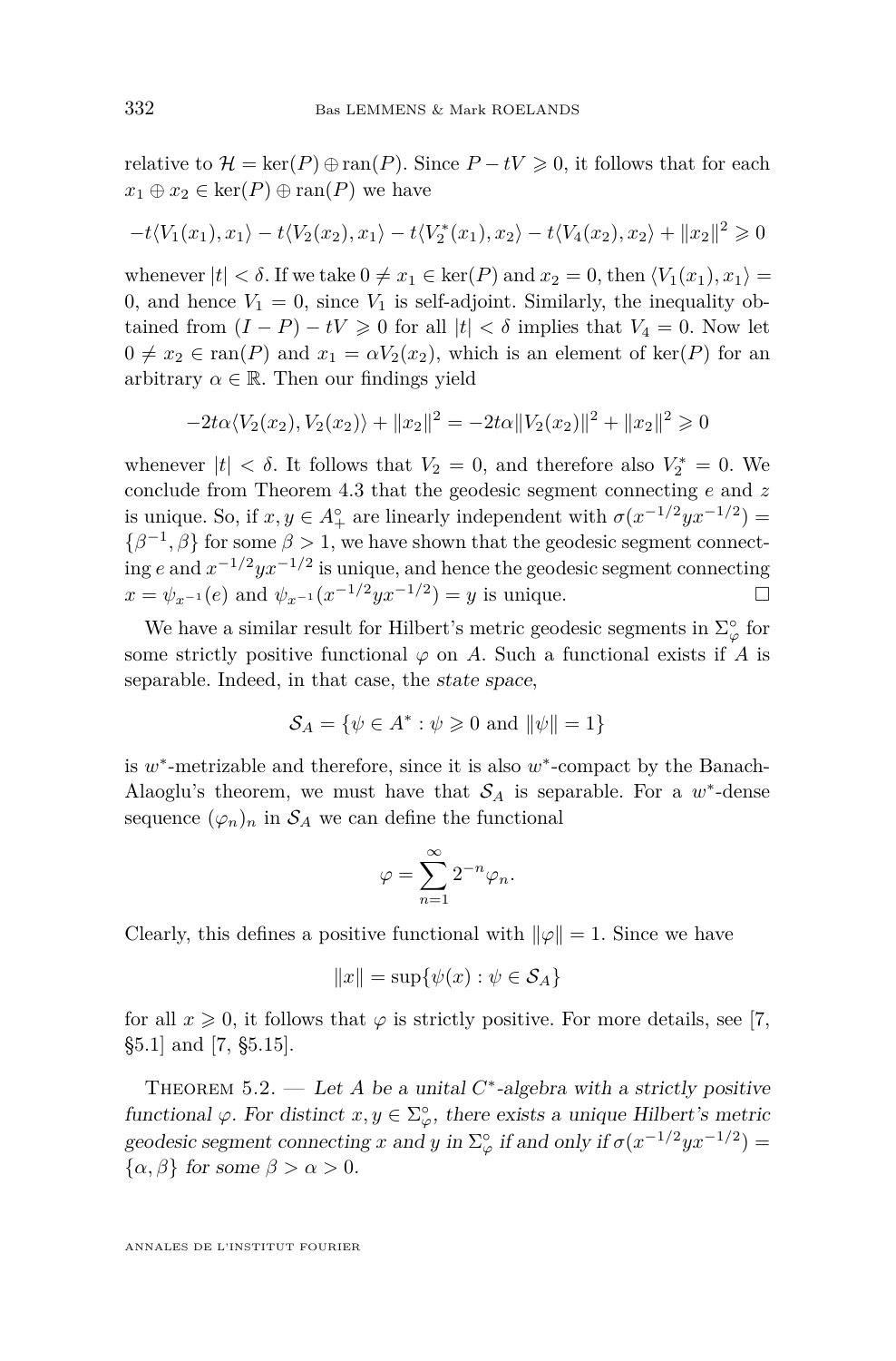relative to $\mathcal{H} = \ker(P) \oplus \operatorname{ran}(P)$. Since $P - tV \geqslant 0$, it follows that for each $x_1 \oplus x_2 \in \ker(P) \oplus \operatorname{ran}(P)$ we have

$$-t\langle V_1(x_1), x_1\rangle - t\langle V_2(x_2), x_1\rangle - t\langle V_2^*(x_1), x_2\rangle - t\langle V_4(x_2), x_2\rangle + \|x_2\|^2 \geqslant 0$$

whenever $|t| < \delta$. If we take $0 \neq x_1 \in \ker(P)$ and $x_2 = 0$, then $\langle V_1(x_1), x_1\rangle = 0$, and hence $V_1 = 0$, since $V_1$ is self-adjoint. Similarly, the inequality obtained from $(I - P) - tV \geqslant 0$ for all $|t| < \delta$ implies that $V_4 = 0$. Now let $0 \neq x_2 \in \operatorname{ran}(P)$ and $x_1 = \alpha V_2(x_2)$, which is an element of $\ker(P)$ for an arbitrary $\alpha \in \mathbb{R}$. Then our findings yield

$$-2t\alpha\langle V_2(x_2), V_2(x_2)\rangle + \|x_2\|^2 = -2t\alpha\|V_2(x_2)\|^2 + \|x_2\|^2 \geqslant 0$$

whenever $|t| < \delta$. It follows that $V_2 = 0$, and therefore also $V_2^* = 0$. We conclude from Theorem 4.3 that the geodesic segment connecting $e$ and $z$ is unique. So, if $x, y \in A_+^\circ$ are linearly independent with $\sigma(x^{-1/2}yx^{-1/2}) = \{\beta^{-1}, \beta\}$ for some $\beta > 1$, we have shown that the geodesic segment connecting $e$ and $x^{-1/2}yx^{-1/2}$ is unique, and hence the geodesic segment connecting $x = \psi_{x^{-1}}(e)$ and $\psi_{x^{-1}}(x^{-1/2}yx^{-1/2}) = y$ is unique. □

We have a similar result for Hilbert's metric geodesic segments in $\Sigma_\varphi^\circ$ for some strictly positive functional $\varphi$ on $A$. Such a functional exists if $A$ is separable. Indeed, in that case, the *state space*,

$$\mathcal{S}_A = \{\psi \in A^* : \psi \geqslant 0 \text{ and } \|\psi\| = 1\}$$

is $w^*$-metrizable and therefore, since it is also $w^*$-compact by the Banach-Alaoglu's theorem, we must have that $\mathcal{S}_A$ is separable. For a $w^*$-dense sequence $(\varphi_n)_n$ in $\mathcal{S}_A$ we can define the functional

$$\varphi = \sum_{n=1}^{\infty} 2^{-n}\varphi_n.$$

Clearly, this defines a positive functional with $\|\varphi\| = 1$. Since we have

$$\|x\| = \sup\{\psi(x) : \psi \in \mathcal{S}_A\}$$

for all $x \geqslant 0$, it follows that $\varphi$ is strictly positive. For more details, see [7, §5.1] and [7, §5.15].

Theorem 5.2. — *Let $A$ be a unital $C^*$-algebra with a strictly positive functional $\varphi$. For distinct $x, y \in \Sigma_\varphi^\circ$, there exists a unique Hilbert's metric geodesic segment connecting $x$ and $y$ in $\Sigma_\varphi^\circ$ if and only if $\sigma(x^{-1/2}yx^{-1/2}) = \{\alpha, \beta\}$ for some $\beta > \alpha > 0$.*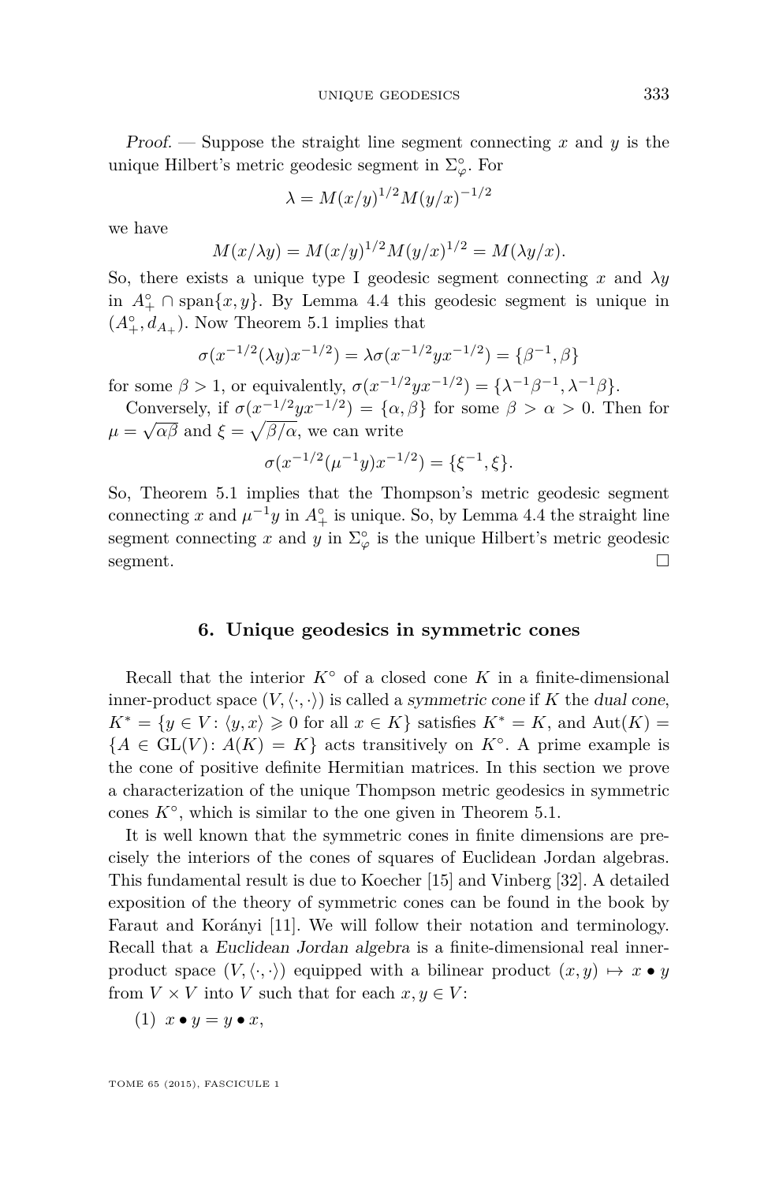*Proof.* — Suppose the straight line segment connecting $x$ and $y$ is the unique Hilbert's metric geodesic segment in $\Sigma_\varphi^\circ$. For

$$\lambda = M(x/y)^{1/2} M(y/x)^{-1/2}$$

we have

$$M(x/\lambda y) = M(x/y)^{1/2} M(y/x)^{1/2} = M(\lambda y/x).$$

So, there exists a unique type I geodesic segment connecting $x$ and $\lambda y$ in $A_+^\circ \cap \operatorname{span}\{x, y\}$. By Lemma 4.4 this geodesic segment is unique in $(A_+^\circ, d_{A_+})$. Now Theorem 5.1 implies that

$$\sigma(x^{-1/2}(\lambda y)x^{-1/2}) = \lambda\sigma(x^{-1/2}yx^{-1/2}) = \{\beta^{-1}, \beta\}$$

for some $\beta > 1$, or equivalently, $\sigma(x^{-1/2}yx^{-1/2}) = \{\lambda^{-1}\beta^{-1}, \lambda^{-1}\beta\}$.

Conversely, if $\sigma(x^{-1/2}yx^{-1/2}) = \{\alpha, \beta\}$ for some $\beta > \alpha > 0$. Then for $\mu = \sqrt{\alpha\beta}$ and $\xi = \sqrt{\beta/\alpha}$, we can write

$$\sigma(x^{-1/2}(\mu^{-1}y)x^{-1/2}) = \{\xi^{-1}, \xi\}.$$

So, Theorem 5.1 implies that the Thompson's metric geodesic segment connecting $x$ and $\mu^{-1}y$ in $A_+^\circ$ is unique. So, by Lemma 4.4 the straight line segment connecting $x$ and $y$ in $\Sigma_\varphi^\circ$ is the unique Hilbert's metric geodesic segment. □

## 6. Unique geodesics in symmetric cones

Recall that the interior $K^\circ$ of a closed cone $K$ in a finite-dimensional inner-product space $(V, \langle\cdot,\cdot\rangle)$ is called a *symmetric cone* if $K$ the *dual cone*, $K^* = \{y \in V : \langle y, x\rangle \geqslant 0 \text{ for all } x \in K\}$ satisfies $K^* = K$, and $\operatorname{Aut}(K) = \{A \in \operatorname{GL}(V) : A(K) = K\}$ acts transitively on $K^\circ$. A prime example is the cone of positive definite Hermitian matrices. In this section we prove a characterization of the unique Thompson metric geodesics in symmetric cones $K^\circ$, which is similar to the one given in Theorem 5.1.

It is well known that the symmetric cones in finite dimensions are precisely the interiors of the cones of squares of Euclidean Jordan algebras. This fundamental result is due to Koecher [15] and Vinberg [32]. A detailed exposition of the theory of symmetric cones can be found in the book by Faraut and Korányi [11]. We will follow their notation and terminology. Recall that a *Euclidean Jordan algebra* is a finite-dimensional real inner-product space $(V, \langle\cdot,\cdot\rangle)$ equipped with a bilinear product $(x, y) \mapsto x \bullet y$ from $V \times V$ into $V$ such that for each $x, y \in V$:

(1) $x \bullet y = y \bullet x$,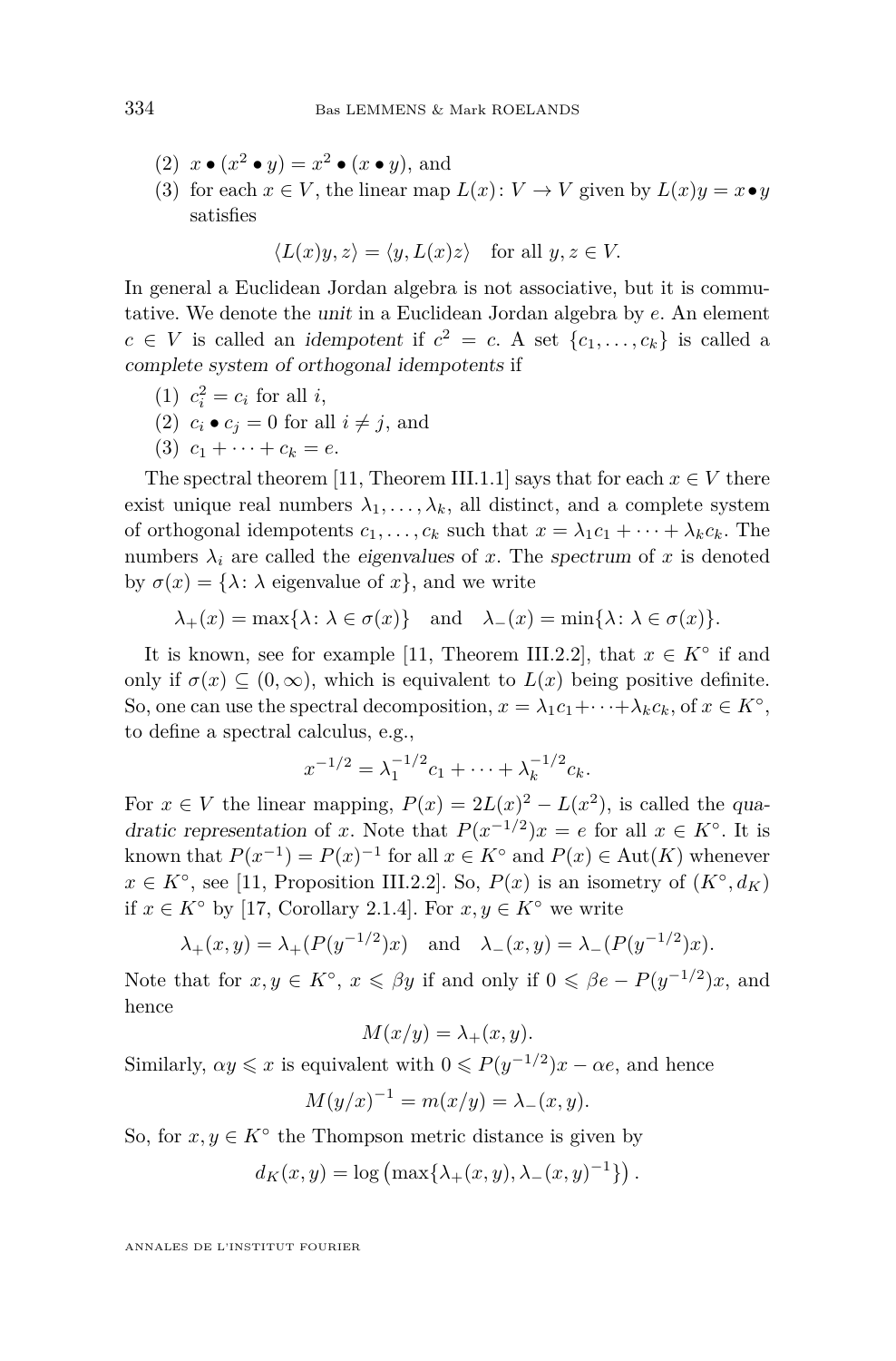(2) $x \bullet (x^2 \bullet y) = x^2 \bullet (x \bullet y)$, and

(3) for each $x \in V$, the linear map $L(x)\colon V \to V$ given by $L(x)y = x \bullet y$ satisfies

$$\langle L(x)y, z\rangle = \langle y, L(x)z\rangle \quad \text{for all } y, z \in V.$$

In general a Euclidean Jordan algebra is not associative, but it is commutative. We denote the *unit* in a Euclidean Jordan algebra by $e$. An element $c \in V$ is called an *idempotent* if $c^2 = c$. A set $\{c_1, \ldots, c_k\}$ is called a *complete system of orthogonal idempotents* if

(1) $c_i^2 = c_i$ for all $i$,

(2) $c_i \bullet c_j = 0$ for all $i \neq j$, and

(3) $c_1 + \cdots + c_k = e$.

The spectral theorem [11, Theorem III.1.1] says that for each $x \in V$ there exist unique real numbers $\lambda_1, \ldots, \lambda_k$, all distinct, and a complete system of orthogonal idempotents $c_1, \ldots, c_k$ such that $x = \lambda_1 c_1 + \cdots + \lambda_k c_k$. The numbers $\lambda_i$ are called the *eigenvalues* of $x$. The *spectrum* of $x$ is denoted by $\sigma(x) = \{\lambda\colon \lambda \text{ eigenvalue of } x\}$, and we write

$$\lambda_+(x) = \max\{\lambda\colon \lambda \in \sigma(x)\} \quad \text{and} \quad \lambda_-(x) = \min\{\lambda\colon \lambda \in \sigma(x)\}.$$

It is known, see for example [11, Theorem III.2.2], that $x \in K^\circ$ if and only if $\sigma(x) \subseteq (0, \infty)$, which is equivalent to $L(x)$ being positive definite. So, one can use the spectral decomposition, $x = \lambda_1 c_1 + \cdots + \lambda_k c_k$, of $x \in K^\circ$, to define a spectral calculus, e.g.,

$$x^{-1/2} = \lambda_1^{-1/2} c_1 + \cdots + \lambda_k^{-1/2} c_k.$$

For $x \in V$ the linear mapping, $P(x) = 2L(x)^2 - L(x^2)$, is called the *quadratic representation* of $x$. Note that $P(x^{-1/2})x = e$ for all $x \in K^\circ$. It is known that $P(x^{-1}) = P(x)^{-1}$ for all $x \in K^\circ$ and $P(x) \in \mathrm{Aut}(K)$ whenever $x \in K^\circ$, see [11, Proposition III.2.2]. So, $P(x)$ is an isometry of $(K^\circ, d_K)$ if $x \in K^\circ$ by [17, Corollary 2.1.4]. For $x, y \in K^\circ$ we write

$$\lambda_+(x, y) = \lambda_+(P(y^{-1/2})x) \quad \text{and} \quad \lambda_-(x, y) = \lambda_-(P(y^{-1/2})x).$$

Note that for $x, y \in K^\circ$, $x \leqslant \beta y$ if and only if $0 \leqslant \beta e - P(y^{-1/2})x$, and hence

$$M(x/y) = \lambda_+(x, y).$$

Similarly, $\alpha y \leqslant x$ is equivalent with $0 \leqslant P(y^{-1/2})x - \alpha e$, and hence

$$M(y/x)^{-1} = m(x/y) = \lambda_-(x, y).$$

So, for $x, y \in K^\circ$ the Thompson metric distance is given by

$$d_K(x, y) = \log\left(\max\{\lambda_+(x, y), \lambda_-(x, y)^{-1}\}\right).$$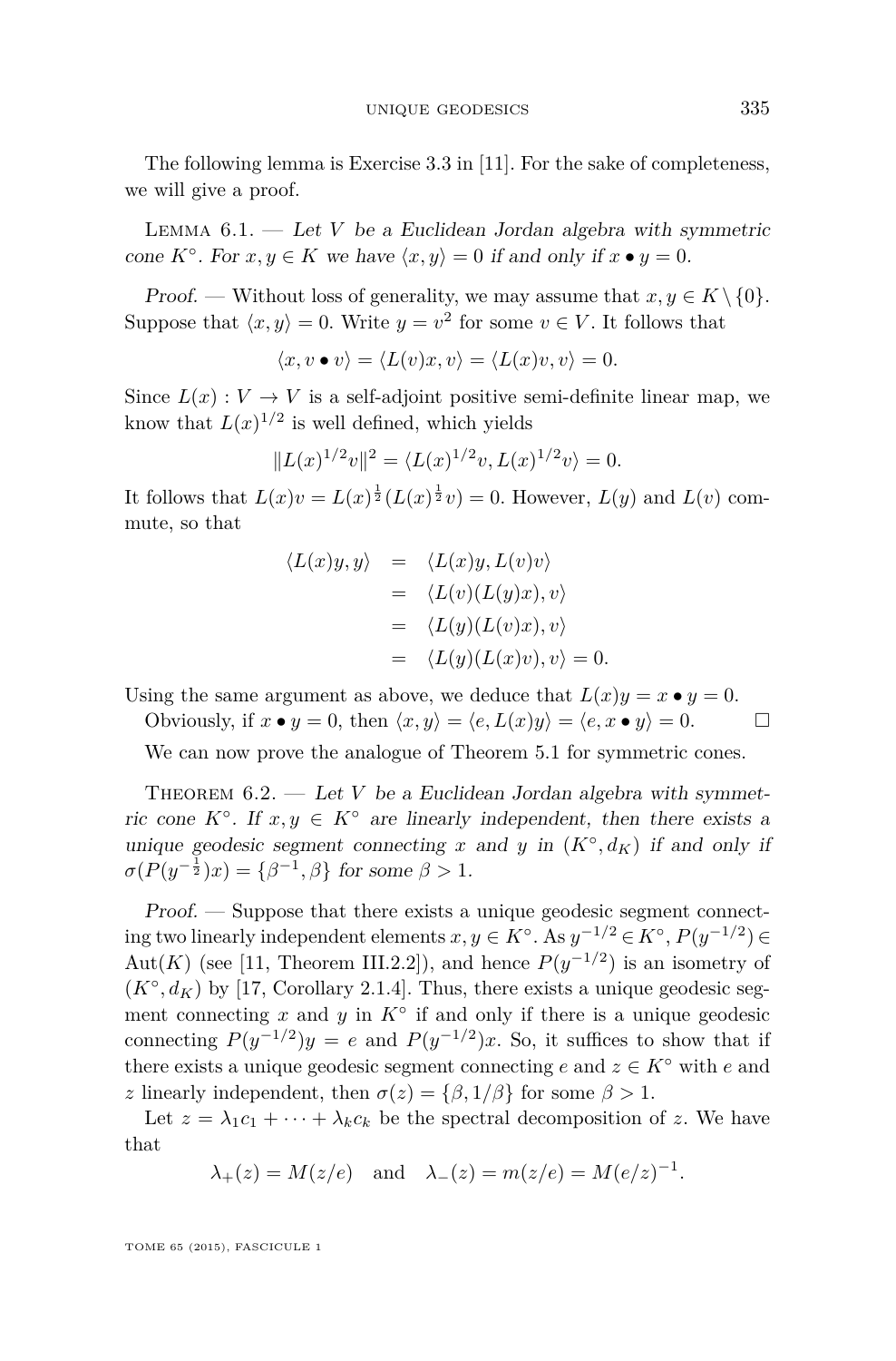The following lemma is Exercise 3.3 in [11]. For the sake of completeness, we will give a proof.

Lemma 6.1. — *Let $V$ be a Euclidean Jordan algebra with symmetric cone $K^\circ$. For $x, y \in K$ we have $\langle x, y\rangle = 0$ if and only if $x \bullet y = 0$.*

*Proof.* — Without loss of generality, we may assume that $x, y \in K \setminus \{0\}$. Suppose that $\langle x, y\rangle = 0$. Write $y = v^2$ for some $v \in V$. It follows that

$$\langle x, v \bullet v\rangle = \langle L(v)x, v\rangle = \langle L(x)v, v\rangle = 0.$$

Since $L(x) : V \to V$ is a self-adjoint positive semi-definite linear map, we know that $L(x)^{1/2}$ is well defined, which yields

$$\|L(x)^{1/2}v\|^2 = \langle L(x)^{1/2}v, L(x)^{1/2}v\rangle = 0.$$

It follows that $L(x)v = L(x)^{\frac{1}{2}}(L(x)^{\frac{1}{2}}v) = 0$. However, $L(y)$ and $L(v)$ commute, so that

$$\begin{aligned}
\langle L(x)y, y\rangle &= \langle L(x)y, L(v)v\rangle \\
&= \langle L(v)(L(y)x), v\rangle \\
&= \langle L(y)(L(v)x), v\rangle \\
&= \langle L(y)(L(x)v), v\rangle = 0.
\end{aligned}$$

Using the same argument as above, we deduce that $L(x)y = x \bullet y = 0$.

Obviously, if $x \bullet y = 0$, then $\langle x, y\rangle = \langle e, L(x)y\rangle = \langle e, x \bullet y\rangle = 0$. □

We can now prove the analogue of Theorem 5.1 for symmetric cones.

Theorem 6.2. — *Let $V$ be a Euclidean Jordan algebra with symmetric cone $K^\circ$. If $x, y \in K^\circ$ are linearly independent, then there exists a unique geodesic segment connecting $x$ and $y$ in $(K^\circ, d_K)$ if and only if $\sigma(P(y^{-\frac{1}{2}})x) = \{\beta^{-1}, \beta\}$ for some $\beta > 1$.*

*Proof.* — Suppose that there exists a unique geodesic segment connecting two linearly independent elements $x, y \in K^\circ$. As $y^{-1/2} \in K^\circ$, $P(y^{-1/2}) \in \mathrm{Aut}(K)$ (see [11, Theorem III.2.2]), and hence $P(y^{-1/2})$ is an isometry of $(K^\circ, d_K)$ by [17, Corollary 2.1.4]. Thus, there exists a unique geodesic segment connecting $x$ and $y$ in $K^\circ$ if and only if there is a unique geodesic connecting $P(y^{-1/2})y = e$ and $P(y^{-1/2})x$. So, it suffices to show that if there exists a unique geodesic segment connecting $e$ and $z \in K^\circ$ with $e$ and $z$ linearly independent, then $\sigma(z) = \{\beta, 1/\beta\}$ for some $\beta > 1$.

Let $z = \lambda_1 c_1 + \cdots + \lambda_k c_k$ be the spectral decomposition of $z$. We have that

$$\lambda_+(z) = M(z/e) \quad \text{and} \quad \lambda_-(z) = m(z/e) = M(e/z)^{-1}.$$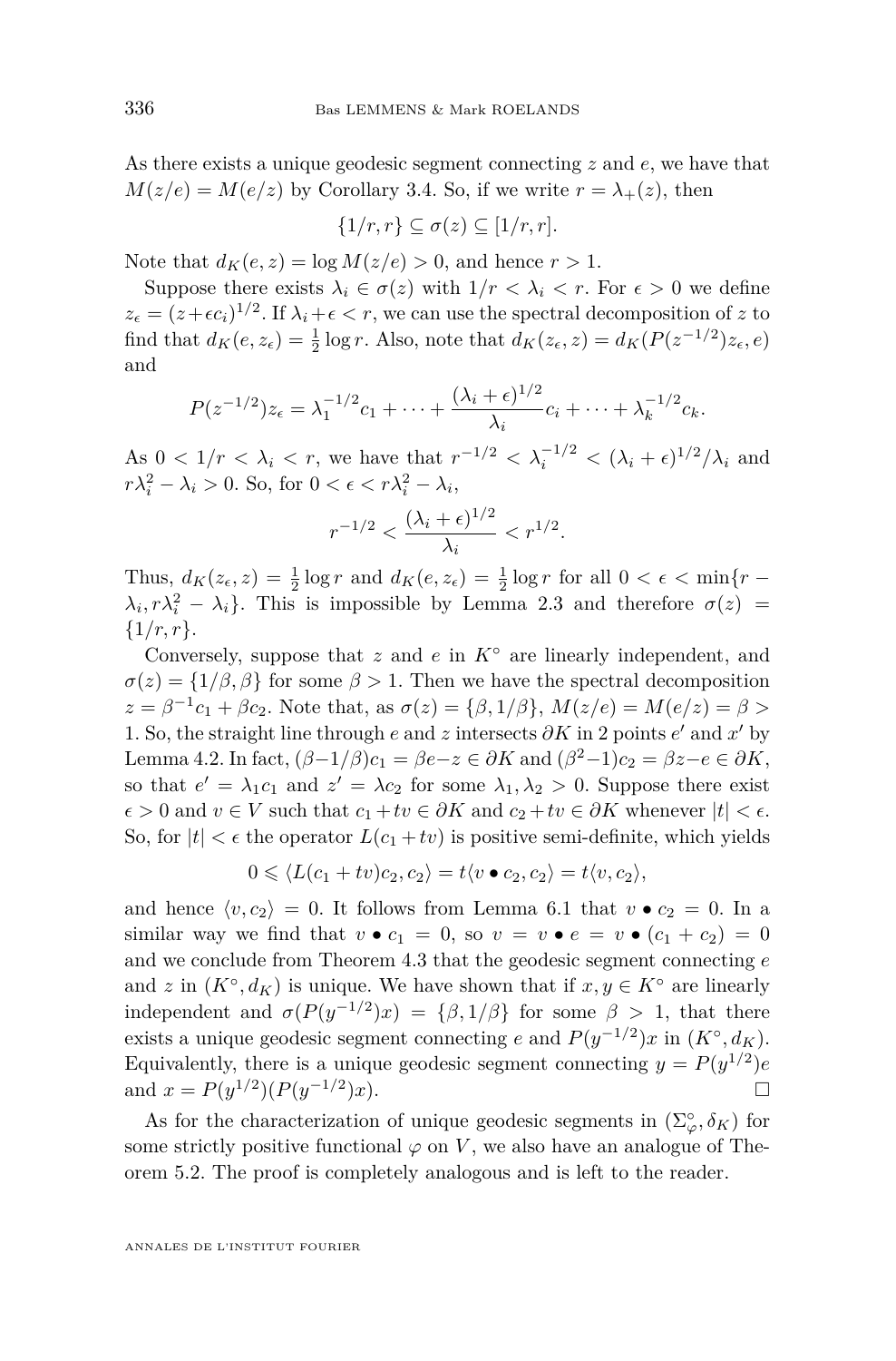As there exists a unique geodesic segment connecting $z$ and $e$, we have that $M(z/e) = M(e/z)$ by Corollary 3.4. So, if we write $r = \lambda_+(z)$, then

$$\{1/r, r\} \subseteq \sigma(z) \subseteq [1/r, r].$$

Note that $d_K(e,z) = \log M(z/e) > 0$, and hence $r > 1$.

Suppose there exists $\lambda_i \in \sigma(z)$ with $1/r < \lambda_i < r$. For $\epsilon > 0$ we define $z_\epsilon = (z + \epsilon c_i)^{1/2}$. If $\lambda_i + \epsilon < r$, we can use the spectral decomposition of $z$ to find that $d_K(e, z_\epsilon) = \frac{1}{2}\log r$. Also, note that $d_K(z_\epsilon, z) = d_K(P(z^{-1/2})z_\epsilon, e)$ and

$$P(z^{-1/2})z_\epsilon = \lambda_1^{-1/2}c_1 + \cdots + \frac{(\lambda_i + \epsilon)^{1/2}}{\lambda_i}c_i + \cdots + \lambda_k^{-1/2}c_k.$$

As $0 < 1/r < \lambda_i < r$, we have that $r^{-1/2} < \lambda_i^{-1/2} < (\lambda_i+\epsilon)^{1/2}/\lambda_i$ and $r\lambda_i^2 - \lambda_i > 0$. So, for $0 < \epsilon < r\lambda_i^2 - \lambda_i$,

$$r^{-1/2} < \frac{(\lambda_i + \epsilon)^{1/2}}{\lambda_i} < r^{1/2}.$$

Thus, $d_K(z_\epsilon, z) = \frac{1}{2}\log r$ and $d_K(e, z_\epsilon) = \frac{1}{2}\log r$ for all $0 < \epsilon < \min\{r - \lambda_i, r\lambda_i^2 - \lambda_i\}$. This is impossible by Lemma 2.3 and therefore $\sigma(z) = \{1/r, r\}$.

Conversely, suppose that $z$ and $e$ in $K^\circ$ are linearly independent, and $\sigma(z) = \{1/\beta, \beta\}$ for some $\beta > 1$. Then we have the spectral decomposition $z = \beta^{-1}c_1 + \beta c_2$. Note that, as $\sigma(z) = \{\beta, 1/\beta\}$, $M(z/e) = M(e/z) = \beta > 1$. So, the straight line through $e$ and $z$ intersects $\partial K$ in 2 points $e'$ and $x'$ by Lemma 4.2. In fact, $(\beta - 1/\beta)c_1 = \beta e - z \in \partial K$ and $(\beta^2 - 1)c_2 = \beta z - e \in \partial K$, so that $e' = \lambda_1 c_1$ and $z' = \lambda c_2$ for some $\lambda_1, \lambda_2 > 0$. Suppose there exist $\epsilon > 0$ and $v \in V$ such that $c_1 + tv \in \partial K$ and $c_2 + tv \in \partial K$ whenever $|t| < \epsilon$. So, for $|t| < \epsilon$ the operator $L(c_1 + tv)$ is positive semi-definite, which yields

$$0 \leqslant \langle L(c_1 + tv)c_2, c_2\rangle = t\langle v \bullet c_2, c_2\rangle = t\langle v, c_2\rangle,$$

and hence $\langle v, c_2\rangle = 0$. It follows from Lemma 6.1 that $v \bullet c_2 = 0$. In a similar way we find that $v \bullet c_1 = 0$, so $v = v \bullet e = v \bullet (c_1 + c_2) = 0$ and we conclude from Theorem 4.3 that the geodesic segment connecting $e$ and $z$ in $(K^\circ, d_K)$ is unique. We have shown that if $x, y \in K^\circ$ are linearly independent and $\sigma(P(y^{-1/2})x) = \{\beta, 1/\beta\}$ for some $\beta > 1$, that there exists a unique geodesic segment connecting $e$ and $P(y^{-1/2})x$ in $(K^\circ, d_K)$. Equivalently, there is a unique geodesic segment connecting $y = P(y^{1/2})e$ and $x = P(y^{1/2})(P(y^{-1/2})x)$. □

As for the characterization of unique geodesic segments in $(\Sigma_\varphi^\circ, \delta_K)$ for some strictly positive functional $\varphi$ on $V$, we also have an analogue of Theorem 5.2. The proof is completely analogous and is left to the reader.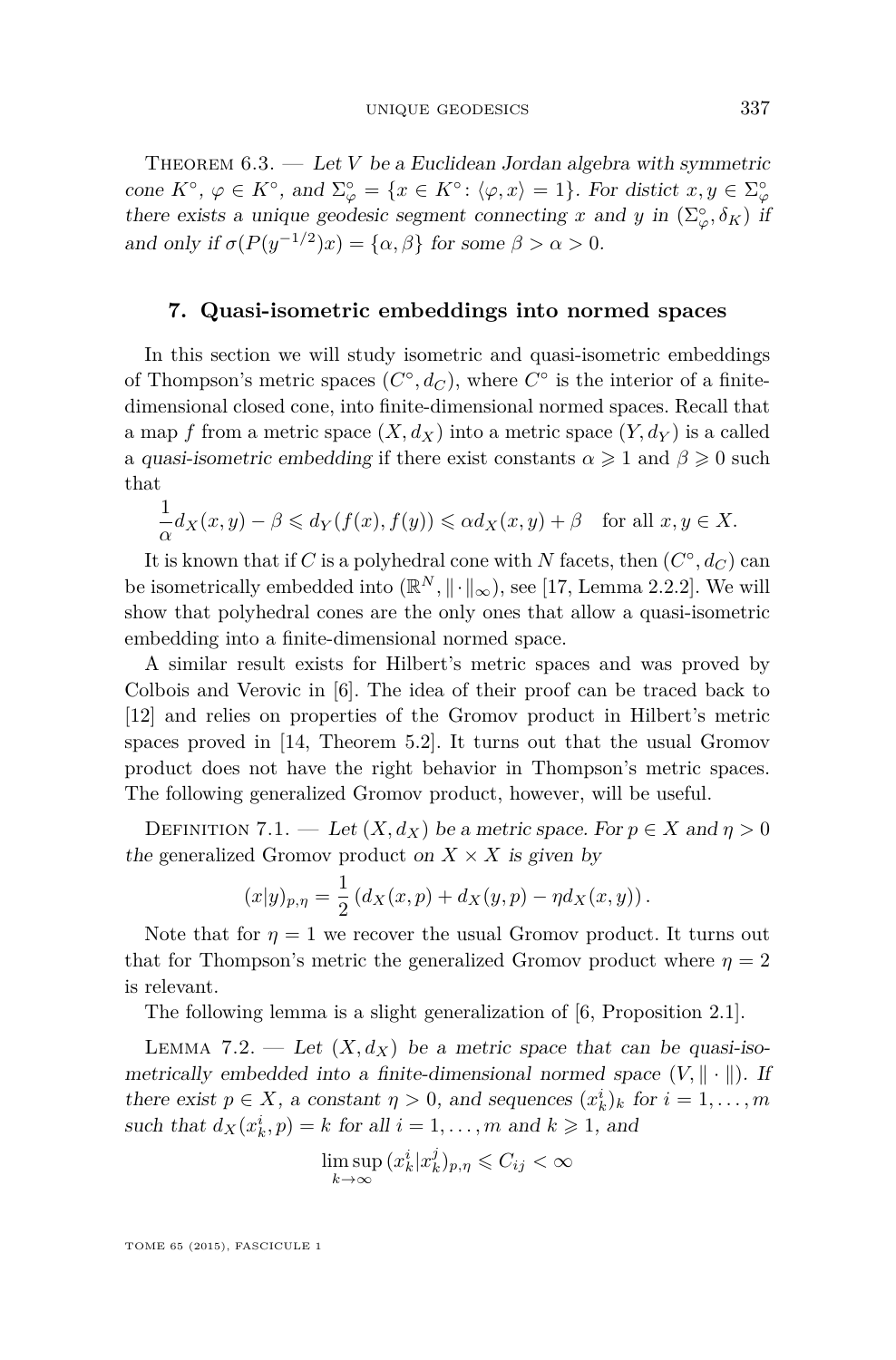Theorem 6.3. — *Let $V$ be a Euclidean Jordan algebra with symmetric cone $K^\circ$, $\varphi \in K^\circ$, and $\Sigma_\varphi^\circ = \{x \in K^\circ : \langle \varphi, x\rangle = 1\}$. For distict $x, y \in \Sigma_\varphi^\circ$ there exists a unique geodesic segment connecting $x$ and $y$ in $(\Sigma_\varphi^\circ, \delta_K)$ if and only if $\sigma(P(y^{-1/2})x) = \{\alpha, \beta\}$ for some $\beta > \alpha > 0$.*

## 7. Quasi-isometric embeddings into normed spaces

In this section we will study isometric and quasi-isometric embeddings of Thompson's metric spaces $(C^\circ, d_C)$, where $C^\circ$ is the interior of a finite-dimensional closed cone, into finite-dimensional normed spaces. Recall that a map $f$ from a metric space $(X, d_X)$ into a metric space $(Y, d_Y)$ is a called a *quasi-isometric embedding* if there exist constants $\alpha \geqslant 1$ and $\beta \geqslant 0$ such that

$$\frac{1}{\alpha} d_X(x, y) - \beta \leqslant d_Y(f(x), f(y)) \leqslant \alpha d_X(x, y) + \beta \quad \text{for all } x, y \in X.$$

It is known that if $C$ is a polyhedral cone with $N$ facets, then $(C^\circ, d_C)$ can be isometrically embedded into $(\mathbb{R}^N, \|\cdot\|_\infty)$, see [17, Lemma 2.2.2]. We will show that polyhedral cones are the only ones that allow a quasi-isometric embedding into a finite-dimensional normed space.

A similar result exists for Hilbert's metric spaces and was proved by Colbois and Verovic in [6]. The idea of their proof can be traced back to [12] and relies on properties of the Gromov product in Hilbert's metric spaces proved in [14, Theorem 5.2]. It turns out that the usual Gromov product does not have the right behavior in Thompson's metric spaces. The following generalized Gromov product, however, will be useful.

Definition 7.1. — *Let $(X, d_X)$ be a metric space. For $p \in X$ and $\eta > 0$ the* generalized Gromov product *on $X \times X$ is given by*

$$(x|y)_{p,\eta} = \frac{1}{2}\left(d_X(x, p) + d_X(y, p) - \eta d_X(x, y)\right).$$

Note that for $\eta = 1$ we recover the usual Gromov product. It turns out that for Thompson's metric the generalized Gromov product where $\eta = 2$ is relevant.

The following lemma is a slight generalization of [6, Proposition 2.1].

Lemma 7.2. — *Let $(X, d_X)$ be a metric space that can be quasi-isometrically embedded into a finite-dimensional normed space $(V, \|\cdot\|)$. If there exist $p \in X$, a constant $\eta > 0$, and sequences $(x_k^i)_k$ for $i = 1, \dots, m$ such that $d_X(x_k^i, p) = k$ for all $i = 1, \dots, m$ and $k \geqslant 1$, and*

$$\limsup_{k \to \infty} (x_k^i | x_k^j)_{p,\eta} \leqslant C_{ij} < \infty$$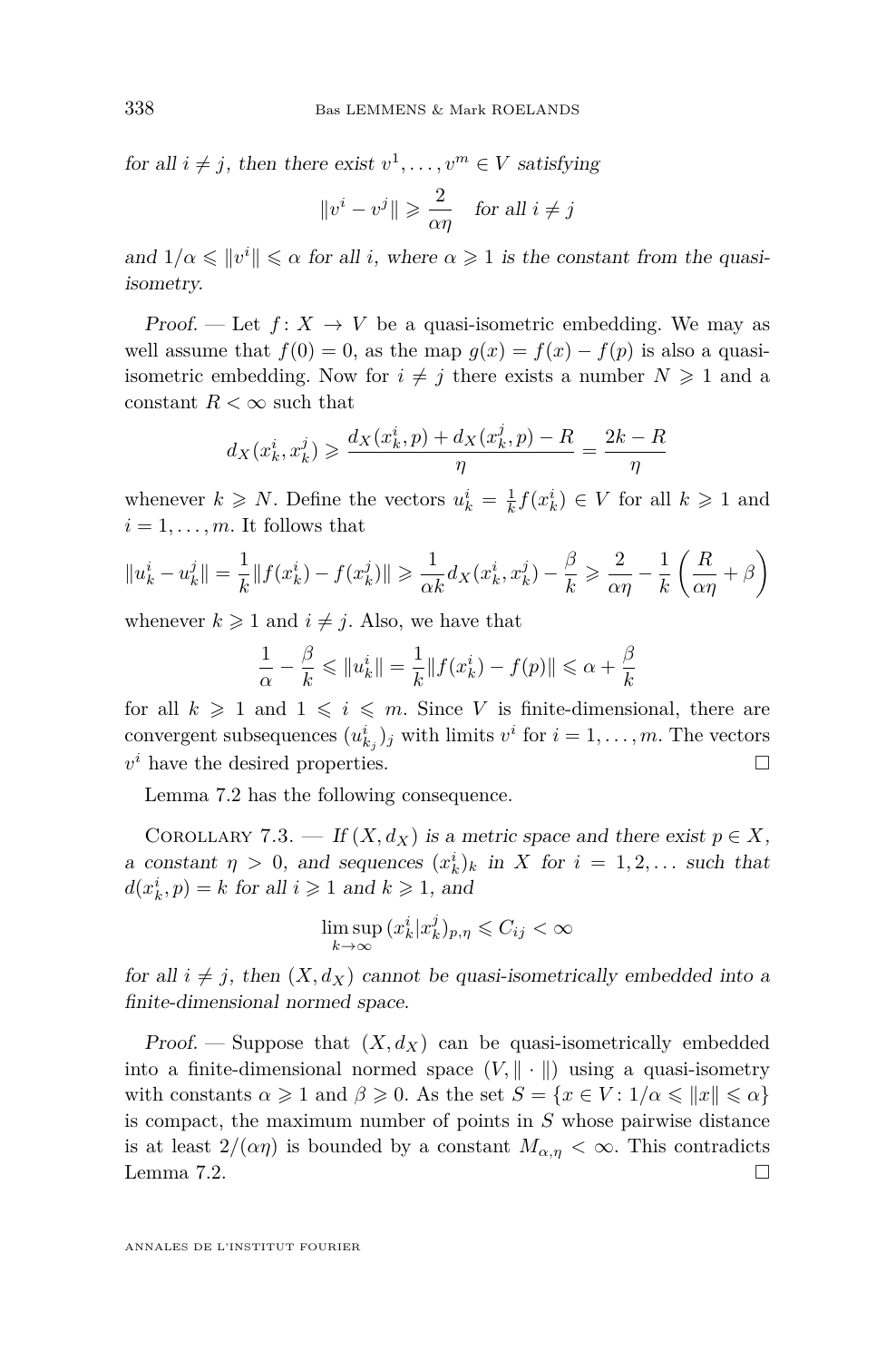*for all $i \neq j$, then there exist $v^1, \dots, v^m \in V$ satisfying*

$$\|v^i - v^j\| \geqslant \frac{2}{\alpha\eta} \quad \text{for all } i \neq j$$

*and $1/\alpha \leqslant \|v^i\| \leqslant \alpha$ for all $i$, where $\alpha \geqslant 1$ is the constant from the quasi-isometry.*

*Proof.* — Let $f\colon X \to V$ be a quasi-isometric embedding. We may as well assume that $f(0) = 0$, as the map $g(x) = f(x) - f(p)$ is also a quasi-isometric embedding. Now for $i \neq j$ there exists a number $N \geqslant 1$ and a constant $R < \infty$ such that

$$d_X(x_k^i, x_k^j) \geqslant \frac{d_X(x_k^i, p) + d_X(x_k^j, p) - R}{\eta} = \frac{2k - R}{\eta}$$

whenever $k \geqslant N$. Define the vectors $u_k^i = \frac{1}{k} f(x_k^i) \in V$ for all $k \geqslant 1$ and $i = 1, \dots, m$. It follows that

$$\|u_k^i - u_k^j\| = \frac{1}{k}\|f(x_k^i) - f(x_k^j)\| \geqslant \frac{1}{\alpha k} d_X(x_k^i, x_k^j) - \frac{\beta}{k} \geqslant \frac{2}{\alpha\eta} - \frac{1}{k}\left(\frac{R}{\alpha\eta} + \beta\right)$$

whenever $k \geqslant 1$ and $i \neq j$. Also, we have that

$$\frac{1}{\alpha} - \frac{\beta}{k} \leqslant \|u_k^i\| = \frac{1}{k}\|f(x_k^i) - f(p)\| \leqslant \alpha + \frac{\beta}{k}$$

for all $k \geqslant 1$ and $1 \leqslant i \leqslant m$. Since $V$ is finite-dimensional, there are convergent subsequences $(u_{k_j}^i)_j$ with limits $v^i$ for $i = 1, \dots, m$. The vectors $v^i$ have the desired properties. □

Lemma 7.2 has the following consequence.

Corollary 7.3. — *If $(X, d_X)$ is a metric space and there exist $p \in X$, a constant $\eta > 0$, and sequences $(x_k^i)_k$ in $X$ for $i = 1, 2, \dots$ such that $d(x_k^i, p) = k$ for all $i \geqslant 1$ and $k \geqslant 1$, and*

$$\limsup_{k \to \infty} \, (x_k^i | x_k^j)_{p,\eta} \leqslant C_{ij} < \infty$$

*for all $i \neq j$, then $(X, d_X)$ cannot be quasi-isometrically embedded into a finite-dimensional normed space.*

*Proof.* — Suppose that $(X, d_X)$ can be quasi-isometrically embedded into a finite-dimensional normed space $(V, \|\cdot\|)$ using a quasi-isometry with constants $\alpha \geqslant 1$ and $\beta \geqslant 0$. As the set $S = \{x \in V : 1/\alpha \leqslant \|x\| \leqslant \alpha\}$ is compact, the maximum number of points in $S$ whose pairwise distance is at least $2/(\alpha\eta)$ is bounded by a constant $M_{\alpha,\eta} < \infty$. This contradicts Lemma 7.2. □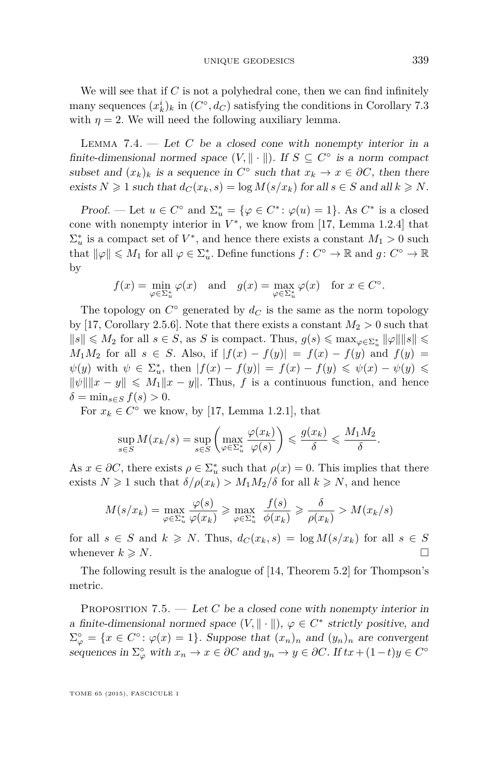We will see that if $C$ is not a polyhedral cone, then we can find infinitely many sequences $(x^i_k)_k$ in $(C^\circ, d_C)$ satisfying the conditions in Corollary 7.3 with $\eta = 2$. We will need the following auxiliary lemma.

Lemma 7.4. — *Let $C$ be a closed cone with nonempty interior in a finite-dimensional normed space $(V, \|\cdot\|)$. If $S \subseteq C^\circ$ is a norm compact subset and $(x_k)_k$ is a sequence in $C^\circ$ such that $x_k \to x \in \partial C$, then there exists $N \geqslant 1$ such that $d_C(x_k, s) = \log M(s/x_k)$ for all $s \in S$ and all $k \geqslant N$.*

*Proof.* — Let $u \in C^\circ$ and $\Sigma^*_u = \{\varphi \in C^* \colon \varphi(u) = 1\}$. As $C^*$ is a closed cone with nonempty interior in $V^*$, we know from [17, Lemma 1.2.4] that $\Sigma^*_u$ is a compact set of $V^*$, and hence there exists a constant $M_1 > 0$ such that $\|\varphi\| \leqslant M_1$ for all $\varphi \in \Sigma^*_u$. Define functions $f \colon C^\circ \to \mathbb{R}$ and $g \colon C^\circ \to \mathbb{R}$ by

$$f(x) = \min_{\varphi \in \Sigma^*_u} \varphi(x) \quad \text{and} \quad g(x) = \max_{\varphi \in \Sigma^*_u} \varphi(x) \quad \text{for } x \in C^\circ.$$

The topology on $C^\circ$ generated by $d_C$ is the same as the norm topology by [17, Corollary 2.5.6]. Note that there exists a constant $M_2 > 0$ such that $\|s\| \leqslant M_2$ for all $s \in S$, as $S$ is compact. Thus, $g(s) \leqslant \max_{\varphi \in \Sigma^*_u} \|\varphi\|\|s\| \leqslant M_1 M_2$ for all $s \in S$. Also, if $|f(x) - f(y)| = f(x) - f(y)$ and $f(y) = \psi(y)$ with $\psi \in \Sigma^*_u$, then $|f(x) - f(y)| = f(x) - f(y) \leqslant \psi(x) - \psi(y) \leqslant \|\psi\|\|x - y\| \leqslant M_1 \|x - y\|$. Thus, $f$ is a continuous function, and hence $\delta = \min_{s \in S} f(s) > 0$.

For $x_k \in C^\circ$ we know, by [17, Lemma 1.2.1], that

$$\sup_{s \in S} M(x_k/s) = \sup_{s \in S} \left( \max_{\varphi \in \Sigma^*_u} \frac{\varphi(x_k)}{\varphi(s)} \right) \leqslant \frac{g(x_k)}{\delta} \leqslant \frac{M_1 M_2}{\delta}.$$

As $x \in \partial C$, there exists $\rho \in \Sigma^*_u$ such that $\rho(x) = 0$. This implies that there exists $N \geqslant 1$ such that $\delta/\rho(x_k) > M_1 M_2/\delta$ for all $k \geqslant N$, and hence

$$M(s/x_k) = \max_{\varphi \in \Sigma^*_u} \frac{\varphi(s)}{\varphi(x_k)} \geqslant \max_{\varphi \in \Sigma^*_u} \frac{f(s)}{\phi(x_k)} \geqslant \frac{\delta}{\rho(x_k)} > M(x_k/s)$$

for all $s \in S$ and $k \geqslant N$. Thus, $d_C(x_k, s) = \log M(s/x_k)$ for all $s \in S$ whenever $k \geqslant N$. $\square$

The following result is the analogue of [14, Theorem 5.2] for Thompson's metric.

Proposition 7.5. — *Let $C$ be a closed cone with nonempty interior in a finite-dimensional normed space $(V, \|\cdot\|)$, $\varphi \in C^*$ strictly positive, and $\Sigma^\circ_\varphi = \{x \in C^\circ \colon \varphi(x) = 1\}$. Suppose that $(x_n)_n$ and $(y_n)_n$ are convergent sequences in $\Sigma^\circ_\varphi$ with $x_n \to x \in \partial C$ and $y_n \to y \in \partial C$. If $tx + (1-t)y \in C^\circ$*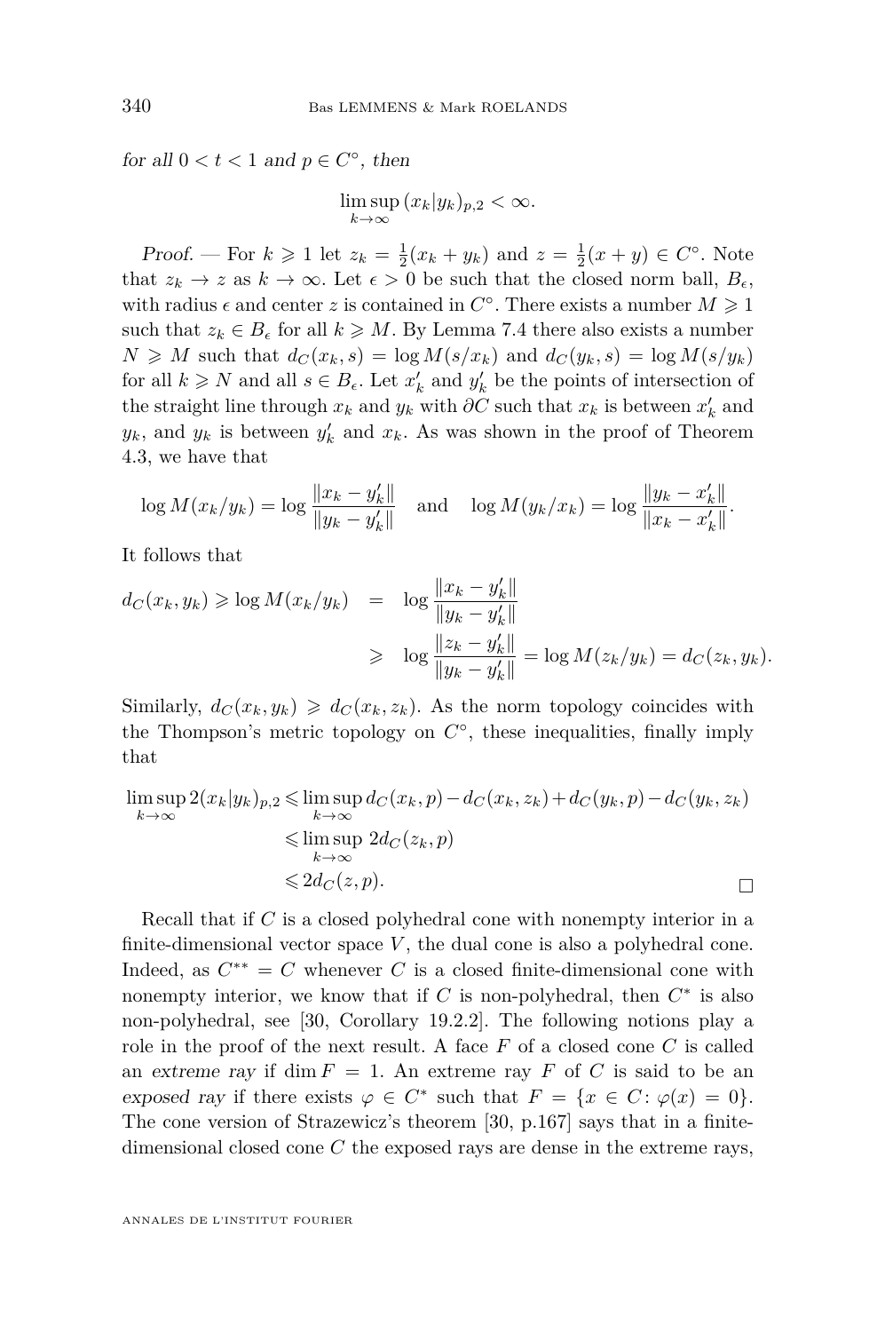*for all* $0 < t < 1$ *and* $p \in C^\circ$, *then*

$$\limsup_{k\to\infty} (x_k|y_k)_{p,2} < \infty.$$

*Proof.* — For $k \geqslant 1$ let $z_k = \frac{1}{2}(x_k + y_k)$ and $z = \frac{1}{2}(x + y) \in C^\circ$. Note that $z_k \to z$ as $k \to \infty$. Let $\epsilon > 0$ be such that the closed norm ball, $B_\epsilon$, with radius $\epsilon$ and center $z$ is contained in $C^\circ$. There exists a number $M \geqslant 1$ such that $z_k \in B_\epsilon$ for all $k \geqslant M$. By Lemma 7.4 there also exists a number $N \geqslant M$ such that $d_C(x_k, s) = \log M(s/x_k)$ and $d_C(y_k, s) = \log M(s/y_k)$ for all $k \geqslant N$ and all $s \in B_\epsilon$. Let $x'_k$ and $y'_k$ be the points of intersection of the straight line through $x_k$ and $y_k$ with $\partial C$ such that $x_k$ is between $x'_k$ and $y_k$, and $y_k$ is between $y'_k$ and $x_k$. As was shown in the proof of Theorem 4.3, we have that

$$\log M(x_k/y_k) = \log \frac{\|x_k - y'_k\|}{\|y_k - y'_k\|} \quad \text{and} \quad \log M(y_k/x_k) = \log \frac{\|y_k - x'_k\|}{\|x_k - x'_k\|}.$$

It follows that

$$\begin{aligned} d_C(x_k, y_k) \geqslant \log M(x_k/y_k) &= \log \frac{\|x_k - y'_k\|}{\|y_k - y'_k\|} \\ &\geqslant \log \frac{\|z_k - y'_k\|}{\|y_k - y'_k\|} = \log M(z_k/y_k) = d_C(z_k, y_k). \end{aligned}$$

Similarly, $d_C(x_k, y_k) \geqslant d_C(x_k, z_k)$. As the norm topology coincides with the Thompson's metric topology on $C^\circ$, these inequalities, finally imply that

$$\begin{aligned} \limsup_{k\to\infty} 2(x_k|y_k)_{p,2} &\leqslant \limsup_{k\to\infty} d_C(x_k, p) - d_C(x_k, z_k) + d_C(y_k, p) - d_C(y_k, z_k) \\ &\leqslant \limsup_{k\to\infty} \ 2d_C(z_k, p) \\ &\leqslant 2d_C(z, p). \end{aligned}$$

□

Recall that if $C$ is a closed polyhedral cone with nonempty interior in a finite-dimensional vector space $V$, the dual cone is also a polyhedral cone. Indeed, as $C^{**} = C$ whenever $C$ is a closed finite-dimensional cone with nonempty interior, we know that if $C$ is non-polyhedral, then $C^*$ is also non-polyhedral, see [30, Corollary 19.2.2]. The following notions play a role in the proof of the next result. A face $F$ of a closed cone $C$ is called an *extreme ray* if $\dim F = 1$. An extreme ray $F$ of $C$ is said to be an *exposed ray* if there exists $\varphi \in C^*$ such that $F = \{x \in C \colon \varphi(x) = 0\}$. The cone version of Strazewicz's theorem [30, p.167] says that in a finite-dimensional closed cone $C$ the exposed rays are dense in the extreme rays,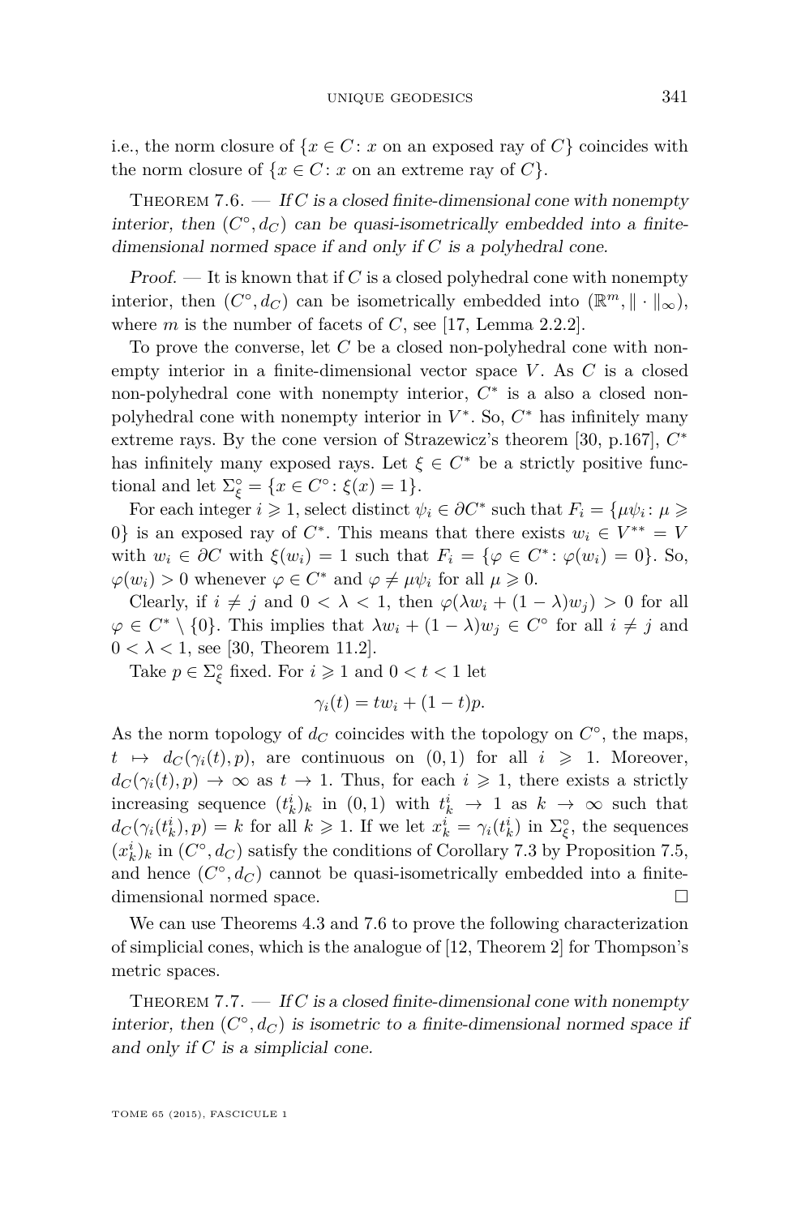i.e., the norm closure of $\{x \in C\colon x \text{ on an exposed ray of } C\}$ coincides with the norm closure of $\{x \in C\colon x \text{ on an extreme ray of } C\}$.

Theorem 7.6. — *If $C$ is a closed finite-dimensional cone with nonempty interior, then $(C^\circ, d_C)$ can be quasi-isometrically embedded into a finite-dimensional normed space if and only if $C$ is a polyhedral cone.*

*Proof.* — It is known that if $C$ is a closed polyhedral cone with nonempty interior, then $(C^\circ, d_C)$ can be isometrically embedded into $(\mathbb{R}^m, \|\cdot\|_\infty)$, where $m$ is the number of facets of $C$, see [17, Lemma 2.2.2].

To prove the converse, let $C$ be a closed non-polyhedral cone with nonempty interior in a finite-dimensional vector space $V$. As $C$ is a closed non-polyhedral cone with nonempty interior, $C^*$ is a also a closed non-polyhedral cone with nonempty interior in $V^*$. So, $C^*$ has infinitely many extreme rays. By the cone version of Strazewicz's theorem [30, p.167], $C^*$ has infinitely many exposed rays. Let $\xi \in C^*$ be a strictly positive functional and let $\Sigma_\xi^\circ = \{x \in C^\circ\colon \xi(x) = 1\}$.

For each integer $i \geqslant 1$, select distinct $\psi_i \in \partial C^*$ such that $F_i = \{\mu\psi_i\colon \mu \geqslant 0\}$ is an exposed ray of $C^*$. This means that there exists $w_i \in V^{**} = V$ with $w_i \in \partial C$ with $\xi(w_i) = 1$ such that $F_i = \{\varphi \in C^*\colon \varphi(w_i) = 0\}$. So, $\varphi(w_i) > 0$ whenever $\varphi \in C^*$ and $\varphi \neq \mu\psi_i$ for all $\mu \geqslant 0$.

Clearly, if $i \neq j$ and $0 < \lambda < 1$, then $\varphi(\lambda w_i + (1-\lambda)w_j) > 0$ for all $\varphi \in C^* \setminus \{0\}$. This implies that $\lambda w_i + (1-\lambda)w_j \in C^\circ$ for all $i \neq j$ and $0 < \lambda < 1$, see [30, Theorem 11.2].

Take $p \in \Sigma_\xi^\circ$ fixed. For $i \geqslant 1$ and $0 < t < 1$ let

$$\gamma_i(t) = tw_i + (1-t)p.$$

As the norm topology of $d_C$ coincides with the topology on $C^\circ$, the maps, $t \mapsto d_C(\gamma_i(t), p)$, are continuous on $(0,1)$ for all $i \geqslant 1$. Moreover, $d_C(\gamma_i(t), p) \to \infty$ as $t \to 1$. Thus, for each $i \geqslant 1$, there exists a strictly increasing sequence $(t_k^i)_k$ in $(0,1)$ with $t_k^i \to 1$ as $k \to \infty$ such that $d_C(\gamma_i(t_k^i), p) = k$ for all $k \geqslant 1$. If we let $x_k^i = \gamma_i(t_k^i)$ in $\Sigma_\xi^\circ$, the sequences $(x_k^i)_k$ in $(C^\circ, d_C)$ satisfy the conditions of Corollary 7.3 by Proposition 7.5, and hence $(C^\circ, d_C)$ cannot be quasi-isometrically embedded into a finite-dimensional normed space. $\square$

We can use Theorems 4.3 and 7.6 to prove the following characterization of simplicial cones, which is the analogue of [12, Theorem 2] for Thompson's metric spaces.

Theorem 7.7. — *If $C$ is a closed finite-dimensional cone with nonempty interior, then $(C^\circ, d_C)$ is isometric to a finite-dimensional normed space if and only if $C$ is a simplicial cone.*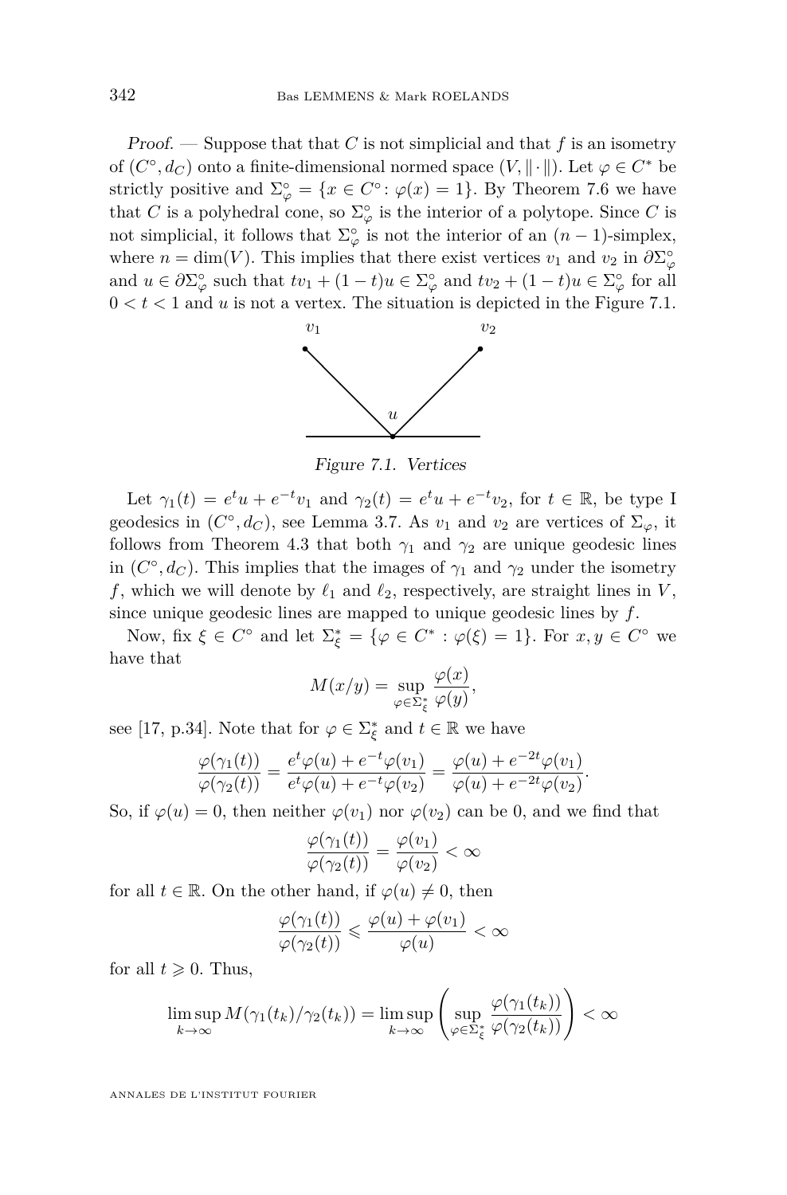*Proof.* — Suppose that that $C$ is not simplicial and that $f$ is an isometry of $(C^\circ, d_C)$ onto a finite-dimensional normed space $(V, \|\cdot\|)$. Let $\varphi \in C^*$ be strictly positive and $\Sigma_\varphi^\circ = \{x \in C^\circ : \varphi(x) = 1\}$. By Theorem 7.6 we have that $C$ is a polyhedral cone, so $\Sigma_\varphi^\circ$ is the interior of a polytope. Since $C$ is not simplicial, it follows that $\Sigma_\varphi^\circ$ is not the interior of an $(n-1)$-simplex, where $n = \dim(V)$. This implies that there exist vertices $v_1$ and $v_2$ in $\partial\Sigma_\varphi^\circ$ and $u \in \partial\Sigma_\varphi^\circ$ such that $tv_1 + (1-t)u \in \Sigma_\varphi^\circ$ and $tv_2 + (1-t)u \in \Sigma_\varphi^\circ$ for all $0 < t < 1$ and $u$ is not a vertex. The situation is depicted in the Figure 7.1.

*Figure 7.1. Vertices*

Let $\gamma_1(t) = e^t u + e^{-t} v_1$ and $\gamma_2(t) = e^t u + e^{-t} v_2$, for $t \in \mathbb{R}$, be type I geodesics in $(C^\circ, d_C)$, see Lemma 3.7. As $v_1$ and $v_2$ are vertices of $\Sigma_\varphi$, it follows from Theorem 4.3 that both $\gamma_1$ and $\gamma_2$ are unique geodesic lines in $(C^\circ, d_C)$. This implies that the images of $\gamma_1$ and $\gamma_2$ under the isometry $f$, which we will denote by $\ell_1$ and $\ell_2$, respectively, are straight lines in $V$, since unique geodesic lines are mapped to unique geodesic lines by $f$.

Now, fix $\xi \in C^\circ$ and let $\Sigma_\xi^* = \{\varphi \in C^* : \varphi(\xi) = 1\}$. For $x, y \in C^\circ$ we have that

$$M(x/y) = \sup_{\varphi \in \Sigma_\xi^*} \frac{\varphi(x)}{\varphi(y)},$$

see [17, p.34]. Note that for $\varphi \in \Sigma_\xi^*$ and $t \in \mathbb{R}$ we have

$$\frac{\varphi(\gamma_1(t))}{\varphi(\gamma_2(t))} = \frac{e^t\varphi(u) + e^{-t}\varphi(v_1)}{e^t\varphi(u) + e^{-t}\varphi(v_2)} = \frac{\varphi(u) + e^{-2t}\varphi(v_1)}{\varphi(u) + e^{-2t}\varphi(v_2)}.$$

So, if $\varphi(u) = 0$, then neither $\varphi(v_1)$ nor $\varphi(v_2)$ can be 0, and we find that

$$\frac{\varphi(\gamma_1(t))}{\varphi(\gamma_2(t))} = \frac{\varphi(v_1)}{\varphi(v_2)} < \infty$$

for all $t \in \mathbb{R}$. On the other hand, if $\varphi(u) \neq 0$, then

$$\frac{\varphi(\gamma_1(t))}{\varphi(\gamma_2(t))} \leqslant \frac{\varphi(u) + \varphi(v_1)}{\varphi(u)} < \infty$$

for all $t \geqslant 0$. Thus,

$$\limsup_{k\to\infty} M(\gamma_1(t_k)/\gamma_2(t_k)) = \limsup_{k\to\infty} \left( \sup_{\varphi \in \Sigma_\xi^*} \frac{\varphi(\gamma_1(t_k))}{\varphi(\gamma_2(t_k))} \right) < \infty$$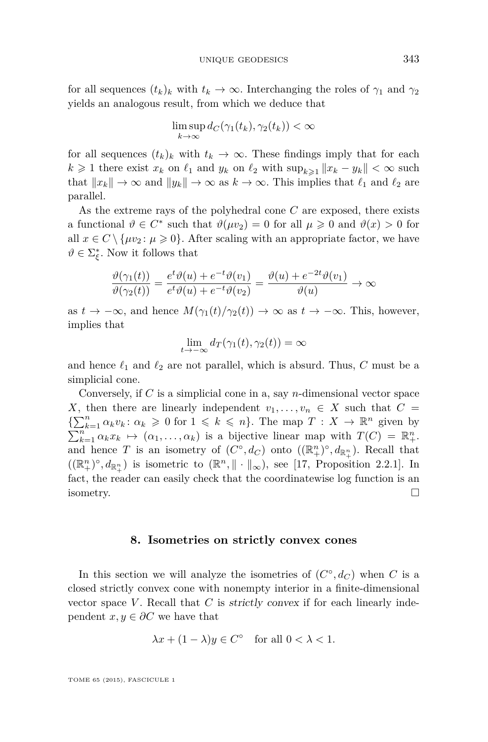for all sequences $(t_k)_k$ with $t_k \to \infty$. Interchanging the roles of $\gamma_1$ and $\gamma_2$ yields an analogous result, from which we deduce that

$$\limsup_{k\to\infty} d_C(\gamma_1(t_k), \gamma_2(t_k)) < \infty$$

for all sequences $(t_k)_k$ with $t_k \to \infty$. These findings imply that for each $k \geqslant 1$ there exist $x_k$ on $\ell_1$ and $y_k$ on $\ell_2$ with $\sup_{k\geqslant 1} \|x_k - y_k\| < \infty$ such that $\|x_k\| \to \infty$ and $\|y_k\| \to \infty$ as $k \to \infty$. This implies that $\ell_1$ and $\ell_2$ are parallel.

As the extreme rays of the polyhedral cone $C$ are exposed, there exists a functional $\vartheta \in C^*$ such that $\vartheta(\mu v_2) = 0$ for all $\mu \geqslant 0$ and $\vartheta(x) > 0$ for all $x \in C \setminus \{\mu v_2 \colon \mu \geqslant 0\}$. After scaling with an appropriate factor, we have $\vartheta \in \Sigma_\xi^*$. Now it follows that

$$\frac{\vartheta(\gamma_1(t))}{\vartheta(\gamma_2(t))} = \frac{e^t\vartheta(u) + e^{-t}\vartheta(v_1)}{e^t\vartheta(u) + e^{-t}\vartheta(v_2)} = \frac{\vartheta(u) + e^{-2t}\vartheta(v_1)}{\vartheta(u)} \to \infty$$

as $t \to -\infty$, and hence $M(\gamma_1(t)/\gamma_2(t)) \to \infty$ as $t \to -\infty$. This, however, implies that

$$\lim_{t\to-\infty} d_T(\gamma_1(t), \gamma_2(t)) = \infty$$

and hence $\ell_1$ and $\ell_2$ are not parallel, which is absurd. Thus, $C$ must be a simplicial cone.

Conversely, if $C$ is a simplicial cone in a, say $n$-dimensional vector space $X$, then there are linearly independent $v_1, \ldots, v_n \in X$ such that $C = \{\sum_{k=1}^n \alpha_k v_k \colon \alpha_k \geqslant 0 \text{ for } 1 \leqslant k \leqslant n\}$. The map $T : X \to \mathbb{R}^n$ given by $\sum_{k=1}^n \alpha_k x_k \mapsto (\alpha_1, \ldots, \alpha_k)$ is a bijective linear map with $T(C) = \mathbb{R}^n_+$. and hence $T$ is an isometry of $(C^\circ, d_C)$ onto $((\mathbb{R}^n_+)^\circ, d_{\mathbb{R}^n_+})$. Recall that $((\mathbb{R}^n_+)^\circ, d_{\mathbb{R}^n_+})$ is isometric to $(\mathbb{R}^n, \|\cdot\|_\infty)$, see [17, Proposition 2.2.1]. In fact, the reader can easily check that the coordinatewise log function is an isometry. $\square$

## 8. Isometries on strictly convex cones

In this section we will analyze the isometries of $(C^\circ, d_C)$ when $C$ is a closed strictly convex cone with nonempty interior in a finite-dimensional vector space $V$. Recall that $C$ is *strictly convex* if for each linearly independent $x, y \in \partial C$ we have that

$$\lambda x + (1 - \lambda)y \in C^\circ \quad \text{for all } 0 < \lambda < 1.$$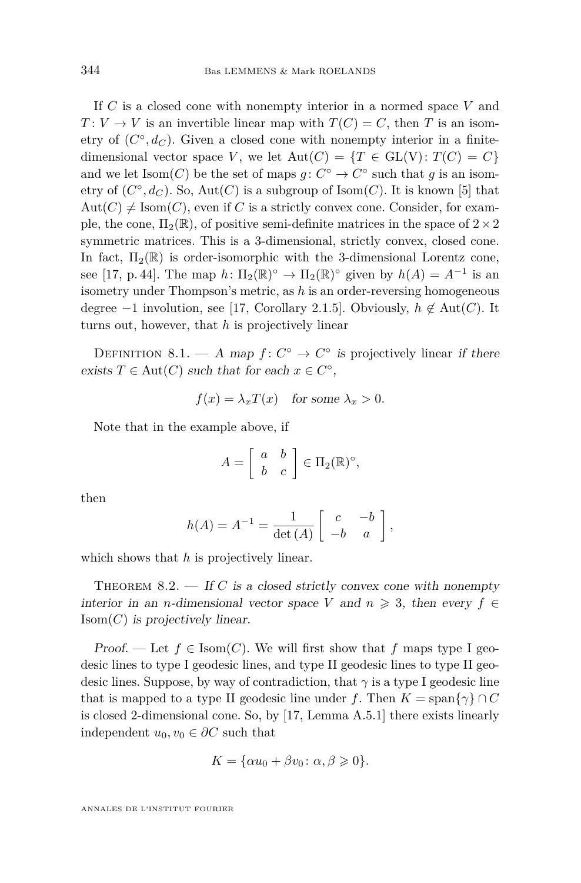If $C$ is a closed cone with nonempty interior in a normed space $V$ and $T\colon V \to V$ is an invertible linear map with $T(C) = C$, then $T$ is an isometry of $(C^\circ, d_C)$. Given a closed cone with nonempty interior in a finite-dimensional vector space $V$, we let $\mathrm{Aut}(C) = \{T \in \mathrm{GL(V)}\colon T(C) = C\}$ and we let $\mathrm{Isom}(C)$ be the set of maps $g\colon C^\circ \to C^\circ$ such that $g$ is an isometry of $(C^\circ, d_C)$. So, $\mathrm{Aut}(C)$ is a subgroup of $\mathrm{Isom}(C)$. It is known [5] that $\mathrm{Aut}(C) \neq \mathrm{Isom}(C)$, even if $C$ is a strictly convex cone. Consider, for example, the cone, $\Pi_2(\mathbb{R})$, of positive semi-definite matrices in the space of $2\times 2$ symmetric matrices. This is a 3-dimensional, strictly convex, closed cone. In fact, $\Pi_2(\mathbb{R})$ is order-isomorphic with the 3-dimensional Lorentz cone, see [17, p. 44]. The map $h\colon \Pi_2(\mathbb{R})^\circ \to \Pi_2(\mathbb{R})^\circ$ given by $h(A) = A^{-1}$ is an isometry under Thompson's metric, as $h$ is an order-reversing homogeneous degree $-1$ involution, see [17, Corollary 2.1.5]. Obviously, $h \notin \mathrm{Aut}(C)$. It turns out, however, that $h$ is projectively linear

Definition 8.1. — *A map $f\colon C^\circ \to C^\circ$ is* projectively linear *if there exists $T \in \mathrm{Aut}(C)$ such that for each $x \in C^\circ$,*

$$f(x) = \lambda_x T(x) \quad \text{for some } \lambda_x > 0.$$

Note that in the example above, if

$$A = \begin{bmatrix} a & b \\ b & c \end{bmatrix} \in \Pi_2(\mathbb{R})^\circ,$$

then

$$h(A) = A^{-1} = \frac{1}{\det(A)} \begin{bmatrix} c & -b \\ -b & a \end{bmatrix},$$

which shows that $h$ is projectively linear.

Theorem 8.2. — *If $C$ is a closed strictly convex cone with nonempty interior in an $n$-dimensional vector space $V$ and $n \geqslant 3$, then every $f \in \mathrm{Isom}(C)$ is projectively linear.*

*Proof.* — Let $f \in \mathrm{Isom}(C)$. We will first show that $f$ maps type I geodesic lines to type I geodesic lines, and type II geodesic lines to type II geodesic lines. Suppose, by way of contradiction, that $\gamma$ is a type I geodesic line that is mapped to a type II geodesic line under $f$. Then $K = \mathrm{span}\{\gamma\} \cap C$ is closed 2-dimensional cone. So, by [17, Lemma A.5.1] there exists linearly independent $u_0, v_0 \in \partial C$ such that

$$K = \{\alpha u_0 + \beta v_0 \colon \alpha, \beta \geqslant 0\}.$$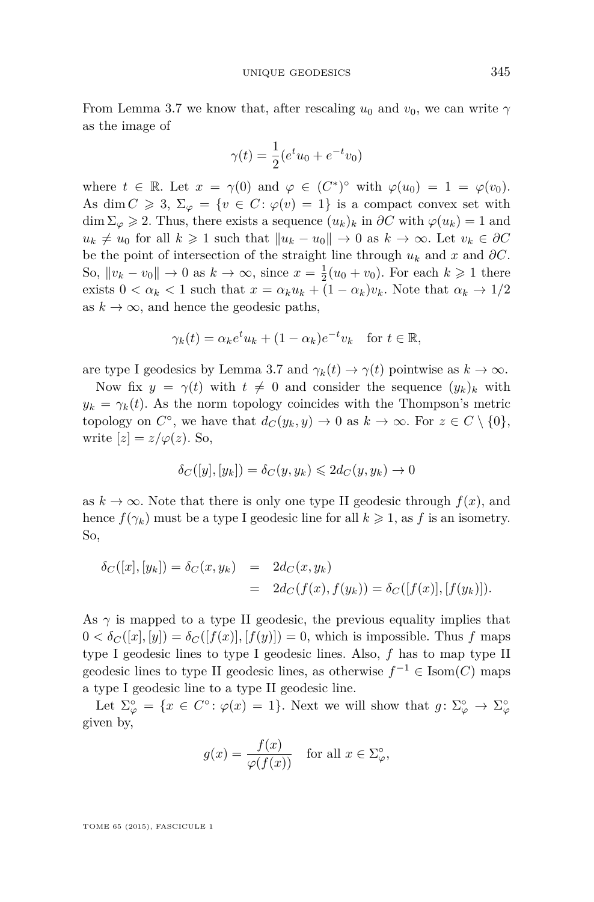From Lemma 3.7 we know that, after rescaling $u_0$ and $v_0$, we can write $\gamma$ as the image of

$$\gamma(t) = \frac{1}{2}(e^t u_0 + e^{-t} v_0)$$

where $t \in \mathbb{R}$. Let $x = \gamma(0)$ and $\varphi \in (C^*)^\circ$ with $\varphi(u_0) = 1 = \varphi(v_0)$. As $\dim C \geqslant 3$, $\Sigma_\varphi = \{v \in C \colon \varphi(v) = 1\}$ is a compact convex set with $\dim \Sigma_\varphi \geqslant 2$. Thus, there exists a sequence $(u_k)_k$ in $\partial C$ with $\varphi(u_k) = 1$ and $u_k \neq u_0$ for all $k \geqslant 1$ such that $\|u_k - u_0\| \to 0$ as $k \to \infty$. Let $v_k \in \partial C$ be the point of intersection of the straight line through $u_k$ and $x$ and $\partial C$. So, $\|v_k - v_0\| \to 0$ as $k \to \infty$, since $x = \frac{1}{2}(u_0 + v_0)$. For each $k \geqslant 1$ there exists $0 < \alpha_k < 1$ such that $x = \alpha_k u_k + (1 - \alpha_k) v_k$. Note that $\alpha_k \to 1/2$ as $k \to \infty$, and hence the geodesic paths,

$$\gamma_k(t) = \alpha_k e^t u_k + (1 - \alpha_k) e^{-t} v_k \quad \text{for } t \in \mathbb{R},$$

are type I geodesics by Lemma 3.7 and $\gamma_k(t) \to \gamma(t)$ pointwise as $k \to \infty$.

Now fix $y = \gamma(t)$ with $t \neq 0$ and consider the sequence $(y_k)_k$ with $y_k = \gamma_k(t)$. As the norm topology coincides with the Thompson's metric topology on $C^\circ$, we have that $d_C(y_k, y) \to 0$ as $k \to \infty$. For $z \in C \setminus \{0\}$, write $[z] = z/\varphi(z)$. So,

$$\delta_C([y], [y_k]) = \delta_C(y, y_k) \leqslant 2 d_C(y, y_k) \to 0$$

as $k \to \infty$. Note that there is only one type II geodesic through $f(x)$, and hence $f(\gamma_k)$ must be a type I geodesic line for all $k \geqslant 1$, as $f$ is an isometry. So,

$$\begin{aligned}
\delta_C([x], [y_k]) = \delta_C(x, y_k) &= 2 d_C(x, y_k) \\
&= 2 d_C(f(x), f(y_k)) = \delta_C([f(x)], [f(y_k)]).
\end{aligned}$$

As $\gamma$ is mapped to a type II geodesic, the previous equality implies that $0 < \delta_C([x], [y]) = \delta_C([f(x)], [f(y)]) = 0$, which is impossible. Thus $f$ maps type I geodesic lines to type I geodesic lines. Also, $f$ has to map type II geodesic lines to type II geodesic lines, as otherwise $f^{-1} \in \mathrm{Isom}(C)$ maps a type I geodesic line to a type II geodesic line.

Let $\Sigma_\varphi^\circ = \{x \in C^\circ \colon \varphi(x) = 1\}$. Next we will show that $g \colon \Sigma_\varphi^\circ \to \Sigma_\varphi^\circ$ given by,

$$g(x) = \frac{f(x)}{\varphi(f(x))} \quad \text{for all } x \in \Sigma_\varphi^\circ,$$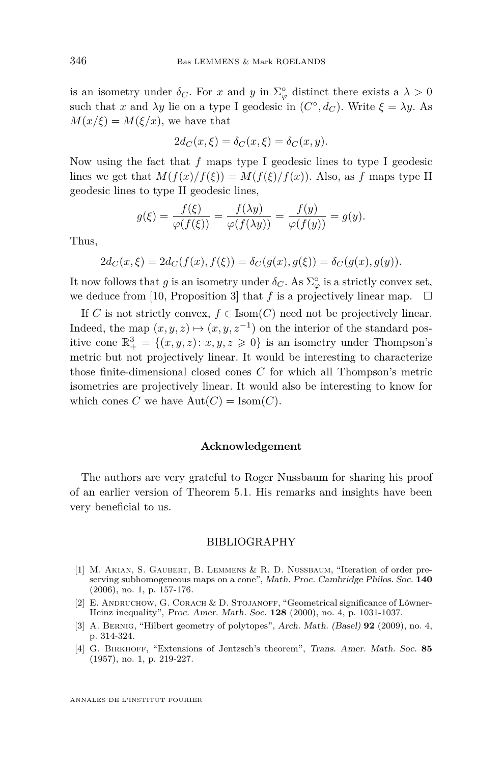is an isometry under $\delta_C$. For $x$ and $y$ in $\Sigma_\varphi^\circ$ distinct there exists a $\lambda > 0$ such that $x$ and $\lambda y$ lie on a type I geodesic in $(C^\circ, d_C)$. Write $\xi = \lambda y$. As $M(x/\xi) = M(\xi/x)$, we have that

$$2d_C(x, \xi) = \delta_C(x, \xi) = \delta_C(x, y).$$

Now using the fact that $f$ maps type I geodesic lines to type I geodesic lines we get that $M(f(x)/f(\xi)) = M(f(\xi)/f(x))$. Also, as $f$ maps type II geodesic lines to type II geodesic lines,

$$g(\xi) = \frac{f(\xi)}{\varphi(f(\xi))} = \frac{f(\lambda y)}{\varphi(f(\lambda y))} = \frac{f(y)}{\varphi(f(y))} = g(y).$$

Thus,

$$2d_C(x, \xi) = 2d_C(f(x), f(\xi)) = \delta_C(g(x), g(\xi)) = \delta_C(g(x), g(y)).$$

It now follows that $g$ is an isometry under $\delta_C$. As $\Sigma_\varphi^\circ$ is a strictly convex set, we deduce from [10, Proposition 3] that $f$ is a projectively linear map. $\square$

If $C$ is not strictly convex, $f \in \mathrm{Isom}(C)$ need not be projectively linear. Indeed, the map $(x, y, z) \mapsto (x, y, z^{-1})$ on the interior of the standard positive cone $\mathbb{R}^3_+ = \{(x, y, z) \colon x, y, z \geqslant 0\}$ is an isometry under Thompson's metric but not projectively linear. It would be interesting to characterize those finite-dimensional closed cones $C$ for which all Thompson's metric isometries are projectively linear. It would also be interesting to know for which cones $C$ we have $\mathrm{Aut}(C) = \mathrm{Isom}(C)$.

### Acknowledgement

The authors are very grateful to Roger Nussbaum for sharing his proof of an earlier version of Theorem 5.1. His remarks and insights have been very beneficial to us.

## BIBLIOGRAPHY

[1] M. Akian, S. Gaubert, B. Lemmens & R. D. Nussbaum, "Iteration of order preserving subhomogeneous maps on a cone", *Math. Proc. Cambridge Philos. Soc.* **140** (2006), no. 1, p. 157-176.

[2] E. Andruchow, G. Corach & D. Stojanoff, "Geometrical significance of Löwner-Heinz inequality", *Proc. Amer. Math. Soc.* **128** (2000), no. 4, p. 1031-1037.

[3] A. Bernig, "Hilbert geometry of polytopes", *Arch. Math. (Basel)* **92** (2009), no. 4, p. 314-324.

[4] G. Birkhoff, "Extensions of Jentzsch's theorem", *Trans. Amer. Math. Soc.* **85** (1957), no. 1, p. 219-227.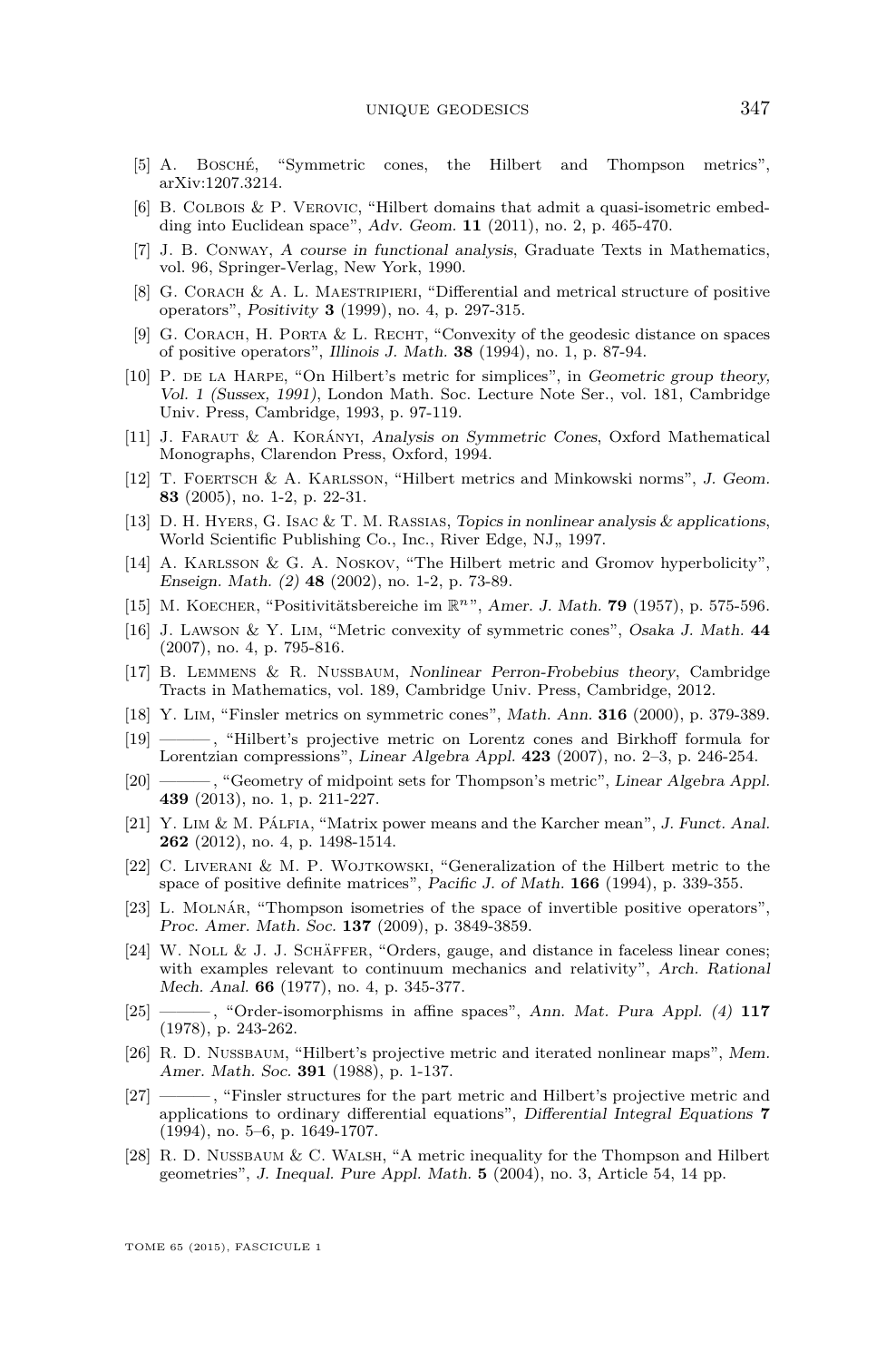[5] A. Bosché, "Symmetric cones, the Hilbert and Thompson metrics", arXiv:1207.3214.

[6] B. Colbois & P. Verovic, "Hilbert domains that admit a quasi-isometric embedding into Euclidean space", *Adv. Geom.* **11** (2011), no. 2, p. 465-470.

[7] J. B. Conway, *A course in functional analysis*, Graduate Texts in Mathematics, vol. 96, Springer-Verlag, New York, 1990.

[8] G. Corach & A. L. Maestripieri, "Differential and metrical structure of positive operators", *Positivity* **3** (1999), no. 4, p. 297-315.

[9] G. Corach, H. Porta & L. Recht, "Convexity of the geodesic distance on spaces of positive operators", *Illinois J. Math.* **38** (1994), no. 1, p. 87-94.

[10] P. de la Harpe, "On Hilbert's metric for simplices", in *Geometric group theory, Vol. 1 (Sussex, 1991)*, London Math. Soc. Lecture Note Ser., vol. 181, Cambridge Univ. Press, Cambridge, 1993, p. 97-119.

[11] J. Faraut & A. Korányi, *Analysis on Symmetric Cones*, Oxford Mathematical Monographs, Clarendon Press, Oxford, 1994.

[12] T. Foertsch & A. Karlsson, "Hilbert metrics and Minkowski norms", *J. Geom.* **83** (2005), no. 1-2, p. 22-31.

[13] D. H. Hyers, G. Isac & T. M. Rassias, *Topics in nonlinear analysis & applications*, World Scientific Publishing Co., Inc., River Edge, NJ,, 1997.

[14] A. Karlsson & G. A. Noskov, "The Hilbert metric and Gromov hyperbolicity", *Enseign. Math. (2)* **48** (2002), no. 1-2, p. 73-89.

[15] M. Koecher, "Positivitätsbereiche im $\mathbb{R}^n$", *Amer. J. Math.* **79** (1957), p. 575-596.

[16] J. Lawson & Y. Lim, "Metric convexity of symmetric cones", *Osaka J. Math.* **44** (2007), no. 4, p. 795-816.

[17] B. Lemmens & R. Nussbaum, *Nonlinear Perron-Frobebius theory*, Cambridge Tracts in Mathematics, vol. 189, Cambridge Univ. Press, Cambridge, 2012.

[18] Y. Lim, "Finsler metrics on symmetric cones", *Math. Ann.* **316** (2000), p. 379-389.

[19] ———, "Hilbert's projective metric on Lorentz cones and Birkhoff formula for Lorentzian compressions", *Linear Algebra Appl.* **423** (2007), no. 2–3, p. 246-254.

[20] ———, "Geometry of midpoint sets for Thompson's metric", *Linear Algebra Appl.* **439** (2013), no. 1, p. 211-227.

[21] Y. Lim & M. Pálfia, "Matrix power means and the Karcher mean", *J. Funct. Anal.* **262** (2012), no. 4, p. 1498-1514.

[22] C. Liverani & M. P. Wojtkowski, "Generalization of the Hilbert metric to the space of positive definite matrices", *Pacific J. of Math.* **166** (1994), p. 339-355.

[23] L. Molnár, "Thompson isometries of the space of invertible positive operators", *Proc. Amer. Math. Soc.* **137** (2009), p. 3849-3859.

[24] W. Noll & J. J. Schäffer, "Orders, gauge, and distance in faceless linear cones; with examples relevant to continuum mechanics and relativity", *Arch. Rational Mech. Anal.* **66** (1977), no. 4, p. 345-377.

[25] ———, "Order-isomorphisms in affine spaces", *Ann. Mat. Pura Appl. (4)* **117** (1978), p. 243-262.

[26] R. D. Nussbaum, "Hilbert's projective metric and iterated nonlinear maps", *Mem. Amer. Math. Soc.* **391** (1988), p. 1-137.

[27] ———, "Finsler structures for the part metric and Hilbert's projective metric and applications to ordinary differential equations", *Differential Integral Equations* **7** (1994), no. 5–6, p. 1649-1707.

[28] R. D. Nussbaum & C. Walsh, "A metric inequality for the Thompson and Hilbert geometries", *J. Inequal. Pure Appl. Math.* **5** (2004), no. 3, Article 54, 14 pp.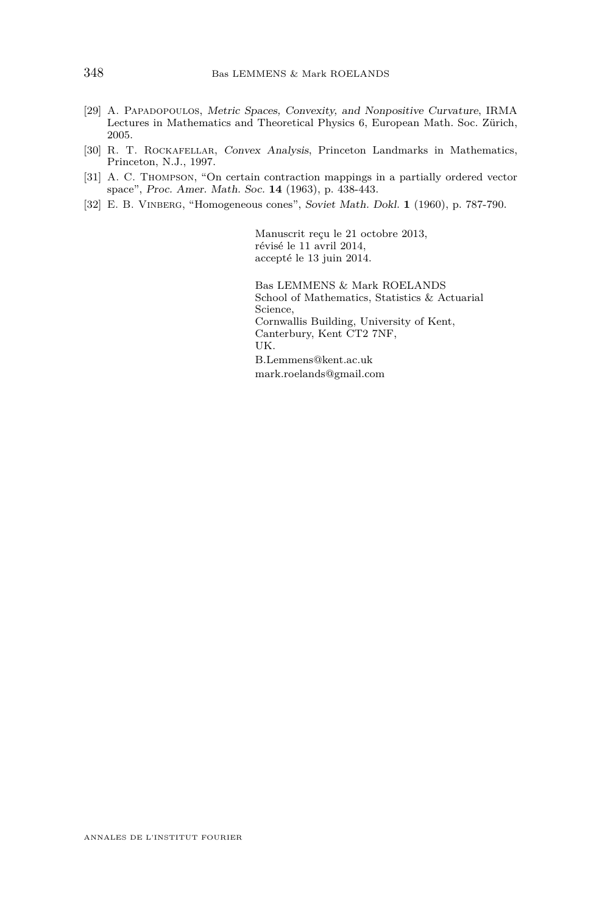[29] A. Papadopoulos, *Metric Spaces, Convexity, and Nonpositive Curvature*, IRMA Lectures in Mathematics and Theoretical Physics 6, European Math. Soc. Zürich, 2005.

[30] R. T. Rockafellar, *Convex Analysis*, Princeton Landmarks in Mathematics, Princeton, N.J., 1997.

[31] A. C. Thompson, "On certain contraction mappings in a partially ordered vector space", *Proc. Amer. Math. Soc.* **14** (1963), p. 438-443.

[32] E. B. Vinberg, "Homogeneous cones", *Soviet Math. Dokl.* **1** (1960), p. 787-790.

Manuscrit reçu le 21 octobre 2013,
révisé le 11 avril 2014,
accepté le 13 juin 2014.

Bas LEMMENS & Mark ROELANDS
School of Mathematics, Statistics & Actuarial Science,
Cornwallis Building, University of Kent,
Canterbury, Kent CT2 7NF,
UK.
B.Lemmens@kent.ac.uk
mark.roelands@gmail.com